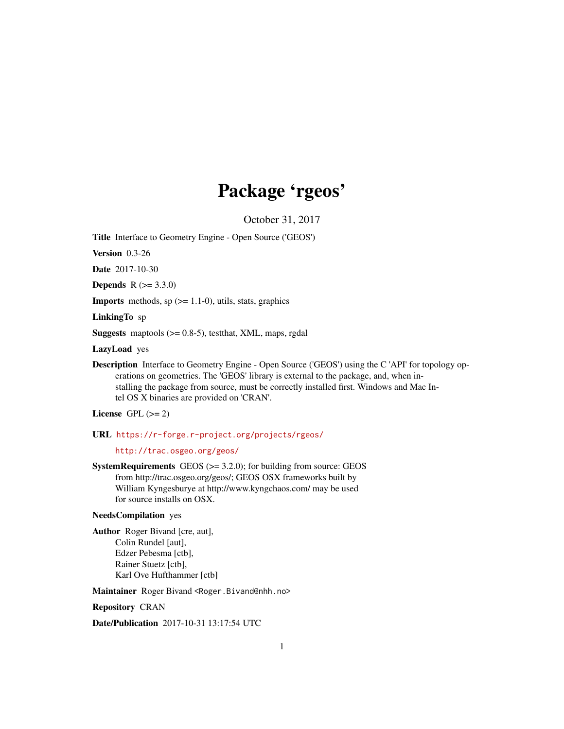# Package 'rgeos'

October 31, 2017

**Title** Interface to Geometry Engine - Open Source ('GEOS')

**Version** 0.3-26

**Date** 2017-10-30

**Depends** R (>= 3.3.0)

**Imports** methods, sp (>= 1.1-0), utils, stats, graphics

**LinkingTo** sp

**Suggests** maptools (>= 0.8-5), testthat, XML, maps, rgdal

**LazyLoad** yes

**Description** Interface to Geometry Engine - Open Source ('GEOS') using the C 'API' for topology operations on geometries. The 'GEOS' library is external to the package, and, when installing the package from source, must be correctly installed first. Windows and Mac Intel OS X binaries are provided on 'CRAN'.

**License** GPL (>= 2)

**URL** https://r-forge.r-project.org/projects/rgeos/

http://trac.osgeo.org/geos/

**SystemRequirements** GEOS (>= 3.2.0); for building from source: GEOS from http://trac.osgeo.org/geos/; GEOS OSX frameworks built by William Kyngesburye at http://www.kyngchaos.com/ may be used for source installs on OSX.

**NeedsCompilation** yes

**Author** Roger Bivand [cre, aut],
Colin Rundel [aut],
Edzer Pebesma [ctb],
Rainer Stuetz [ctb],
Karl Ove Hufthammer [ctb]

**Maintainer** Roger Bivand <Roger.Bivand@nhh.no>

**Repository** CRAN

**Date/Publication** 2017-10-31 13:17:54 UTC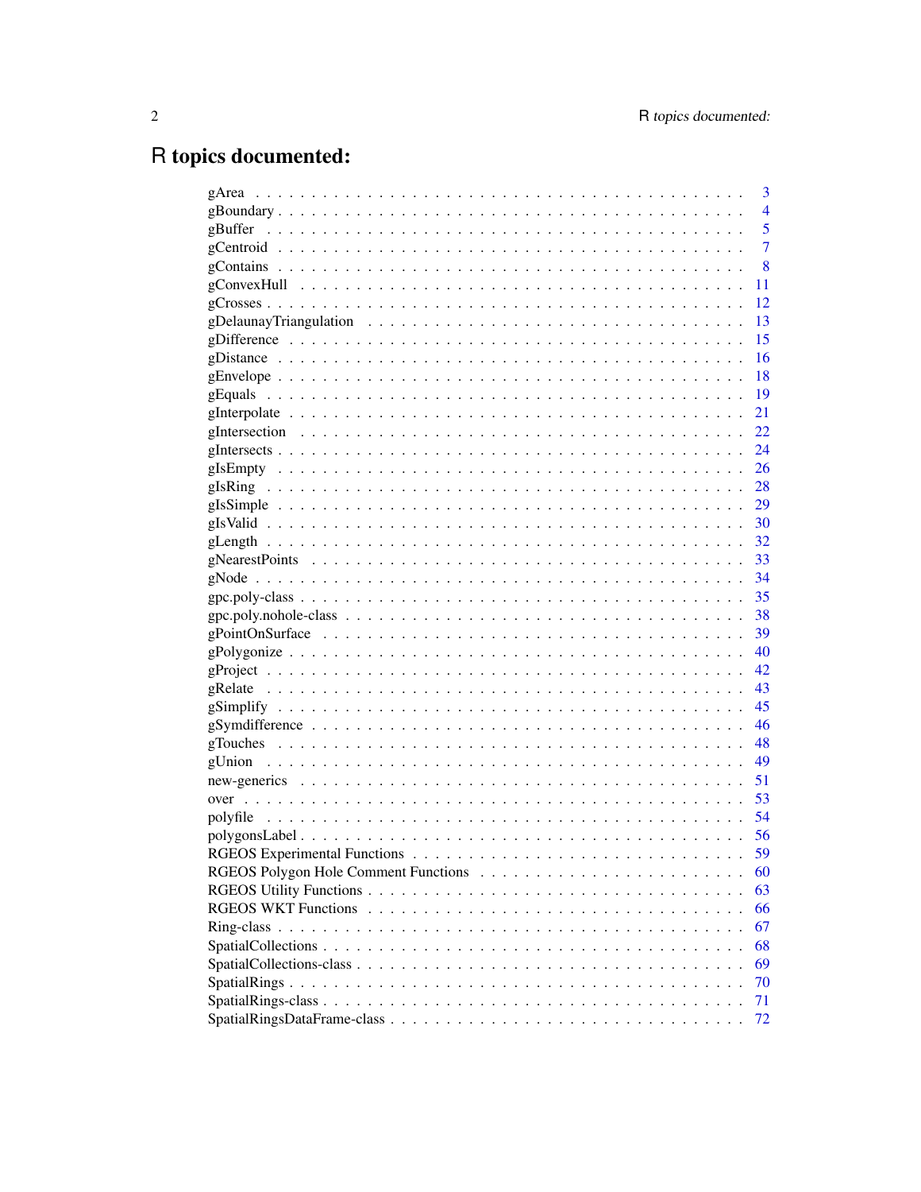# R topics documented:

| | |
|---|---|
| gArea | 3 |
| gBoundary | 4 |
| gBuffer | 5 |
| gCentroid | 7 |
| gContains | 8 |
| gConvexHull | 11 |
| gCrosses | 12 |
| gDelaunayTriangulation | 13 |
| gDifference | 15 |
| gDistance | 16 |
| gEnvelope | 18 |
| gEquals | 19 |
| gInterpolate | 21 |
| gIntersection | 22 |
| gIntersects | 24 |
| gIsEmpty | 26 |
| gIsRing | 28 |
| gIsSimple | 29 |
| gIsValid | 30 |
| gLength | 32 |
| gNearestPoints | 33 |
| gNode | 34 |
| gpc.poly-class | 35 |
| gpc.poly.nohole-class | 38 |
| gPointOnSurface | 39 |
| gPolygonize | 40 |
| gProject | 42 |
| gRelate | 43 |
| gSimplify | 45 |
| gSymdifference | 46 |
| gTouches | 48 |
| gUnion | 49 |
| new-generics | 51 |
| over | 53 |
| polyfile | 54 |
| polygonsLabel | 56 |
| RGEOS Experimental Functions | 59 |
| RGEOS Polygon Hole Comment Functions | 60 |
| RGEOS Utility Functions | 63 |
| RGEOS WKT Functions | 66 |
| Ring-class | 67 |
| SpatialCollections | 68 |
| SpatialCollections-class | 69 |
| SpatialRings | 70 |
| SpatialRings-class | 71 |
| SpatialRingsDataFrame-class | 72 |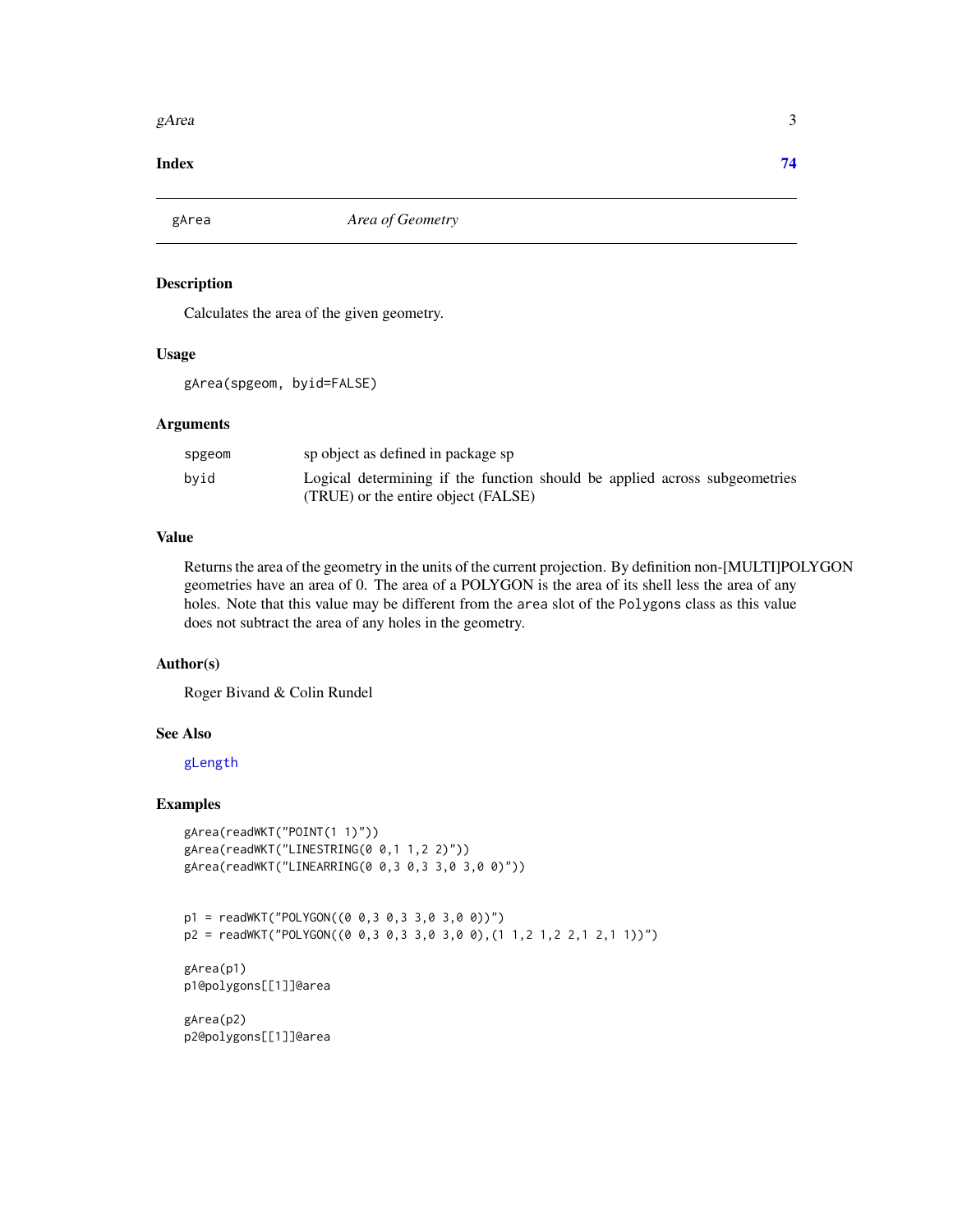**Index** **74**

---

`gArea` *Area of Geometry*

---

### Description

Calculates the area of the given geometry.

### Usage

```
gArea(spgeom, byid=FALSE)
```

### Arguments

| | |
|---|---|
| `spgeom` | sp object as defined in package sp |
| `byid` | Logical determining if the function should be applied across subgeometries (TRUE) or the entire object (FALSE) |

### Value

Returns the area of the geometry in the units of the current projection. By definition non-[MULTI]POLYGON geometries have an area of 0. The area of a POLYGON is the area of its shell less the area of any holes. Note that this value may be different from the `area` slot of the `Polygons` class as this value does not subtract the area of any holes in the geometry.

### Author(s)

Roger Bivand & Colin Rundel

### See Also

`gLength`

### Examples

```
gArea(readWKT("POINT(1 1)"))
gArea(readWKT("LINESTRING(0 0,1 1,2 2)"))
gArea(readWKT("LINEARRING(0 0,3 0,3 3,0 3,0 0)"))


p1 = readWKT("POLYGON((0 0,3 0,3 3,0 3,0 0))")
p2 = readWKT("POLYGON((0 0,3 0,3 3,0 3,0 0),(1 1,2 1,2 2,1 2,1 1))")

gArea(p1)
p1@polygons[[1]]@area

gArea(p2)
p2@polygons[[1]]@area
```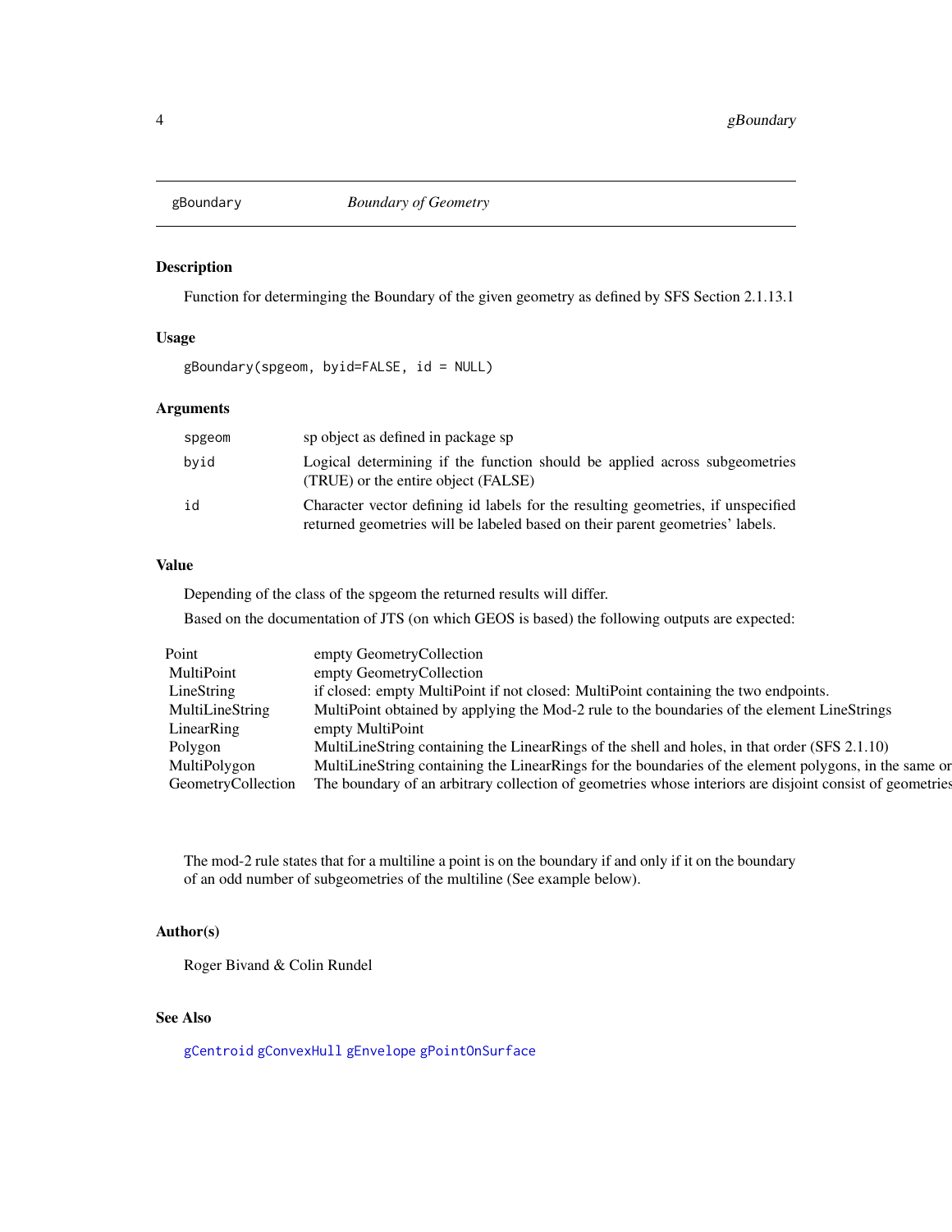## gBoundary — *Boundary of Geometry*

### Description

Function for determinging the Boundary of the given geometry as defined by SFS Section 2.1.13.1

### Usage

```
gBoundary(spgeom, byid=FALSE, id = NULL)
```

### Arguments

| | |
|---|---|
| `spgeom` | sp object as defined in package sp |
| `byid` | Logical determining if the function should be applied across subgeometries (TRUE) or the entire object (FALSE) |
| `id` | Character vector defining id labels for the resulting geometries, if unspecified returned geometries will be labeled based on their parent geometries' labels. |

### Value

Depending of the class of the spgeom the returned results will differ.

Based on the documentation of JTS (on which GEOS is based) the following outputs are expected:

| | |
|---|---|
| Point | empty GeometryCollection |
| MultiPoint | empty GeometryCollection |
| LineString | if closed: empty MultiPoint if not closed: MultiPoint containing the two endpoints. |
| MultiLineString | MultiPoint obtained by applying the Mod-2 rule to the boundaries of the element LineStrings |
| LinearRing | empty MultiPoint |
| Polygon | MultiLineString containing the LinearRings of the shell and holes, in that order (SFS 2.1.10) |
| MultiPolygon | MultiLineString containing the LinearRings for the boundaries of the element polygons, in the same or |
| GeometryCollection | The boundary of an arbitrary collection of geometries whose interiors are disjoint consist of geometries |

The mod-2 rule states that for a multiline a point is on the boundary if and only if it on the boundary of an odd number of subgeometries of the multiline (See example below).

### Author(s)

Roger Bivand & Colin Rundel

### See Also

`gCentroid` `gConvexHull` `gEnvelope` `gPointOnSurface`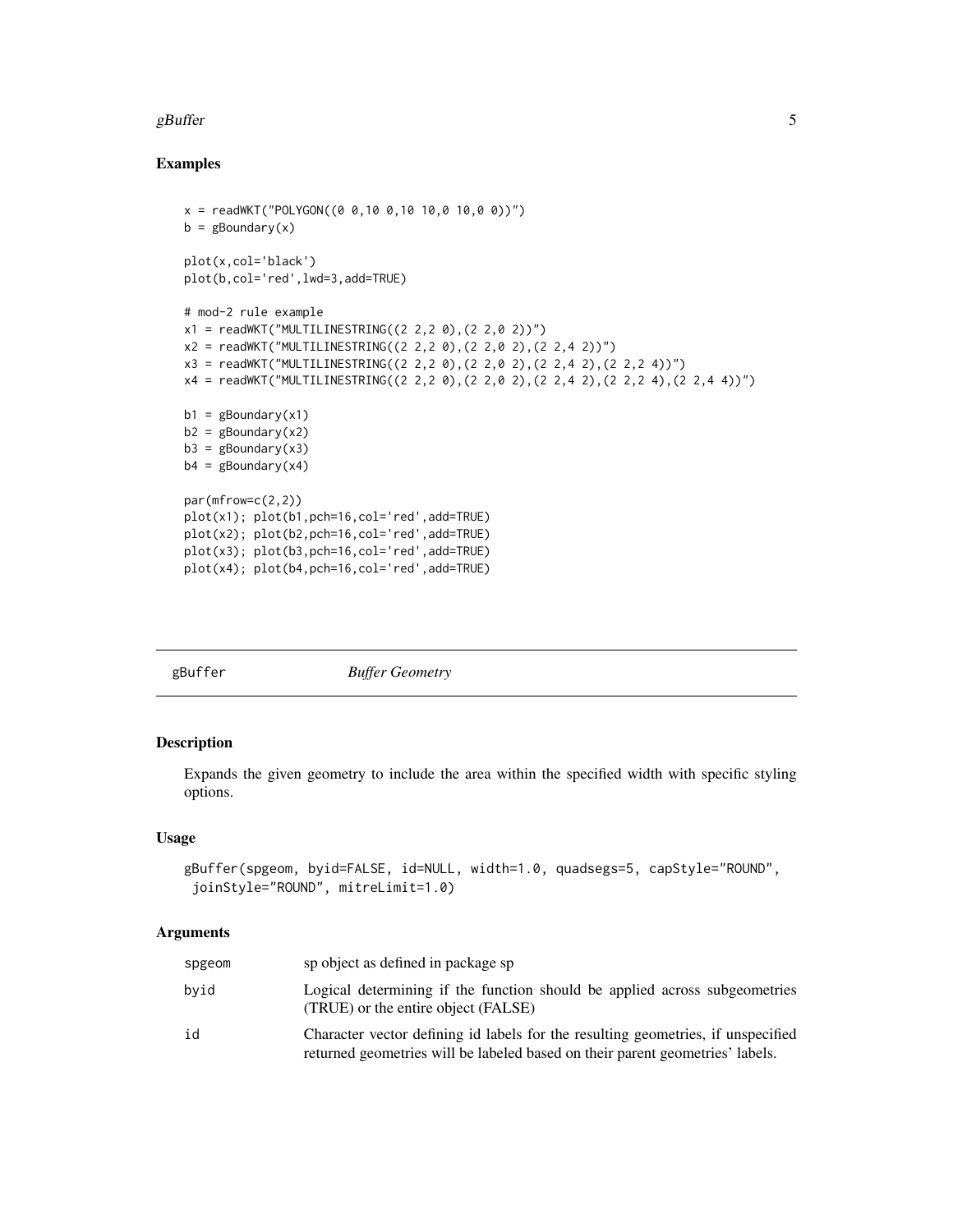## Examples

```
x = readWKT("POLYGON((0 0,10 0,10 10,0 10,0 0))")
b = gBoundary(x)

plot(x,col='black')
plot(b,col='red',lwd=3,add=TRUE)

# mod-2 rule example
x1 = readWKT("MULTILINESTRING((2 2,2 0),(2 2,0 2))")
x2 = readWKT("MULTILINESTRING((2 2,2 0),(2 2,0 2),(2 2,4 2))")
x3 = readWKT("MULTILINESTRING((2 2,2 0),(2 2,0 2),(2 2,4 2),(2 2,2 4))")
x4 = readWKT("MULTILINESTRING((2 2,2 0),(2 2,0 2),(2 2,4 2),(2 2,2 4),(2 2,4 4))")

b1 = gBoundary(x1)
b2 = gBoundary(x2)
b3 = gBoundary(x3)
b4 = gBoundary(x4)

par(mfrow=c(2,2))
plot(x1); plot(b1,pch=16,col='red',add=TRUE)
plot(x2); plot(b2,pch=16,col='red',add=TRUE)
plot(x3); plot(b3,pch=16,col='red',add=TRUE)
plot(x4); plot(b4,pch=16,col='red',add=TRUE)
```

---

# gBuffer — *Buffer Geometry*

---

## Description

Expands the given geometry to include the area within the specified width with specific styling options.

## Usage

```
gBuffer(spgeom, byid=FALSE, id=NULL, width=1.0, quadsegs=5, capStyle="ROUND",
 joinStyle="ROUND", mitreLimit=1.0)
```

## Arguments

| | |
|---|---|
| spgeom | sp object as defined in package sp |
| byid | Logical determining if the function should be applied across subgeometries (TRUE) or the entire object (FALSE) |
| id | Character vector defining id labels for the resulting geometries, if unspecified returned geometries will be labeled based on their parent geometries' labels. |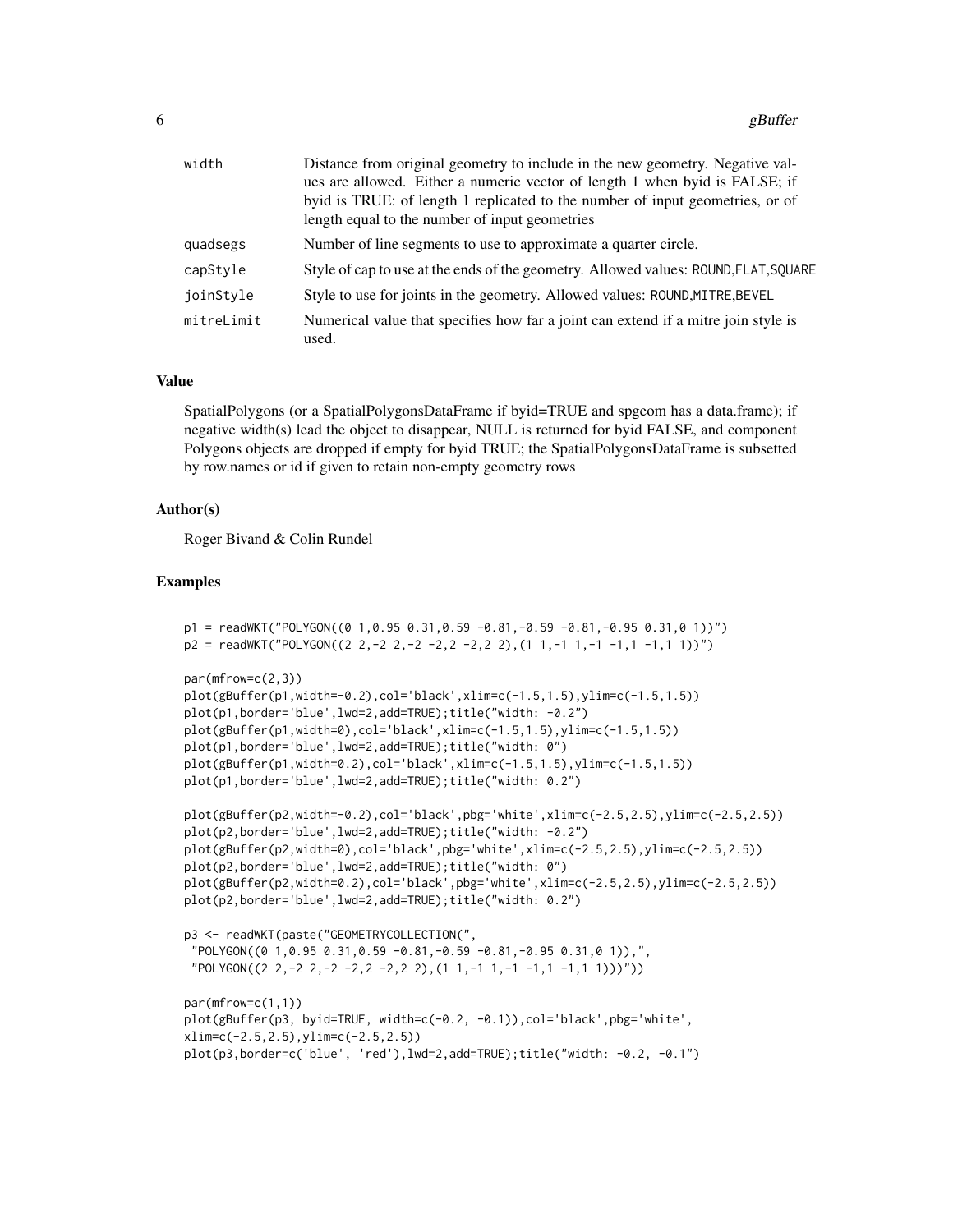| | |
|---|---|
| width | Distance from original geometry to include in the new geometry. Negative values are allowed. Either a numeric vector of length 1 when byid is FALSE; if byid is TRUE: of length 1 replicated to the number of input geometries, or of length equal to the number of input geometries |
| quadsegs | Number of line segments to use to approximate a quarter circle. |
| capStyle | Style of cap to use at the ends of the geometry. Allowed values: ROUND,FLAT,SQUARE |
| joinStyle | Style to use for joints in the geometry. Allowed values: ROUND,MITRE,BEVEL |
| mitreLimit | Numerical value that specifies how far a joint can extend if a mitre join style is used. |

### Value

SpatialPolygons (or a SpatialPolygonsDataFrame if byid=TRUE and spgeom has a data.frame); if negative width(s) lead the object to disappear, NULL is returned for byid FALSE, and component Polygons objects are dropped if empty for byid TRUE; the SpatialPolygonsDataFrame is subsetted by row.names or id if given to retain non-empty geometry rows

### Author(s)

Roger Bivand & Colin Rundel

### Examples

```
p1 = readWKT("POLYGON((0 1,0.95 0.31,0.59 -0.81,-0.59 -0.81,-0.95 0.31,0 1))")
p2 = readWKT("POLYGON((2 2,-2 2,-2 -2,2 -2,2 2),(1 1,-1 1,-1 -1,1 -1,1 1))")

par(mfrow=c(2,3))
plot(gBuffer(p1,width=-0.2),col='black',xlim=c(-1.5,1.5),ylim=c(-1.5,1.5))
plot(p1,border='blue',lwd=2,add=TRUE);title("width: -0.2")
plot(gBuffer(p1,width=0),col='black',xlim=c(-1.5,1.5),ylim=c(-1.5,1.5))
plot(p1,border='blue',lwd=2,add=TRUE);title("width: 0")
plot(gBuffer(p1,width=0.2),col='black',xlim=c(-1.5,1.5),ylim=c(-1.5,1.5))
plot(p1,border='blue',lwd=2,add=TRUE);title("width: 0.2")

plot(gBuffer(p2,width=-0.2),col='black',pbg='white',xlim=c(-2.5,2.5),ylim=c(-2.5,2.5))
plot(p2,border='blue',lwd=2,add=TRUE);title("width: -0.2")
plot(gBuffer(p2,width=0),col='black',pbg='white',xlim=c(-2.5,2.5),ylim=c(-2.5,2.5))
plot(p2,border='blue',lwd=2,add=TRUE);title("width: 0")
plot(gBuffer(p2,width=0.2),col='black',pbg='white',xlim=c(-2.5,2.5),ylim=c(-2.5,2.5))
plot(p2,border='blue',lwd=2,add=TRUE);title("width: 0.2")

p3 <- readWKT(paste("GEOMETRYCOLLECTION(",
 "POLYGON((0 1,0.95 0.31,0.59 -0.81,-0.59 -0.81,-0.95 0.31,0 1)),",
 "POLYGON((2 2,-2 2,-2 -2,2 -2,2 2),(1 1,-1 1,-1 -1,1 -1,1 1)))"))

par(mfrow=c(1,1))
plot(gBuffer(p3, byid=TRUE, width=c(-0.2, -0.1)),col='black',pbg='white',
xlim=c(-2.5,2.5),ylim=c(-2.5,2.5))
plot(p3,border=c('blue', 'red'),lwd=2,add=TRUE);title("width: -0.2, -0.1")
```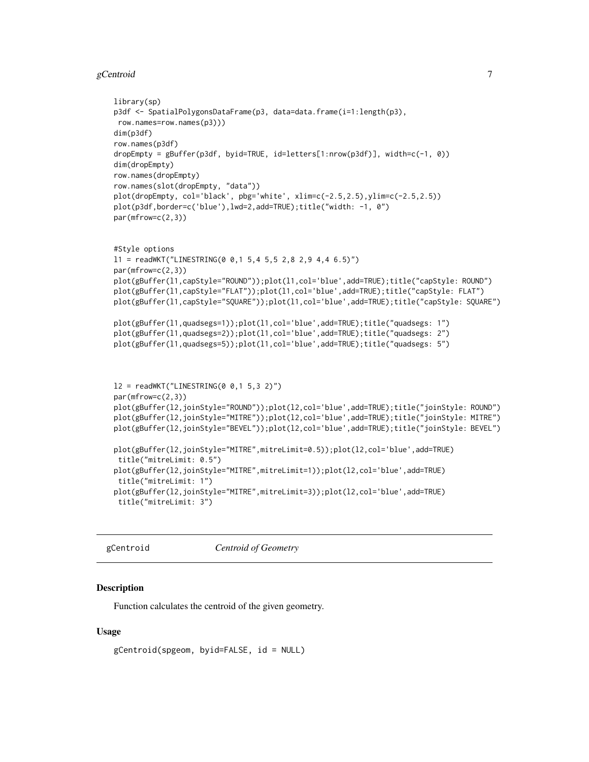```
library(sp)
p3df <- SpatialPolygonsDataFrame(p3, data=data.frame(i=1:length(p3),
 row.names=row.names(p3)))
dim(p3df)
row.names(p3df)
dropEmpty = gBuffer(p3df, byid=TRUE, id=letters[1:nrow(p3df)], width=c(-1, 0))
dim(dropEmpty)
row.names(dropEmpty)
row.names(slot(dropEmpty, "data"))
plot(dropEmpty, col='black', pbg='white', xlim=c(-2.5,2.5),ylim=c(-2.5,2.5))
plot(p3df,border=c('blue'),lwd=2,add=TRUE);title("width: -1, 0")
par(mfrow=c(2,3))


#Style options
l1 = readWKT("LINESTRING(0 0,1 5,4 5,5 2,8 2,9 4,4 6.5)")
par(mfrow=c(2,3))
plot(gBuffer(l1,capStyle="ROUND"));plot(l1,col='blue',add=TRUE);title("capStyle: ROUND")
plot(gBuffer(l1,capStyle="FLAT"));plot(l1,col='blue',add=TRUE);title("capStyle: FLAT")
plot(gBuffer(l1,capStyle="SQUARE"));plot(l1,col='blue',add=TRUE);title("capStyle: SQUARE")

plot(gBuffer(l1,quadsegs=1));plot(l1,col='blue',add=TRUE);title("quadsegs: 1")
plot(gBuffer(l1,quadsegs=2));plot(l1,col='blue',add=TRUE);title("quadsegs: 2")
plot(gBuffer(l1,quadsegs=5));plot(l1,col='blue',add=TRUE);title("quadsegs: 5")



l2 = readWKT("LINESTRING(0 0,1 5,3 2)")
par(mfrow=c(2,3))
plot(gBuffer(l2,joinStyle="ROUND"));plot(l2,col='blue',add=TRUE);title("joinStyle: ROUND")
plot(gBuffer(l2,joinStyle="MITRE"));plot(l2,col='blue',add=TRUE);title("joinStyle: MITRE")
plot(gBuffer(l2,joinStyle="BEVEL"));plot(l2,col='blue',add=TRUE);title("joinStyle: BEVEL")

plot(gBuffer(l2,joinStyle="MITRE",mitreLimit=0.5));plot(l2,col='blue',add=TRUE)
 title("mitreLimit: 0.5")
plot(gBuffer(l2,joinStyle="MITRE",mitreLimit=1));plot(l2,col='blue',add=TRUE)
 title("mitreLimit: 1")
plot(gBuffer(l2,joinStyle="MITRE",mitreLimit=3));plot(l2,col='blue',add=TRUE)
 title("mitreLimit: 3")
```

---

## gCentroid — *Centroid of Geometry*

### Description

Function calculates the centroid of the given geometry.

### Usage

```
gCentroid(spgeom, byid=FALSE, id = NULL)
```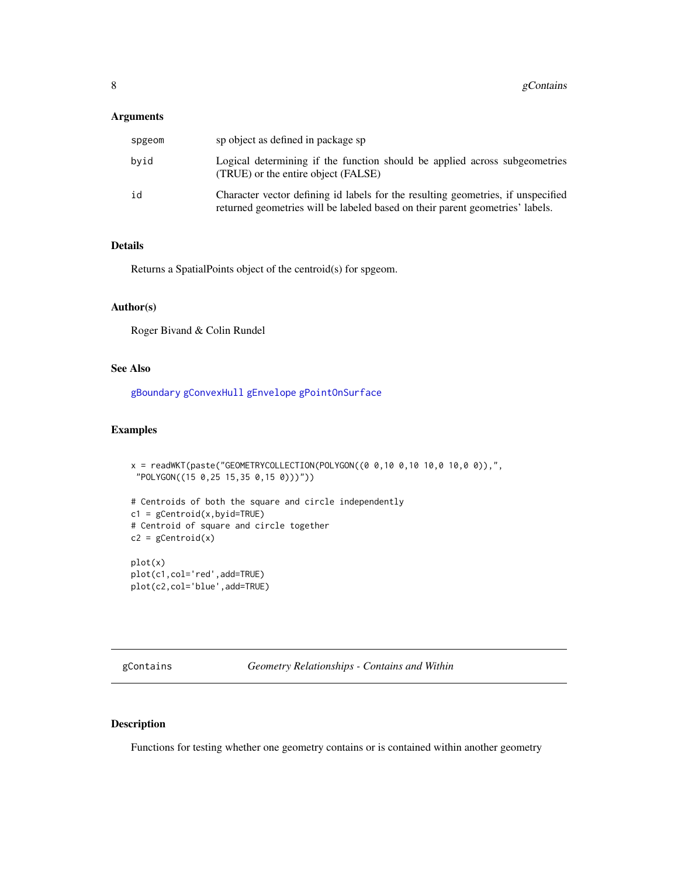### Arguments

| | |
|---|---|
| spgeom | sp object as defined in package sp |
| byid | Logical determining if the function should be applied across subgeometries (TRUE) or the entire object (FALSE) |
| id | Character vector defining id labels for the resulting geometries, if unspecified returned geometries will be labeled based on their parent geometries' labels. |

### Details

Returns a SpatialPoints object of the centroid(s) for spgeom.

### Author(s)

Roger Bivand & Colin Rundel

### See Also

gBoundary gConvexHull gEnvelope gPointOnSurface

### Examples

```
x = readWKT(paste("GEOMETRYCOLLECTION(POLYGON((0 0,10 0,10 10,0 10,0 0)),",
 "POLYGON((15 0,25 15,35 0,15 0)))"))

# Centroids of both the square and circle independently
c1 = gCentroid(x,byid=TRUE)
# Centroid of square and circle together
c2 = gCentroid(x)

plot(x)
plot(c1,col='red',add=TRUE)
plot(c2,col='blue',add=TRUE)
```

---

## gContains — *Geometry Relationships - Contains and Within*

### Description

Functions for testing whether one geometry contains or is contained within another geometry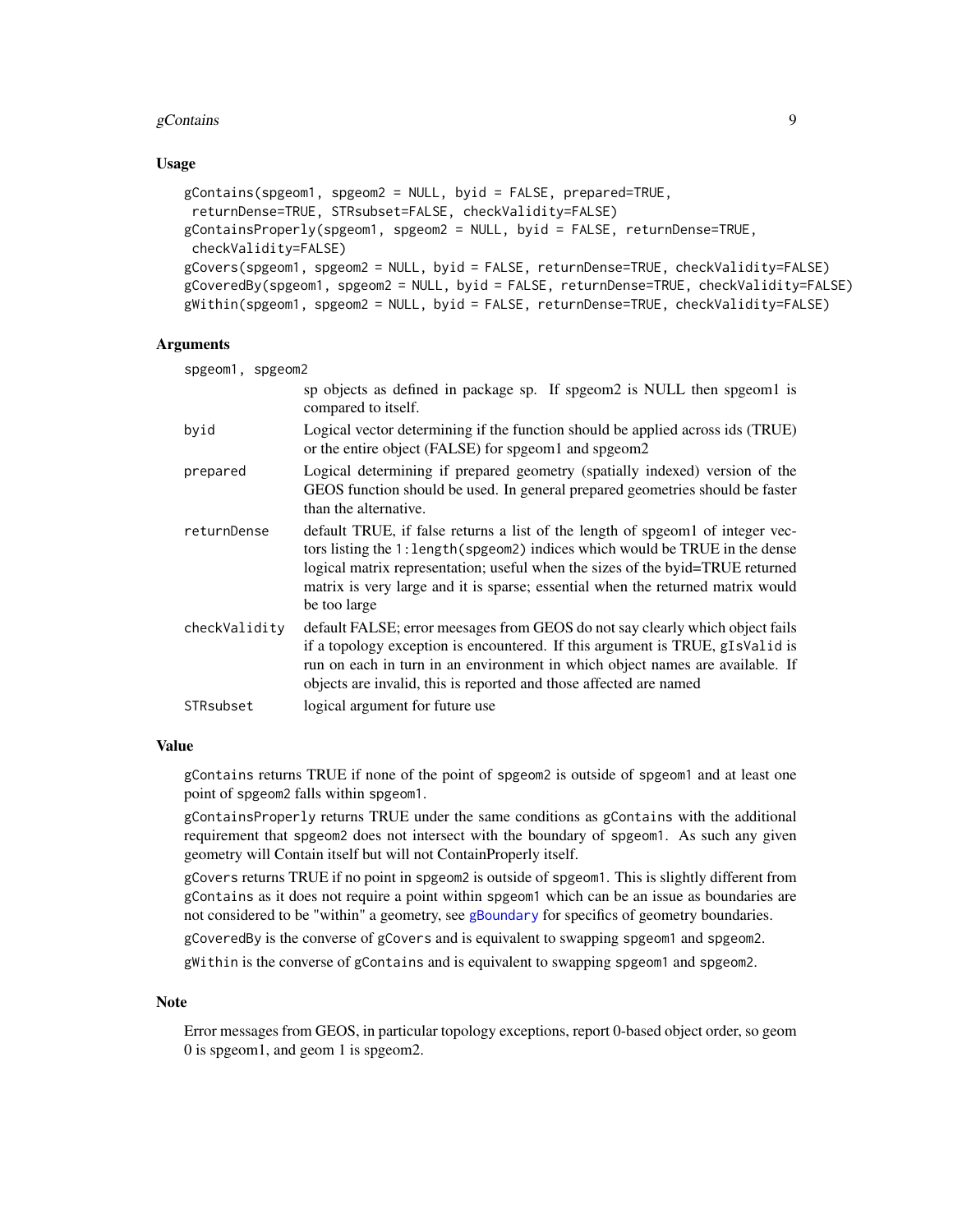### Usage

```
gContains(spgeom1, spgeom2 = NULL, byid = FALSE, prepared=TRUE,
 returnDense=TRUE, STRsubset=FALSE, checkValidity=FALSE)
gContainsProperly(spgeom1, spgeom2 = NULL, byid = FALSE, returnDense=TRUE,
 checkValidity=FALSE)
gCovers(spgeom1, spgeom2 = NULL, byid = FALSE, returnDense=TRUE, checkValidity=FALSE)
gCoveredBy(spgeom1, spgeom2 = NULL, byid = FALSE, returnDense=TRUE, checkValidity=FALSE)
gWithin(spgeom1, spgeom2 = NULL, byid = FALSE, returnDense=TRUE, checkValidity=FALSE)
```

### Arguments

`spgeom1, spgeom2`
: sp objects as defined in package sp. If spgeom2 is NULL then spgeom1 is compared to itself.

`byid`
: Logical vector determining if the function should be applied across ids (TRUE) or the entire object (FALSE) for spgeom1 and spgeom2

`prepared`
: Logical determining if prepared geometry (spatially indexed) version of the GEOS function should be used. In general prepared geometries should be faster than the alternative.

`returnDense`
: default TRUE, if false returns a list of the length of spgeom1 of integer vectors listing the `1:length(spgeom2)` indices which would be TRUE in the dense logical matrix representation; useful when the sizes of the byid=TRUE returned matrix is very large and it is sparse; essential when the returned matrix would be too large

`checkValidity`
: default FALSE; error meesages from GEOS do not say clearly which object fails if a topology exception is encountered. If this argument is TRUE, `gIsValid` is run on each in turn in an environment in which object names are available. If objects are invalid, this is reported and those affected are named

`STRsubset`
: logical argument for future use

### Value

`gContains` returns TRUE if none of the point of `spgeom2` is outside of `spgeom1` and at least one point of `spgeom2` falls within `spgeom1`.

`gContainsProperly` returns TRUE under the same conditions as `gContains` with the additional requirement that `spgeom2` does not intersect with the boundary of `spgeom1`. As such any given geometry will Contain itself but will not ContainProperly itself.

`gCovers` returns TRUE if no point in `spgeom2` is outside of `spgeom1`. This is slightly different from `gContains` as it does not require a point within `spgeom1` which can be an issue as boundaries are not considered to be "within" a geometry, see `gBoundary` for specifics of geometry boundaries.

`gCoveredBy` is the converse of `gCovers` and is equivalent to swapping `spgeom1` and `spgeom2`.

`gWithin` is the converse of `gContains` and is equivalent to swapping `spgeom1` and `spgeom2`.

### Note

Error messages from GEOS, in particular topology exceptions, report 0-based object order, so geom 0 is spgeom1, and geom 1 is spgeom2.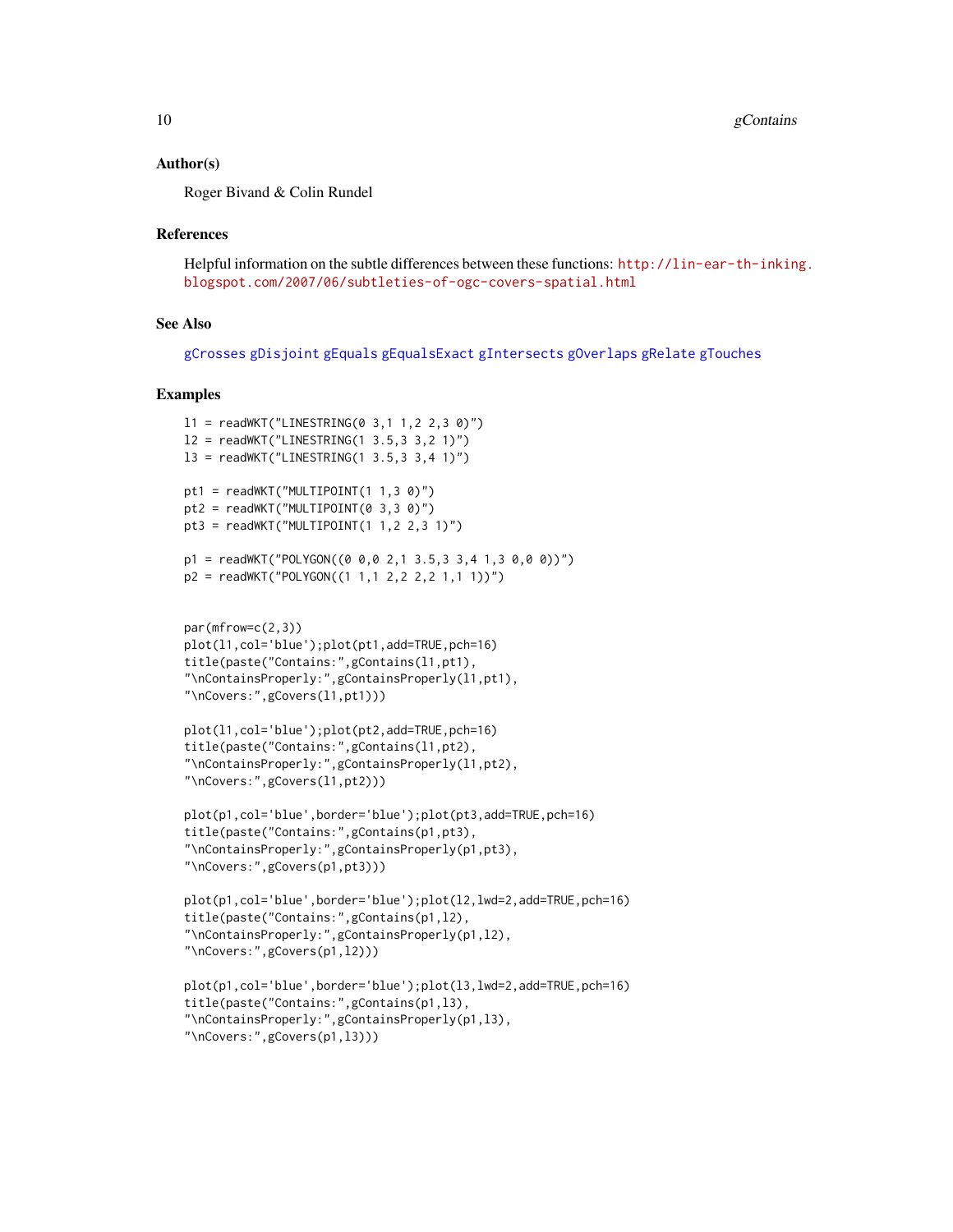## Author(s)

Roger Bivand & Colin Rundel

## References

Helpful information on the subtle differences between these functions: http://lin-ear-th-inking.blogspot.com/2007/06/subtleties-of-ogc-covers-spatial.html

## See Also

gCrosses gDisjoint gEquals gEqualsExact gIntersects gOverlaps gRelate gTouches

## Examples

```
l1 = readWKT("LINESTRING(0 3,1 1,2 2,3 0)")
l2 = readWKT("LINESTRING(1 3.5,3 3,2 1)")
l3 = readWKT("LINESTRING(1 3.5,3 3,4 1)")

pt1 = readWKT("MULTIPOINT(1 1,3 0)")
pt2 = readWKT("MULTIPOINT(0 3,3 0)")
pt3 = readWKT("MULTIPOINT(1 1,2 2,3 1)")

p1 = readWKT("POLYGON((0 0,0 2,1 3.5,3 3,4 1,3 0,0 0))")
p2 = readWKT("POLYGON((1 1,1 2,2 2,2 1,1 1))")


par(mfrow=c(2,3))
plot(l1,col='blue');plot(pt1,add=TRUE,pch=16)
title(paste("Contains:",gContains(l1,pt1),
"\nContainsProperly:",gContainsProperly(l1,pt1),
"\nCovers:",gCovers(l1,pt1)))

plot(l1,col='blue');plot(pt2,add=TRUE,pch=16)
title(paste("Contains:",gContains(l1,pt2),
"\nContainsProperly:",gContainsProperly(l1,pt2),
"\nCovers:",gCovers(l1,pt2)))

plot(p1,col='blue',border='blue');plot(pt3,add=TRUE,pch=16)
title(paste("Contains:",gContains(p1,pt3),
"\nContainsProperly:",gContainsProperly(p1,pt3),
"\nCovers:",gCovers(p1,pt3)))

plot(p1,col='blue',border='blue');plot(l2,lwd=2,add=TRUE,pch=16)
title(paste("Contains:",gContains(p1,l2),
"\nContainsProperly:",gContainsProperly(p1,l2),
"\nCovers:",gCovers(p1,l2)))

plot(p1,col='blue',border='blue');plot(l3,lwd=2,add=TRUE,pch=16)
title(paste("Contains:",gContains(p1,l3),
"\nContainsProperly:",gContainsProperly(p1,l3),
"\nCovers:",gCovers(p1,l3)))
```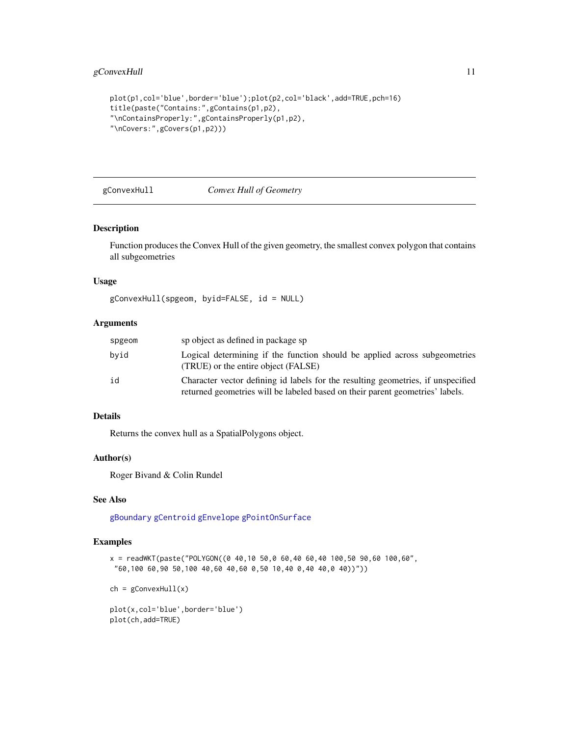```
plot(p1,col='blue',border='blue');plot(p2,col='black',add=TRUE,pch=16)
title(paste("Contains:",gContains(p1,p2),
"\nContainsProperly:",gContainsProperly(p1,p2),
"\nCovers:",gCovers(p1,p2)))
```

## gConvexHull — *Convex Hull of Geometry*

### Description

Function produces the Convex Hull of the given geometry, the smallest convex polygon that contains all subgeometries

### Usage

```
gConvexHull(spgeom, byid=FALSE, id = NULL)
```

### Arguments

| | |
|---|---|
| `spgeom` | sp object as defined in package sp |
| `byid` | Logical determining if the function should be applied across subgeometries (TRUE) or the entire object (FALSE) |
| `id` | Character vector defining id labels for the resulting geometries, if unspecified returned geometries will be labeled based on their parent geometries' labels. |

### Details

Returns the convex hull as a SpatialPolygons object.

### Author(s)

Roger Bivand & Colin Rundel

### See Also

`gBoundary` `gCentroid` `gEnvelope` `gPointOnSurface`

### Examples

```
x = readWKT(paste("POLYGON((0 40,10 50,0 60,40 60,40 100,50 90,60 100,60",
 "60,100 60,90 50,100 40,60 40,60 0,50 10,40 0,40 40,0 40))"))

ch = gConvexHull(x)

plot(x,col='blue',border='blue')
plot(ch,add=TRUE)
```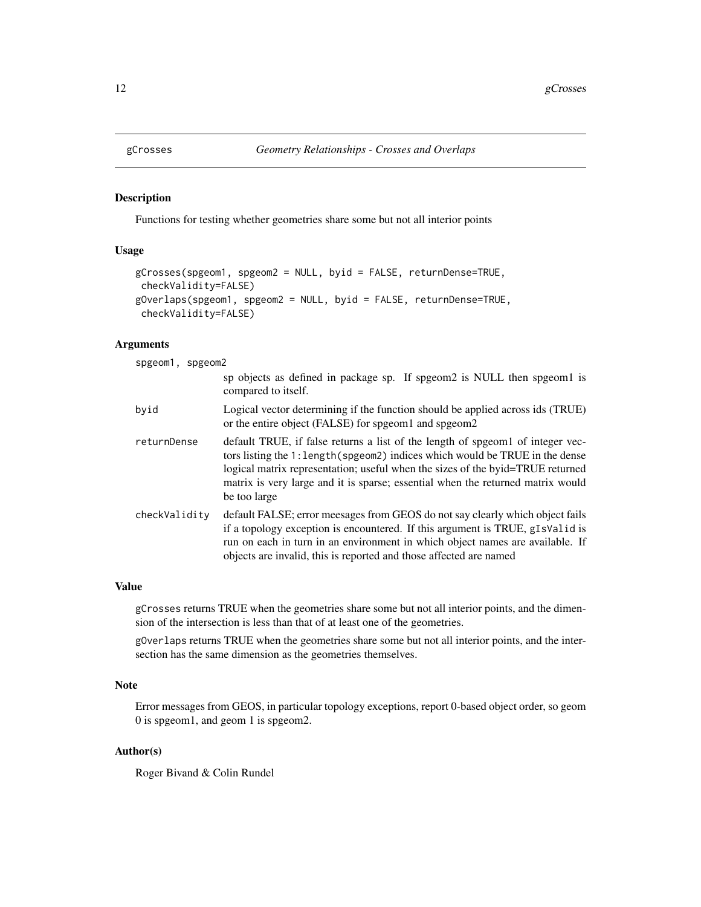gCrosses *Geometry Relationships - Crosses and Overlaps*

## Description

Functions for testing whether geometries share some but not all interior points

## Usage

```
gCrosses(spgeom1, spgeom2 = NULL, byid = FALSE, returnDense=TRUE,
 checkValidity=FALSE)
gOverlaps(spgeom1, spgeom2 = NULL, byid = FALSE, returnDense=TRUE,
 checkValidity=FALSE)
```

## Arguments

| | |
|---|---|
| spgeom1, spgeom2 | sp objects as defined in package sp. If spgeom2 is NULL then spgeom1 is compared to itself. |
| byid | Logical vector determining if the function should be applied across ids (TRUE) or the entire object (FALSE) for spgeom1 and spgeom2 |
| returnDense | default TRUE, if false returns a list of the length of spgeom1 of integer vectors listing the `1:length(spgeom2)` indices which would be TRUE in the dense logical matrix representation; useful when the sizes of the byid=TRUE returned matrix is very large and it is sparse; essential when the returned matrix would be too large |
| checkValidity | default FALSE; error meesages from GEOS do not say clearly which object fails if a topology exception is encountered. If this argument is TRUE, `gIsValid` is run on each in turn in an environment in which object names are available. If objects are invalid, this is reported and those affected are named |

## Value

`gCrosses` returns TRUE when the geometries share some but not all interior points, and the dimension of the intersection is less than that of at least one of the geometries.

`gOverlaps` returns TRUE when the geometries share some but not all interior points, and the intersection has the same dimension as the geometries themselves.

## Note

Error messages from GEOS, in particular topology exceptions, report 0-based object order, so geom 0 is spgeom1, and geom 1 is spgeom2.

## Author(s)

Roger Bivand & Colin Rundel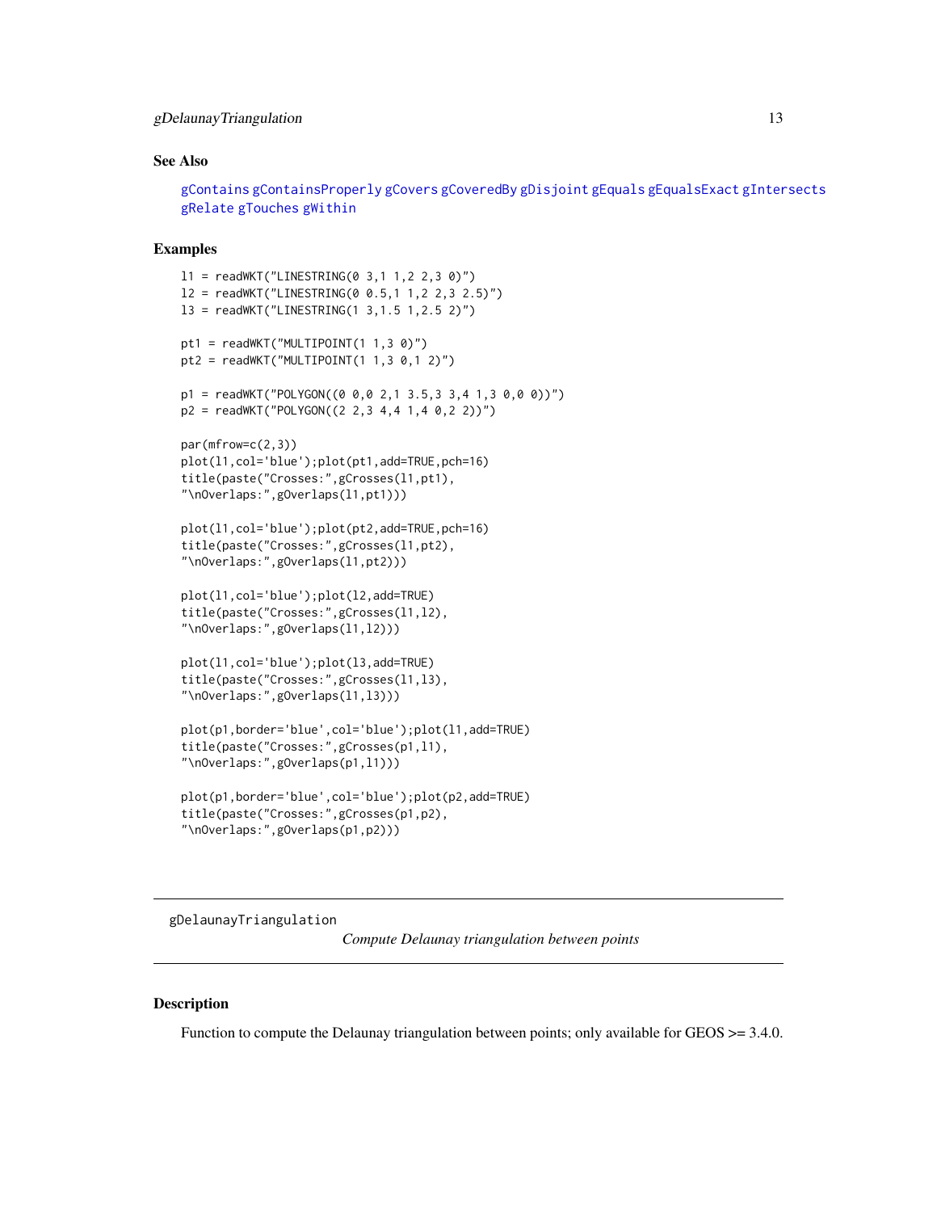## See Also

gContains gContainsProperly gCovers gCoveredBy gDisjoint gEquals gEqualsExact gIntersects gRelate gTouches gWithin

## Examples

```
l1 = readWKT("LINESTRING(0 3,1 1,2 2,3 0)")
l2 = readWKT("LINESTRING(0 0.5,1 1,2 2,3 2.5)")
l3 = readWKT("LINESTRING(1 3,1.5 1,2.5 2)")

pt1 = readWKT("MULTIPOINT(1 1,3 0)")
pt2 = readWKT("MULTIPOINT(1 1,3 0,1 2)")

p1 = readWKT("POLYGON((0 0,0 2,1 3.5,3 3,4 1,3 0,0 0))")
p2 = readWKT("POLYGON((2 2,3 4,4 1,4 0,2 2))")

par(mfrow=c(2,3))
plot(l1,col='blue');plot(pt1,add=TRUE,pch=16)
title(paste("Crosses:",gCrosses(l1,pt1),
"\nOverlaps:",gOverlaps(l1,pt1)))

plot(l1,col='blue');plot(pt2,add=TRUE,pch=16)
title(paste("Crosses:",gCrosses(l1,pt2),
"\nOverlaps:",gOverlaps(l1,pt2)))

plot(l1,col='blue');plot(l2,add=TRUE)
title(paste("Crosses:",gCrosses(l1,l2),
"\nOverlaps:",gOverlaps(l1,l2)))

plot(l1,col='blue');plot(l3,add=TRUE)
title(paste("Crosses:",gCrosses(l1,l3),
"\nOverlaps:",gOverlaps(l1,l3)))

plot(p1,border='blue',col='blue');plot(l1,add=TRUE)
title(paste("Crosses:",gCrosses(p1,l1),
"\nOverlaps:",gOverlaps(p1,l1)))

plot(p1,border='blue',col='blue');plot(p2,add=TRUE)
title(paste("Crosses:",gCrosses(p1,p2),
"\nOverlaps:",gOverlaps(p1,p2)))
```

---

# gDelaunayTriangulation    *Compute Delaunay triangulation between points*

---

## Description

Function to compute the Delaunay triangulation between points; only available for GEOS >= 3.4.0.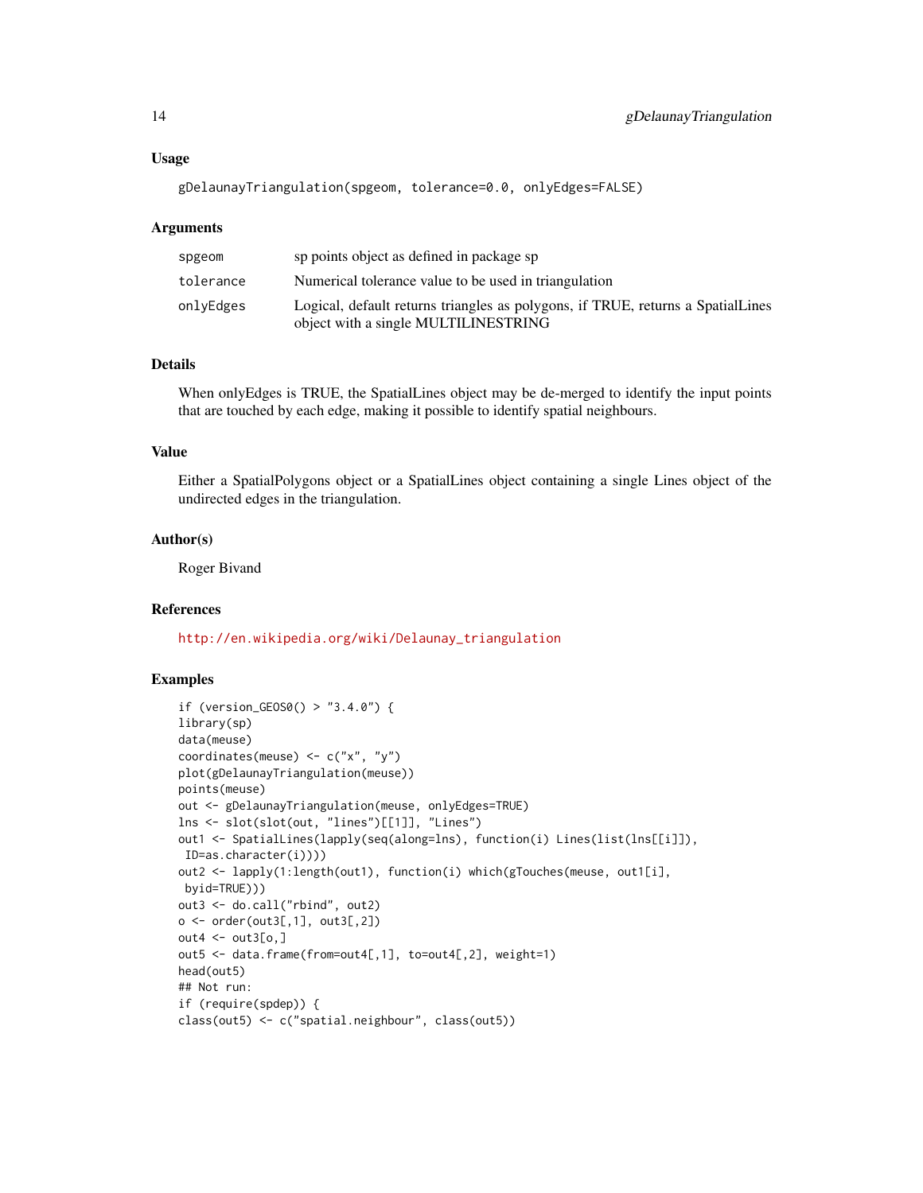### Usage

```
gDelaunayTriangulation(spgeom, tolerance=0.0, onlyEdges=FALSE)
```

### Arguments

| | |
|---|---|
| spgeom | sp points object as defined in package sp |
| tolerance | Numerical tolerance value to be used in triangulation |
| onlyEdges | Logical, default returns triangles as polygons, if TRUE, returns a SpatialLines object with a single MULTILINESTRING |

### Details

When onlyEdges is TRUE, the SpatialLines object may be de-merged to identify the input points that are touched by each edge, making it possible to identify spatial neighbours.

### Value

Either a SpatialPolygons object or a SpatialLines object containing a single Lines object of the undirected edges in the triangulation.

### Author(s)

Roger Bivand

### References

http://en.wikipedia.org/wiki/Delaunay_triangulation

### Examples

```
if (version_GEOS0() > "3.4.0") {
library(sp)
data(meuse)
coordinates(meuse) <- c("x", "y")
plot(gDelaunayTriangulation(meuse))
points(meuse)
out <- gDelaunayTriangulation(meuse, onlyEdges=TRUE)
lns <- slot(slot(out, "lines")[[1]], "Lines")
out1 <- SpatialLines(lapply(seq(along=lns), function(i) Lines(list(lns[[i]]),
 ID=as.character(i))))
out2 <- lapply(1:length(out1), function(i) which(gTouches(meuse, out1[i],
 byid=TRUE)))
out3 <- do.call("rbind", out2)
o <- order(out3[,1], out3[,2])
out4 <- out3[o,]
out5 <- data.frame(from=out4[,1], to=out4[,2], weight=1)
head(out5)
## Not run:
if (require(spdep)) {
class(out5) <- c("spatial.neighbour", class(out5))
```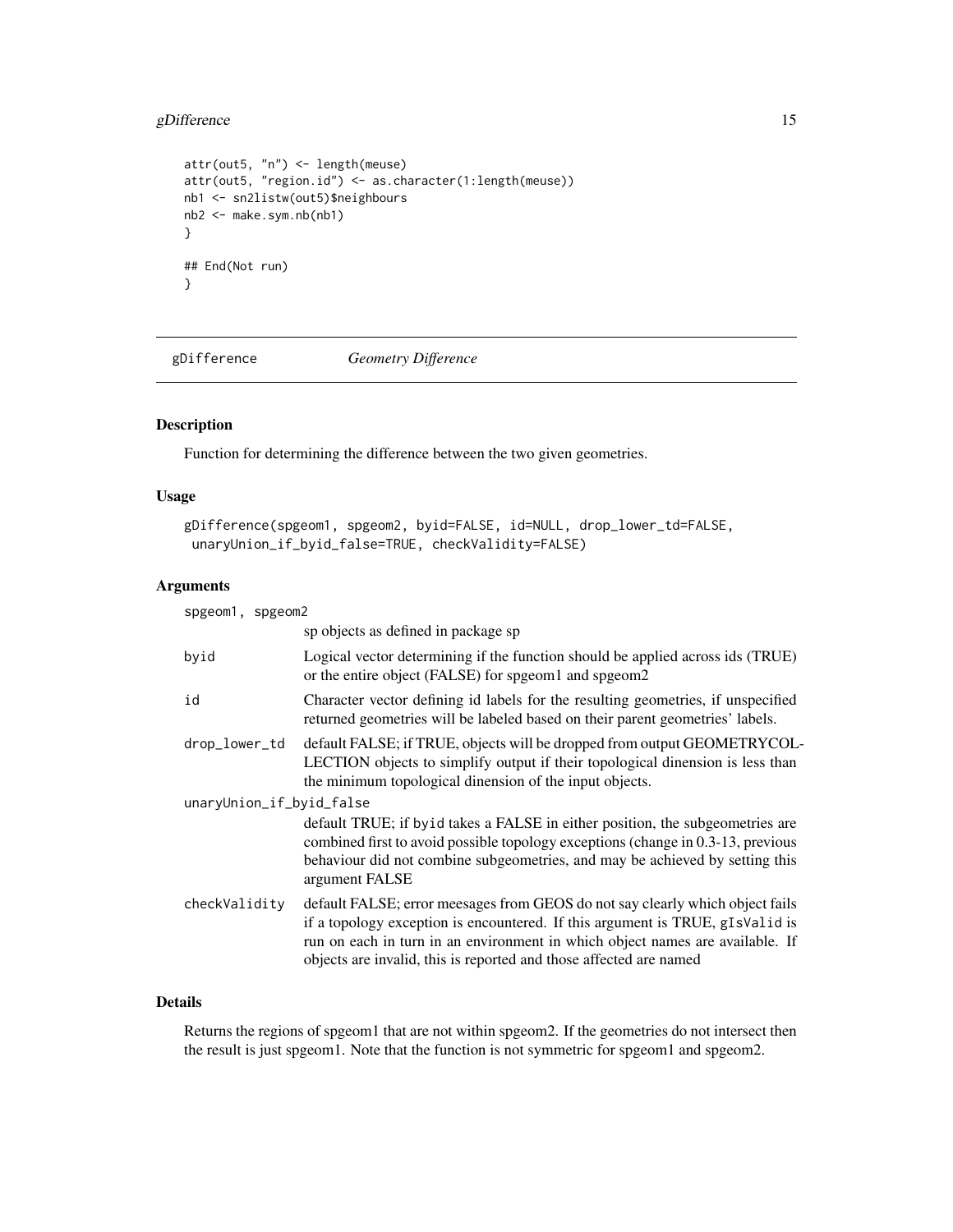```
attr(out5, "n") <- length(meuse)
attr(out5, "region.id") <- as.character(1:length(meuse))
nb1 <- sn2listw(out5)$neighbours
nb2 <- make.sym.nb(nb1)
}

## End(Not run)
}
```

---

## gDifference *Geometry Difference*

---

### Description

Function for determining the difference between the two given geometries.

### Usage

```
gDifference(spgeom1, spgeom2, byid=FALSE, id=NULL, drop_lower_td=FALSE,
 unaryUnion_if_byid_false=TRUE, checkValidity=FALSE)
```

### Arguments

| | |
|---|---|
| spgeom1, spgeom2 | sp objects as defined in package sp |
| byid | Logical vector determining if the function should be applied across ids (TRUE) or the entire object (FALSE) for spgeom1 and spgeom2 |
| id | Character vector defining id labels for the resulting geometries, if unspecified returned geometries will be labeled based on their parent geometries' labels. |
| drop_lower_td | default FALSE; if TRUE, objects will be dropped from output GEOMETRYCOLLECTION objects to simplify output if their topological dinension is less than the minimum topological dinension of the input objects. |
| unaryUnion_if_byid_false | default TRUE; if byid takes a FALSE in either position, the subgeometries are combined first to avoid possible topology exceptions (change in 0.3-13, previous behaviour did not combine subgeometries, and may be achieved by setting this argument FALSE |
| checkValidity | default FALSE; error meesages from GEOS do not say clearly which object fails if a topology exception is encountered. If this argument is TRUE, gIsValid is run on each in turn in an environment in which object names are available. If objects are invalid, this is reported and those affected are named |

### Details

Returns the regions of spgeom1 that are not within spgeom2. If the geometries do not intersect then the result is just spgeom1. Note that the function is not symmetric for spgeom1 and spgeom2.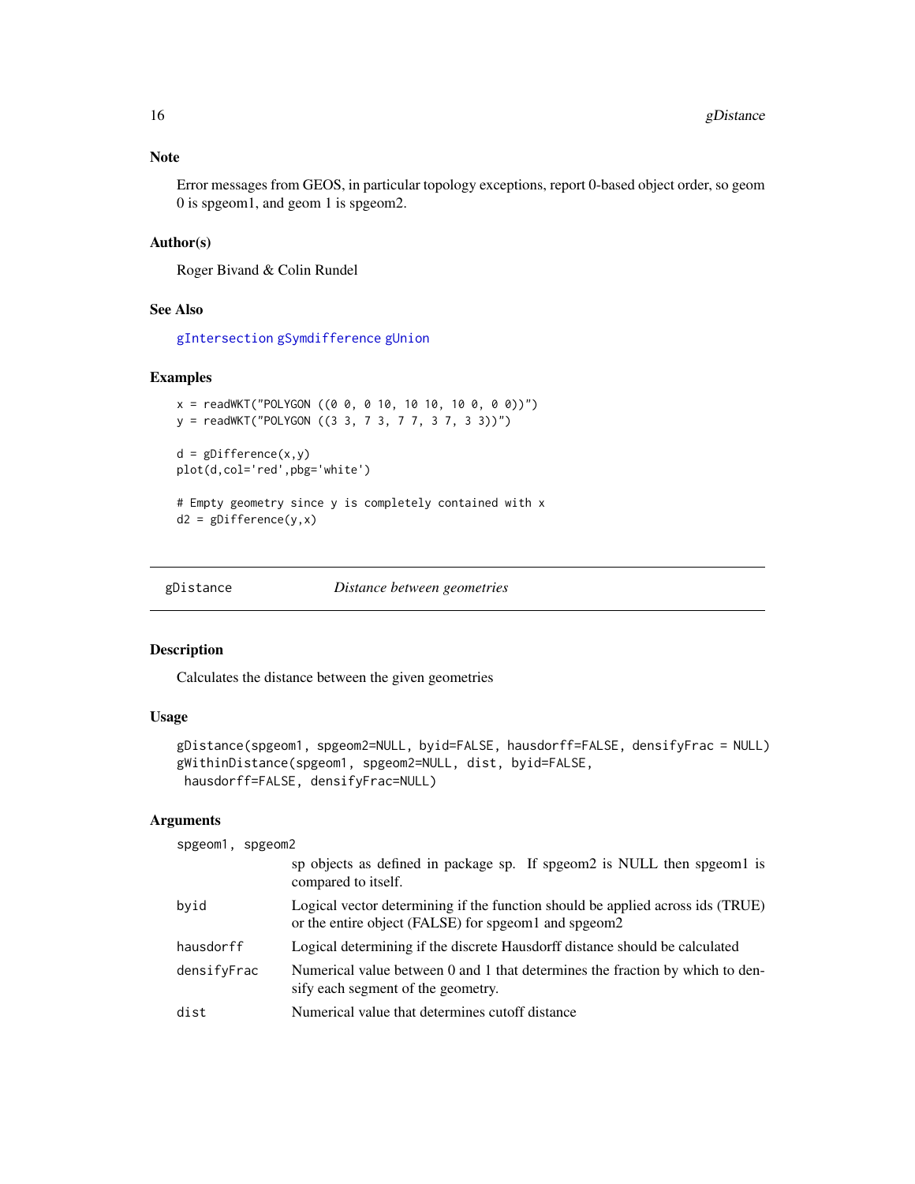### Note

Error messages from GEOS, in particular topology exceptions, report 0-based object order, so geom 0 is spgeom1, and geom 1 is spgeom2.

### Author(s)

Roger Bivand & Colin Rundel

### See Also

gIntersection gSymdifference gUnion

### Examples

```
x = readWKT("POLYGON ((0 0, 0 10, 10 10, 10 0, 0 0))")
y = readWKT("POLYGON ((3 3, 7 3, 7 7, 3 7, 3 3))")

d = gDifference(x,y)
plot(d,col='red',pbg='white')

# Empty geometry since y is completely contained with x
d2 = gDifference(y,x)
```

---

## gDistance — *Distance between geometries*

### Description

Calculates the distance between the given geometries

### Usage

```
gDistance(spgeom1, spgeom2=NULL, byid=FALSE, hausdorff=FALSE, densifyFrac = NULL)
gWithinDistance(spgeom1, spgeom2=NULL, dist, byid=FALSE,
 hausdorff=FALSE, densifyFrac=NULL)
```

### Arguments

| | |
|---|---|
| `spgeom1, spgeom2` | sp objects as defined in package sp. If spgeom2 is NULL then spgeom1 is compared to itself. |
| `byid` | Logical vector determining if the function should be applied across ids (TRUE) or the entire object (FALSE) for spgeom1 and spgeom2 |
| `hausdorff` | Logical determining if the discrete Hausdorff distance should be calculated |
| `densifyFrac` | Numerical value between 0 and 1 that determines the fraction by which to densify each segment of the geometry. |
| `dist` | Numerical value that determines cutoff distance |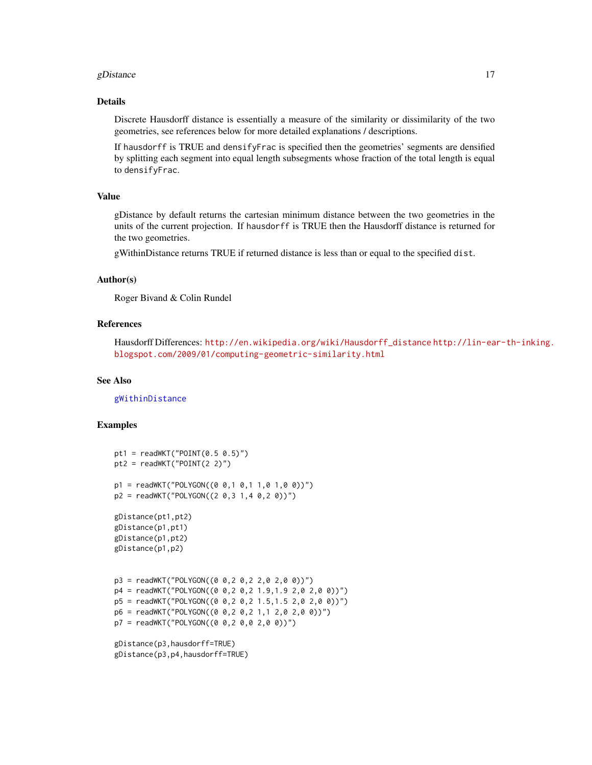## Details

Discrete Hausdorff distance is essentially a measure of the similarity or dissimilarity of the two geometries, see references below for more detailed explanations / descriptions.

If hausdorff is TRUE and densifyFrac is specified then the geometries' segments are densified by splitting each segment into equal length subsegments whose fraction of the total length is equal to densifyFrac.

## Value

gDistance by default returns the cartesian minimum distance between the two geometries in the units of the current projection. If hausdorff is TRUE then the Hausdorff distance is returned for the two geometries.

gWithinDistance returns TRUE if returned distance is less than or equal to the specified dist.

## Author(s)

Roger Bivand & Colin Rundel

## References

Hausdorff Differences: http://en.wikipedia.org/wiki/Hausdorff_distance http://lin-ear-th-inking.blogspot.com/2009/01/computing-geometric-similarity.html

## See Also

gWithinDistance

## Examples

```
pt1 = readWKT("POINT(0.5 0.5)")
pt2 = readWKT("POINT(2 2)")

p1 = readWKT("POLYGON((0 0,1 0,1 1,0 1,0 0))")
p2 = readWKT("POLYGON((2 0,3 1,4 0,2 0))")

gDistance(pt1,pt2)
gDistance(p1,pt1)
gDistance(p1,pt2)
gDistance(p1,p2)


p3 = readWKT("POLYGON((0 0,2 0,2 2,0 2,0 0))")
p4 = readWKT("POLYGON((0 0,2 0,2 1.9,1.9 2,0 2,0 0))")
p5 = readWKT("POLYGON((0 0,2 0,2 1.5,1.5 2,0 2,0 0))")
p6 = readWKT("POLYGON((0 0,2 0,2 1,1 2,0 2,0 0))")
p7 = readWKT("POLYGON((0 0,2 0,0 2,0 0))")

gDistance(p3,hausdorff=TRUE)
gDistance(p3,p4,hausdorff=TRUE)
```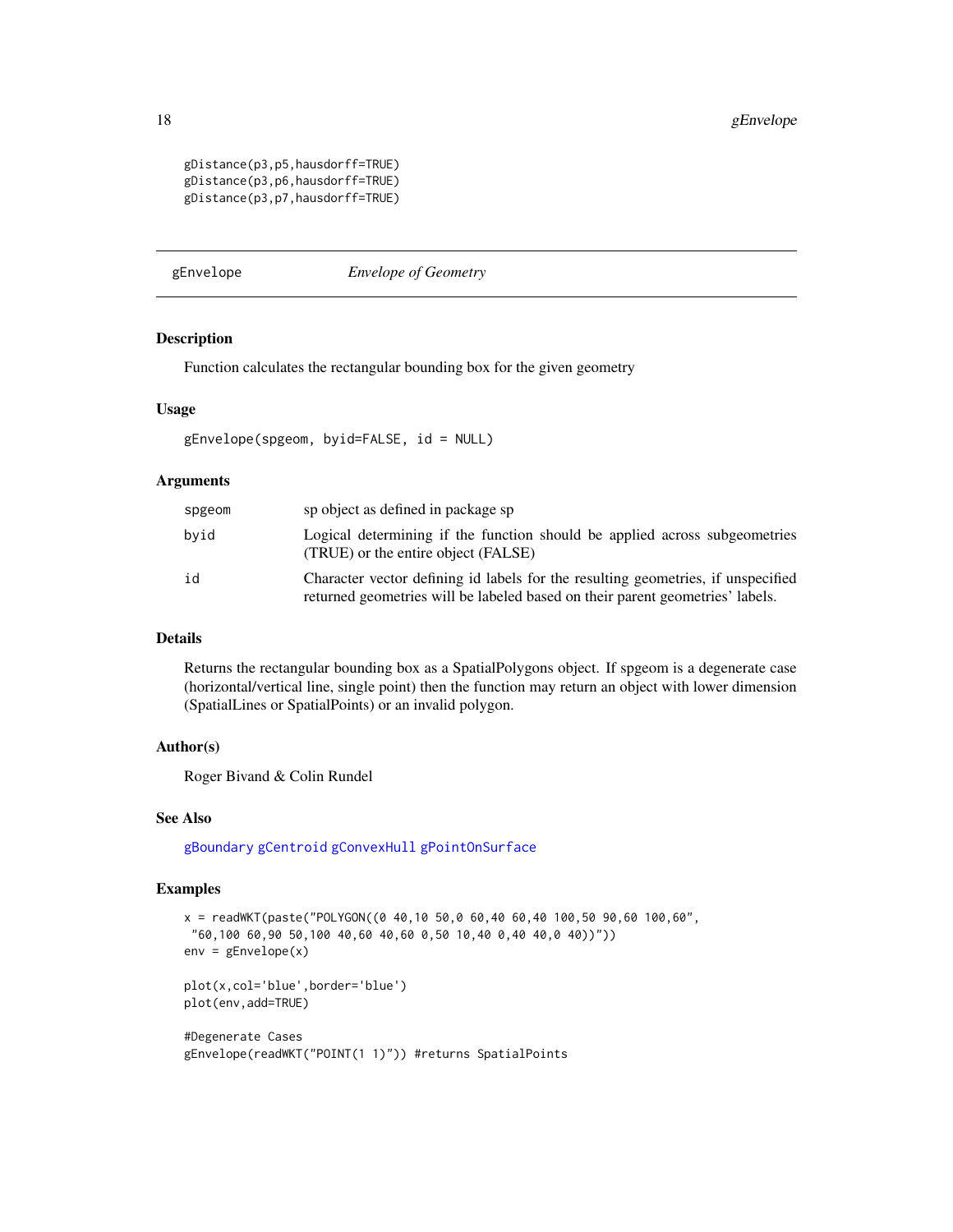```
gDistance(p3,p5,hausdorff=TRUE)
gDistance(p3,p6,hausdorff=TRUE)
gDistance(p3,p7,hausdorff=TRUE)
```

---

## gEnvelope — *Envelope of Geometry*

---

### Description

Function calculates the rectangular bounding box for the given geometry

### Usage

```
gEnvelope(spgeom, byid=FALSE, id = NULL)
```

### Arguments

| | |
|---|---|
| spgeom | sp object as defined in package sp |
| byid | Logical determining if the function should be applied across subgeometries (TRUE) or the entire object (FALSE) |
| id | Character vector defining id labels for the resulting geometries, if unspecified returned geometries will be labeled based on their parent geometries' labels. |

### Details

Returns the rectangular bounding box as a SpatialPolygons object. If spgeom is a degenerate case (horizontal/vertical line, single point) then the function may return an object with lower dimension (SpatialLines or SpatialPoints) or an invalid polygon.

### Author(s)

Roger Bivand & Colin Rundel

### See Also

gBoundary gCentroid gConvexHull gPointOnSurface

### Examples

```
x = readWKT(paste("POLYGON((0 40,10 50,0 60,40 60,40 100,50 90,60 100,60",
 "60,100 60,90 50,100 40,60 40,60 0,50 10,40 0,40 40,0 40))"))
env = gEnvelope(x)

plot(x,col='blue',border='blue')
plot(env,add=TRUE)

#Degenerate Cases
gEnvelope(readWKT("POINT(1 1)")) #returns SpatialPoints
```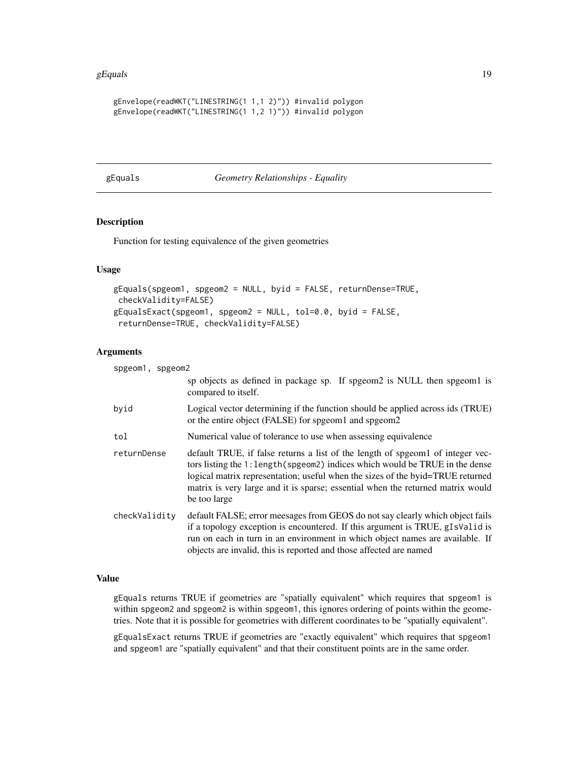```
gEnvelope(readWKT("LINESTRING(1 1,1 2)")) #invalid polygon
gEnvelope(readWKT("LINESTRING(1 1,2 1)")) #invalid polygon
```

## gEquals *Geometry Relationships - Equality*

### Description

Function for testing equivalence of the given geometries

### Usage

```
gEquals(spgeom1, spgeom2 = NULL, byid = FALSE, returnDense=TRUE,
 checkValidity=FALSE)
gEqualsExact(spgeom1, spgeom2 = NULL, tol=0.0, byid = FALSE,
 returnDense=TRUE, checkValidity=FALSE)
```

### Arguments

| | |
|---|---|
| spgeom1, spgeom2 | sp objects as defined in package sp. If spgeom2 is NULL then spgeom1 is compared to itself. |
| byid | Logical vector determining if the function should be applied across ids (TRUE) or the entire object (FALSE) for spgeom1 and spgeom2 |
| tol | Numerical value of tolerance to use when assessing equivalence |
| returnDense | default TRUE, if false returns a list of the length of spgeom1 of integer vectors listing the `1:length(spgeom2)` indices which would be TRUE in the dense logical matrix representation; useful when the sizes of the byid=TRUE returned matrix is very large and it is sparse; essential when the returned matrix would be too large |
| checkValidity | default FALSE; error meesages from GEOS do not say clearly which object fails if a topology exception is encountered. If this argument is TRUE, `gIsValid` is run on each in turn in an environment in which object names are available. If objects are invalid, this is reported and those affected are named |

### Value

`gEquals` returns TRUE if geometries are "spatially equivalent" which requires that `spgeom1` is within `spgeom2` and `spgeom2` is within `spgeom1`, this ignores ordering of points within the geometries. Note that it is possible for geometries with different coordinates to be "spatially equivalent".

`gEqualsExact` returns TRUE if geometries are "exactly equivalent" which requires that `spgeom1` and `spgeom1` are "spatially equivalent" and that their constituent points are in the same order.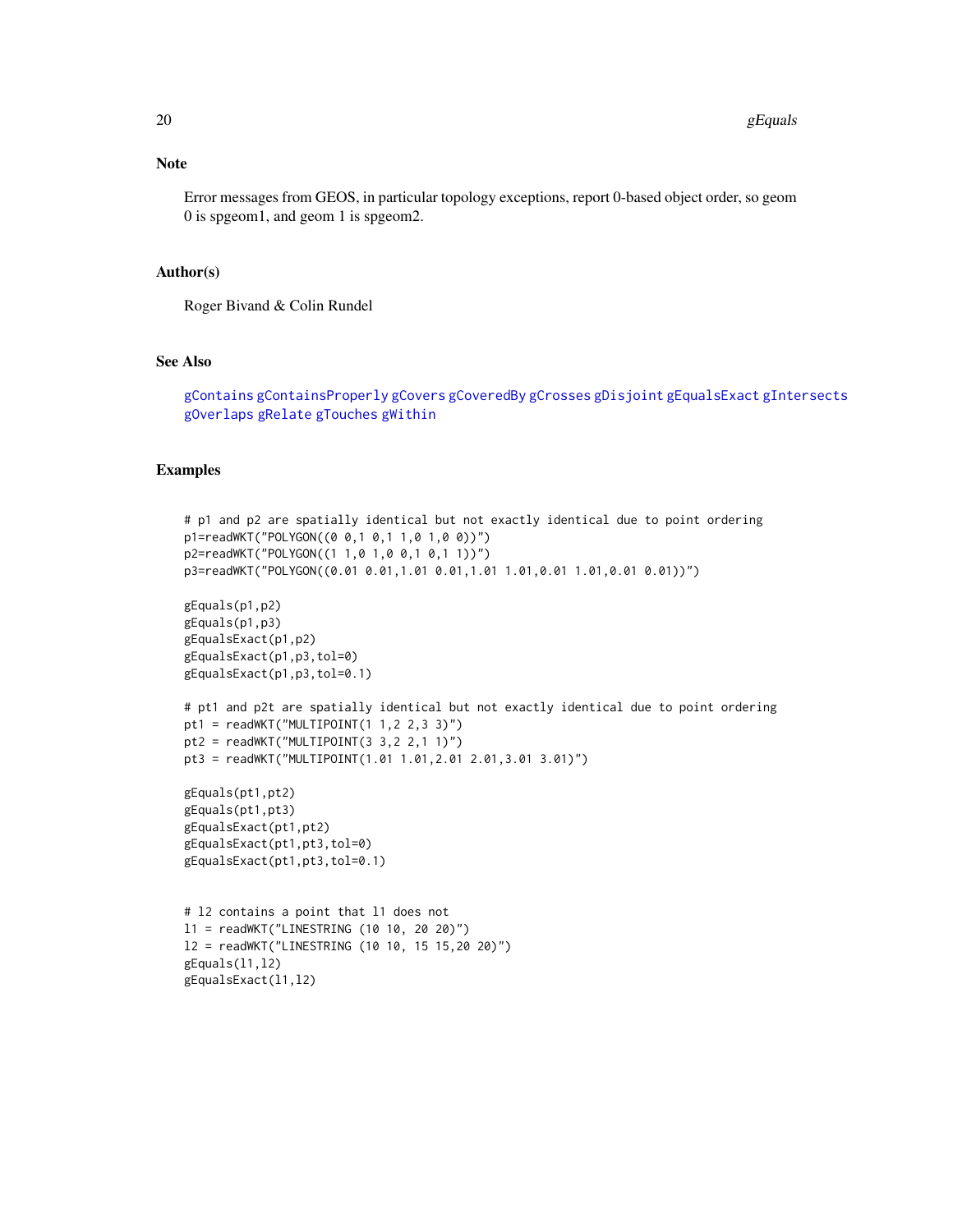## Note

Error messages from GEOS, in particular topology exceptions, report 0-based object order, so geom 0 is spgeom1, and geom 1 is spgeom2.

## Author(s)

Roger Bivand & Colin Rundel

## See Also

gContains gContainsProperly gCovers gCoveredBy gCrosses gDisjoint gEqualsExact gIntersects gOverlaps gRelate gTouches gWithin

## Examples

```
# p1 and p2 are spatially identical but not exactly identical due to point ordering
p1=readWKT("POLYGON((0 0,1 0,1 1,0 1,0 0))")
p2=readWKT("POLYGON((1 1,0 1,0 0,1 0,1 1))")
p3=readWKT("POLYGON((0.01 0.01,1.01 0.01,1.01 1.01,0.01 1.01,0.01 0.01))")

gEquals(p1,p2)
gEquals(p1,p3)
gEqualsExact(p1,p2)
gEqualsExact(p1,p3,tol=0)
gEqualsExact(p1,p3,tol=0.1)

# pt1 and p2t are spatially identical but not exactly identical due to point ordering
pt1 = readWKT("MULTIPOINT(1 1,2 2,3 3)")
pt2 = readWKT("MULTIPOINT(3 3,2 2,1 1)")
pt3 = readWKT("MULTIPOINT(1.01 1.01,2.01 2.01,3.01 3.01)")

gEquals(pt1,pt2)
gEquals(pt1,pt3)
gEqualsExact(pt1,pt2)
gEqualsExact(pt1,pt3,tol=0)
gEqualsExact(pt1,pt3,tol=0.1)


# l2 contains a point that l1 does not
l1 = readWKT("LINESTRING (10 10, 20 20)")
l2 = readWKT("LINESTRING (10 10, 15 15,20 20)")
gEquals(l1,l2)
gEqualsExact(l1,l2)
```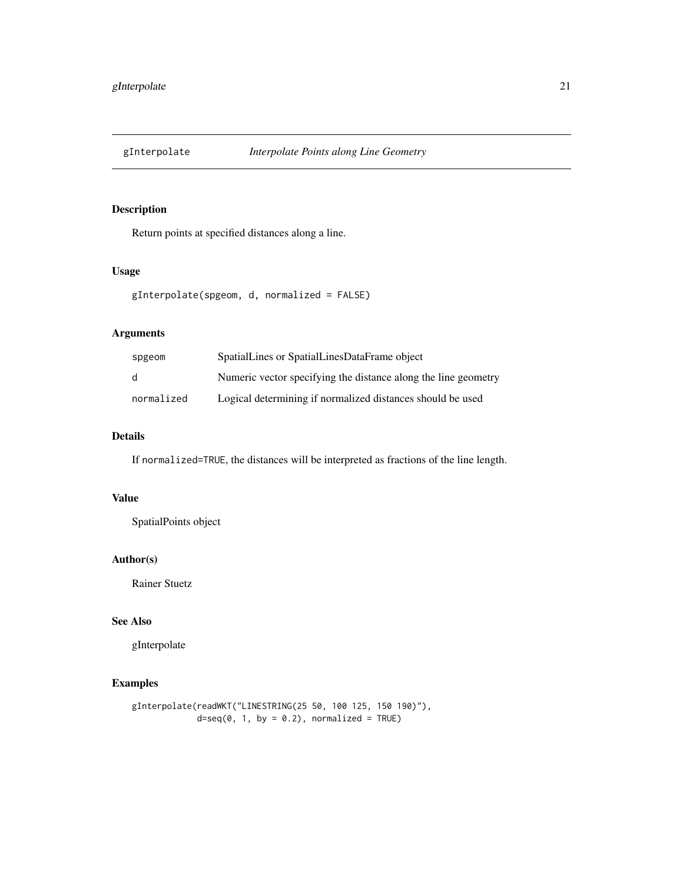# gInterpolate *Interpolate Points along Line Geometry*

## Description

Return points at specified distances along a line.

## Usage

```
gInterpolate(spgeom, d, normalized = FALSE)
```

## Arguments

| | |
|---|---|
| spgeom | SpatialLines or SpatialLinesDataFrame object |
| d | Numeric vector specifying the distance along the line geometry |
| normalized | Logical determining if normalized distances should be used |

## Details

If `normalized=TRUE`, the distances will be interpreted as fractions of the line length.

## Value

SpatialPoints object

## Author(s)

Rainer Stuetz

## See Also

gInterpolate

## Examples

```
gInterpolate(readWKT("LINESTRING(25 50, 100 125, 150 190)"),
             d=seq(0, 1, by = 0.2), normalized = TRUE)
```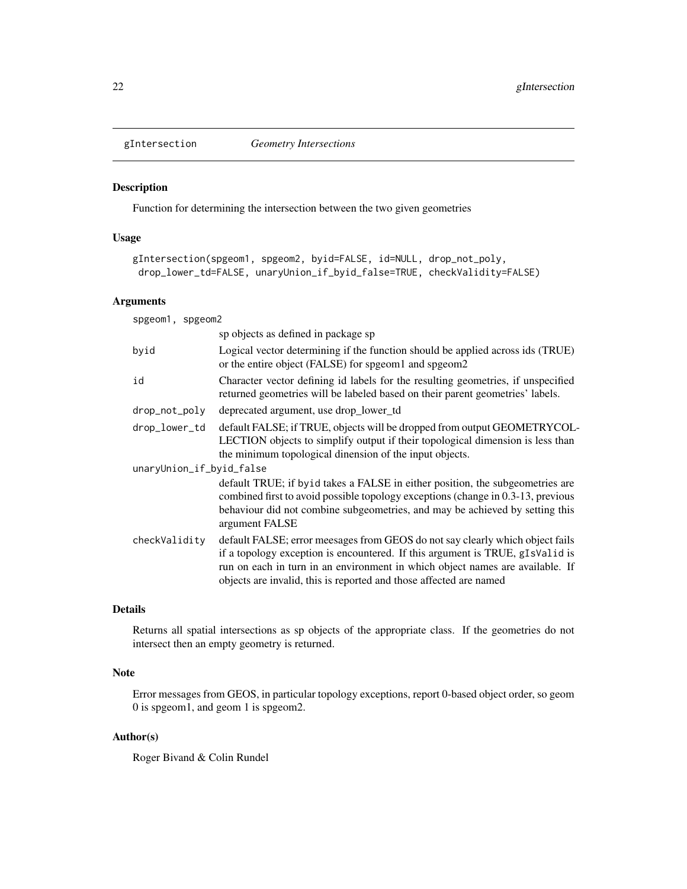gIntersection *Geometry Intersections*

## Description

Function for determining the intersection between the two given geometries

## Usage

```
gIntersection(spgeom1, spgeom2, byid=FALSE, id=NULL, drop_not_poly,
 drop_lower_td=FALSE, unaryUnion_if_byid_false=TRUE, checkValidity=FALSE)
```

## Arguments

| Argument | Description |
|---|---|
| `spgeom1, spgeom2` | sp objects as defined in package sp |
| `byid` | Logical vector determining if the function should be applied across ids (TRUE) or the entire object (FALSE) for spgeom1 and spgeom2 |
| `id` | Character vector defining id labels for the resulting geometries, if unspecified returned geometries will be labeled based on their parent geometries' labels. |
| `drop_not_poly` | deprecated argument, use drop_lower_td |
| `drop_lower_td` | default FALSE; if TRUE, objects will be dropped from output GEOMETRYCOLLECTION objects to simplify output if their topological dimension is less than the minimum topological dinension of the input objects. |
| `unaryUnion_if_byid_false` | default TRUE; if `byid` takes a FALSE in either position, the subgeometries are combined first to avoid possible topology exceptions (change in 0.3-13, previous behaviour did not combine subgeometries, and may be achieved by setting this argument FALSE |
| `checkValidity` | default FALSE; error meesages from GEOS do not say clearly which object fails if a topology exception is encountered. If this argument is TRUE, `gIsValid` is run on each in turn in an environment in which object names are available. If objects are invalid, this is reported and those affected are named |

## Details

Returns all spatial intersections as sp objects of the appropriate class. If the geometries do not intersect then an empty geometry is returned.

## Note

Error messages from GEOS, in particular topology exceptions, report 0-based object order, so geom 0 is spgeom1, and geom 1 is spgeom2.

## Author(s)

Roger Bivand & Colin Rundel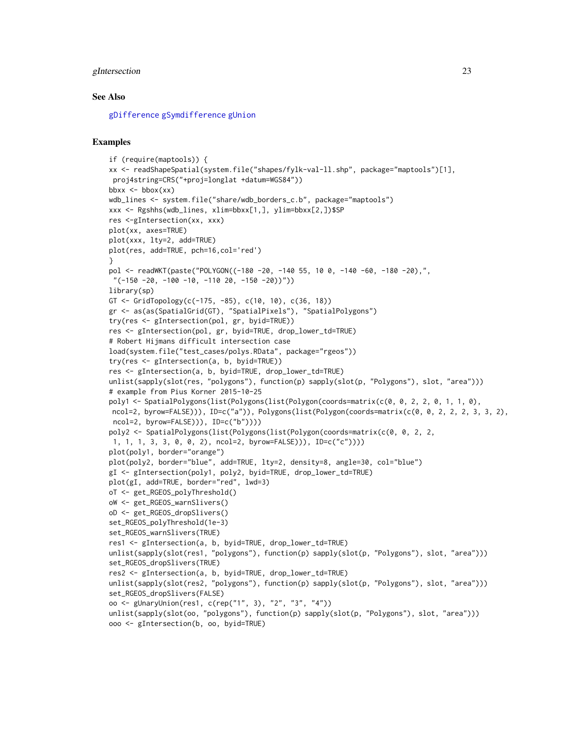## See Also

gDifference gSymdifference gUnion

## Examples

```
if (require(maptools)) {
xx <- readShapeSpatial(system.file("shapes/fylk-val-ll.shp", package="maptools")[1],
 proj4string=CRS("+proj=longlat +datum=WGS84"))
bbxx <- bbox(xx)
wdb_lines <- system.file("share/wdb_borders_c.b", package="maptools")
xxx <- Rgshhs(wdb_lines, xlim=bbxx[1,], ylim=bbxx[2,])$SP
res <-gIntersection(xx, xxx)
plot(xx, axes=TRUE)
plot(xxx, lty=2, add=TRUE)
plot(res, add=TRUE, pch=16,col='red')
}
pol <- readWKT(paste("POLYGON((-180 -20, -140 55, 10 0, -140 -60, -180 -20),",
 "(-150 -20, -100 -10, -110 20, -150 -20))"))
library(sp)
GT <- GridTopology(c(-175, -85), c(10, 10), c(36, 18))
gr <- as(as(SpatialGrid(GT), "SpatialPixels"), "SpatialPolygons")
try(res <- gIntersection(pol, gr, byid=TRUE))
res <- gIntersection(pol, gr, byid=TRUE, drop_lower_td=TRUE)
# Robert Hijmans difficult intersection case
load(system.file("test_cases/polys.RData", package="rgeos"))
try(res <- gIntersection(a, b, byid=TRUE))
res <- gIntersection(a, b, byid=TRUE, drop_lower_td=TRUE)
unlist(sapply(slot(res, "polygons"), function(p) sapply(slot(p, "Polygons"), slot, "area")))
# example from Pius Korner 2015-10-25
poly1 <- SpatialPolygons(list(Polygons(list(Polygon(coords=matrix(c(0, 0, 2, 2, 0, 1, 1, 0),
 ncol=2, byrow=FALSE))), ID=c("a")), Polygons(list(Polygon(coords=matrix(c(0, 0, 2, 2, 2, 3, 3, 2),
 ncol=2, byrow=FALSE))), ID=c("b"))))
poly2 <- SpatialPolygons(list(Polygons(list(Polygon(coords=matrix(c(0, 0, 2, 2,
 1, 1, 1, 3, 3, 0, 0, 2), ncol=2, byrow=FALSE))), ID=c("c"))))
plot(poly1, border="orange")
plot(poly2, border="blue", add=TRUE, lty=2, density=8, angle=30, col="blue")
gI <- gIntersection(poly1, poly2, byid=TRUE, drop_lower_td=TRUE)
plot(gI, add=TRUE, border="red", lwd=3)
oT <- get_RGEOS_polyThreshold()
oW <- get_RGEOS_warnSlivers()
oD <- get_RGEOS_dropSlivers()
set_RGEOS_polyThreshold(1e-3)
set_RGEOS_warnSlivers(TRUE)
res1 <- gIntersection(a, b, byid=TRUE, drop_lower_td=TRUE)
unlist(sapply(slot(res1, "polygons"), function(p) sapply(slot(p, "Polygons"), slot, "area")))
set_RGEOS_dropSlivers(TRUE)
res2 <- gIntersection(a, b, byid=TRUE, drop_lower_td=TRUE)
unlist(sapply(slot(res2, "polygons"), function(p) sapply(slot(p, "Polygons"), slot, "area")))
set_RGEOS_dropSlivers(FALSE)
oo <- gUnaryUnion(res1, c(rep("1", 3), "2", "3", "4"))
unlist(sapply(slot(oo, "polygons"), function(p) sapply(slot(p, "Polygons"), slot, "area")))
ooo <- gIntersection(b, oo, byid=TRUE)
```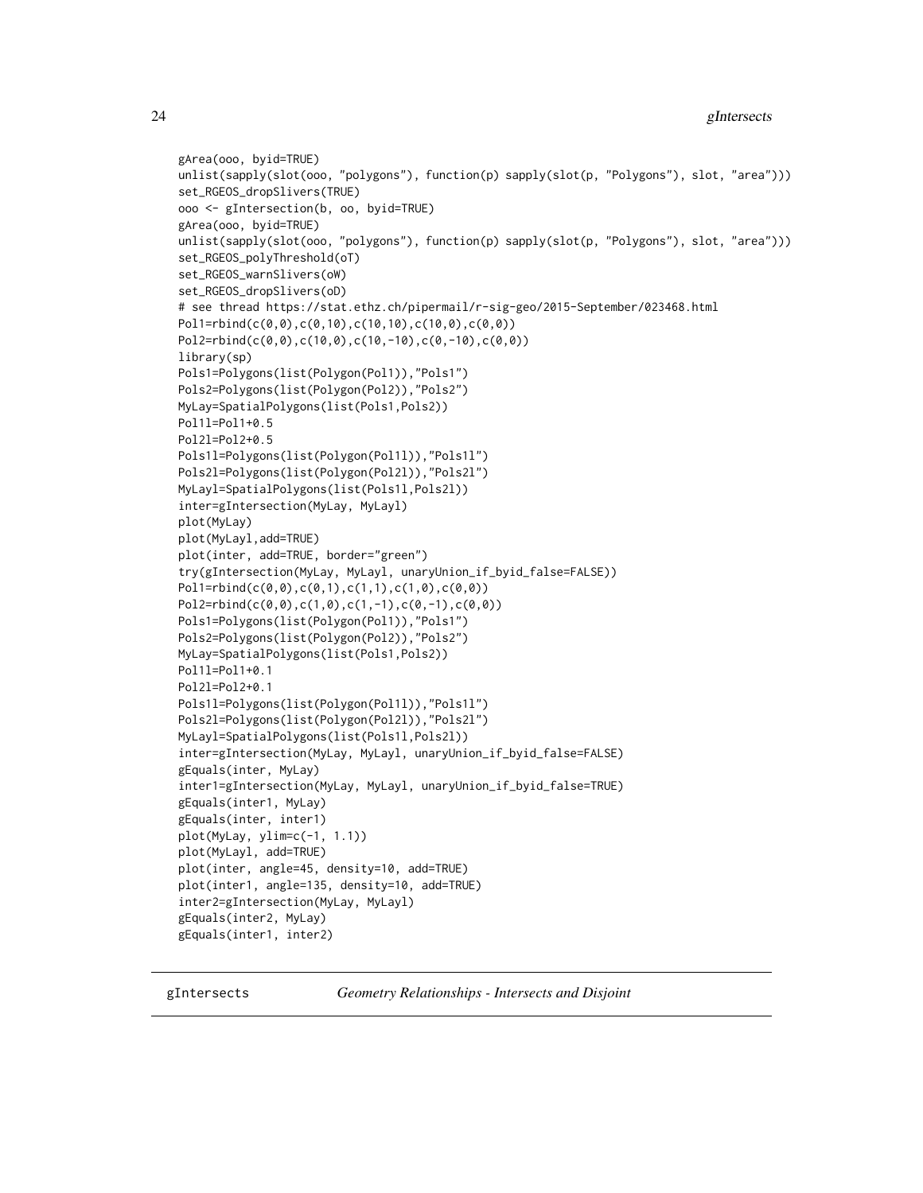```
gArea(ooo, byid=TRUE)
unlist(sapply(slot(ooo, "polygons"), function(p) sapply(slot(p, "Polygons"), slot, "area")))
set_RGEOS_dropSlivers(TRUE)
ooo <- gIntersection(b, oo, byid=TRUE)
gArea(ooo, byid=TRUE)
unlist(sapply(slot(ooo, "polygons"), function(p) sapply(slot(p, "Polygons"), slot, "area")))
set_RGEOS_polyThreshold(oT)
set_RGEOS_warnSlivers(oW)
set_RGEOS_dropSlivers(oD)
# see thread https://stat.ethz.ch/pipermail/r-sig-geo/2015-September/023468.html
Pol1=rbind(c(0,0),c(0,10),c(10,10),c(10,0),c(0,0))
Pol2=rbind(c(0,0),c(10,0),c(10,-10),c(0,-10),c(0,0))
library(sp)
Pols1=Polygons(list(Polygon(Pol1)),"Pols1")
Pols2=Polygons(list(Polygon(Pol2)),"Pols2")
MyLay=SpatialPolygons(list(Pols1,Pols2))
Pol1l=Pol1+0.5
Pol2l=Pol2+0.5
Pols1l=Polygons(list(Polygon(Pol1l)),"Pols1l")
Pols2l=Polygons(list(Polygon(Pol2l)),"Pols2l")
MyLayl=SpatialPolygons(list(Pols1l,Pols2l))
inter=gIntersection(MyLay, MyLayl)
plot(MyLay)
plot(MyLayl,add=TRUE)
plot(inter, add=TRUE, border="green")
try(gIntersection(MyLay, MyLayl, unaryUnion_if_byid_false=FALSE))
Pol1=rbind(c(0,0),c(0,1),c(1,1),c(1,0),c(0,0))
Pol2=rbind(c(0,0),c(1,0),c(1,-1),c(0,-1),c(0,0))
Pols1=Polygons(list(Polygon(Pol1)),"Pols1")
Pols2=Polygons(list(Polygon(Pol2)),"Pols2")
MyLay=SpatialPolygons(list(Pols1,Pols2))
Pol1l=Pol1+0.1
Pol2l=Pol2+0.1
Pols1l=Polygons(list(Polygon(Pol1l)),"Pols1l")
Pols2l=Polygons(list(Polygon(Pol2l)),"Pols2l")
MyLayl=SpatialPolygons(list(Pols1l,Pols2l))
inter=gIntersection(MyLay, MyLayl, unaryUnion_if_byid_false=FALSE)
gEquals(inter, MyLay)
inter1=gIntersection(MyLay, MyLayl, unaryUnion_if_byid_false=TRUE)
gEquals(inter1, MyLay)
gEquals(inter, inter1)
plot(MyLay, ylim=c(-1, 1.1))
plot(MyLayl, add=TRUE)
plot(inter, angle=45, density=10, add=TRUE)
plot(inter1, angle=135, density=10, add=TRUE)
inter2=gIntersection(MyLay, MyLayl)
gEquals(inter2, MyLay)
gEquals(inter1, inter2)
```

---

gIntersects *Geometry Relationships - Intersects and Disjoint*

---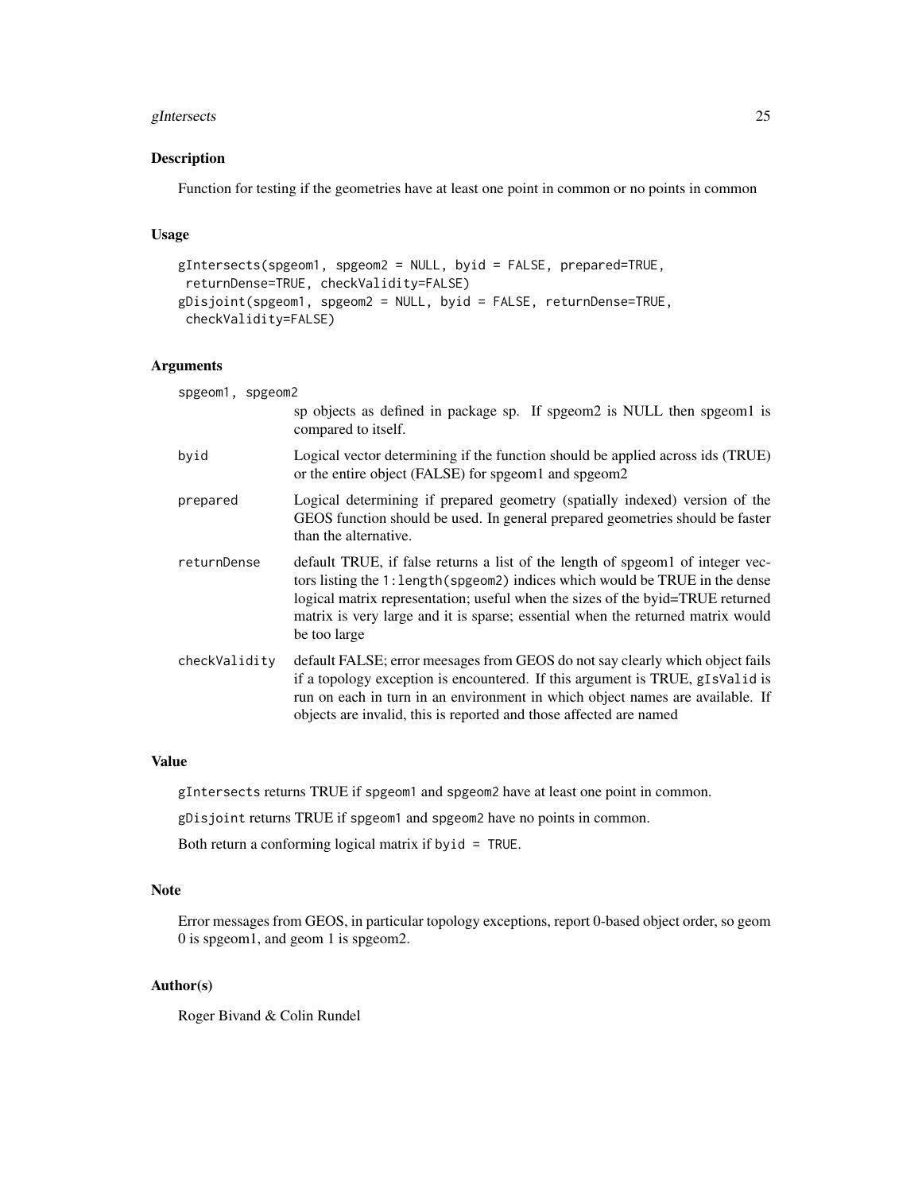## Description

Function for testing if the geometries have at least one point in common or no points in common

## Usage

```
gIntersects(spgeom1, spgeom2 = NULL, byid = FALSE, prepared=TRUE,
 returnDense=TRUE, checkValidity=FALSE)
gDisjoint(spgeom1, spgeom2 = NULL, byid = FALSE, returnDense=TRUE,
 checkValidity=FALSE)
```

## Arguments

`spgeom1, spgeom2`
: sp objects as defined in package sp. If spgeom2 is NULL then spgeom1 is compared to itself.

`byid`
: Logical vector determining if the function should be applied across ids (TRUE) or the entire object (FALSE) for spgeom1 and spgeom2

`prepared`
: Logical determining if prepared geometry (spatially indexed) version of the GEOS function should be used. In general prepared geometries should be faster than the alternative.

`returnDense`
: default TRUE, if false returns a list of the length of spgeom1 of integer vectors listing the `1:length(spgeom2)` indices which would be TRUE in the dense logical matrix representation; useful when the sizes of the byid=TRUE returned matrix is very large and it is sparse; essential when the returned matrix would be too large

`checkValidity`
: default FALSE; error meesages from GEOS do not say clearly which object fails if a topology exception is encountered. If this argument is TRUE, `gIsValid` is run on each in turn in an environment in which object names are available. If objects are invalid, this is reported and those affected are named

## Value

`gIntersects` returns TRUE if `spgeom1` and `spgeom2` have at least one point in common.

`gDisjoint` returns TRUE if `spgeom1` and `spgeom2` have no points in common.

Both return a conforming logical matrix if `byid = TRUE`.

## Note

Error messages from GEOS, in particular topology exceptions, report 0-based object order, so geom 0 is spgeom1, and geom 1 is spgeom2.

## Author(s)

Roger Bivand & Colin Rundel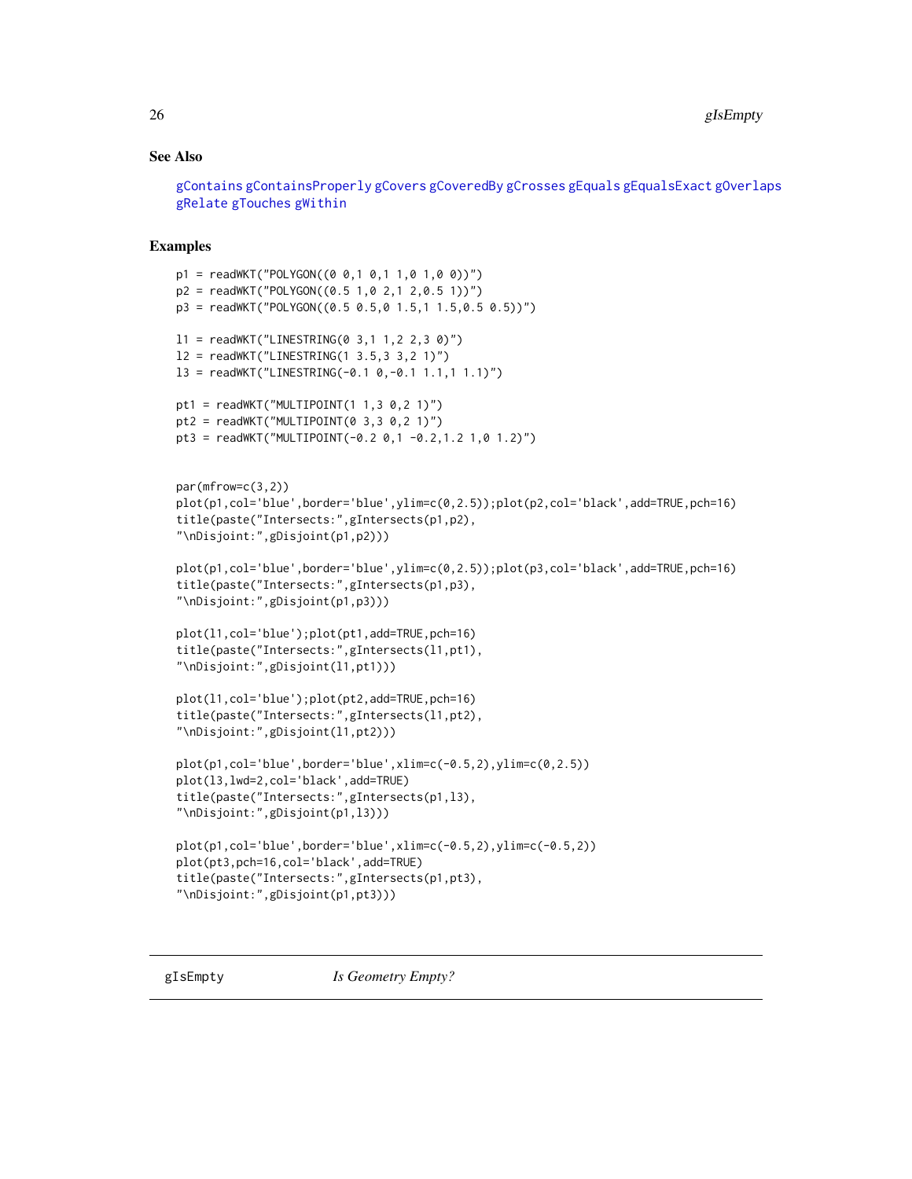## See Also

gContains gContainsProperly gCovers gCoveredBy gCrosses gEquals gEqualsExact gOverlaps gRelate gTouches gWithin

## Examples

```
p1 = readWKT("POLYGON((0 0,1 0,1 1,0 1,0 0))")
p2 = readWKT("POLYGON((0.5 1,0 2,1 2,0.5 1))")
p3 = readWKT("POLYGON((0.5 0.5,0 1.5,1 1.5,0.5 0.5))")

l1 = readWKT("LINESTRING(0 3,1 1,2 2,3 0)")
l2 = readWKT("LINESTRING(1 3.5,3 3,2 1)")
l3 = readWKT("LINESTRING(-0.1 0,-0.1 1.1,1 1.1)")

pt1 = readWKT("MULTIPOINT(1 1,3 0,2 1)")
pt2 = readWKT("MULTIPOINT(0 3,3 0,2 1)")
pt3 = readWKT("MULTIPOINT(-0.2 0,1 -0.2,1.2 1,0 1.2)")


par(mfrow=c(3,2))
plot(p1,col='blue',border='blue',ylim=c(0,2.5));plot(p2,col='black',add=TRUE,pch=16)
title(paste("Intersects:",gIntersects(p1,p2),
"\nDisjoint:",gDisjoint(p1,p2)))

plot(p1,col='blue',border='blue',ylim=c(0,2.5));plot(p3,col='black',add=TRUE,pch=16)
title(paste("Intersects:",gIntersects(p1,p3),
"\nDisjoint:",gDisjoint(p1,p3)))

plot(l1,col='blue');plot(pt1,add=TRUE,pch=16)
title(paste("Intersects:",gIntersects(l1,pt1),
"\nDisjoint:",gDisjoint(l1,pt1)))

plot(l1,col='blue');plot(pt2,add=TRUE,pch=16)
title(paste("Intersects:",gIntersects(l1,pt2),
"\nDisjoint:",gDisjoint(l1,pt2)))

plot(p1,col='blue',border='blue',xlim=c(-0.5,2),ylim=c(0,2.5))
plot(l3,lwd=2,col='black',add=TRUE)
title(paste("Intersects:",gIntersects(p1,l3),
"\nDisjoint:",gDisjoint(p1,l3)))

plot(p1,col='blue',border='blue',xlim=c(-0.5,2),ylim=c(-0.5,2))
plot(pt3,pch=16,col='black',add=TRUE)
title(paste("Intersects:",gIntersects(p1,pt3),
"\nDisjoint:",gDisjoint(p1,pt3)))
```

---

gIsEmpty *Is Geometry Empty?*

---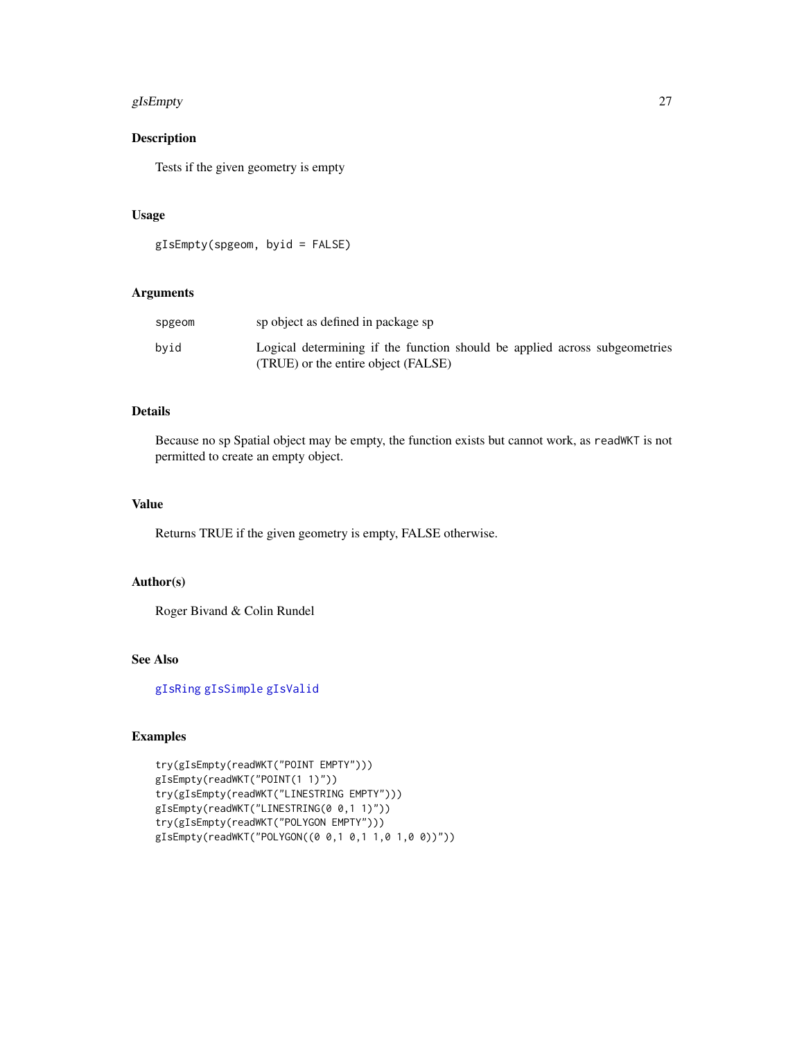## Description

Tests if the given geometry is empty

## Usage

```
gIsEmpty(spgeom, byid = FALSE)
```

## Arguments

| | |
|---|---|
| spgeom | sp object as defined in package sp |
| byid | Logical determining if the function should be applied across subgeometries (TRUE) or the entire object (FALSE) |

## Details

Because no sp Spatial object may be empty, the function exists but cannot work, as `readWKT` is not permitted to create an empty object.

## Value

Returns TRUE if the given geometry is empty, FALSE otherwise.

## Author(s)

Roger Bivand & Colin Rundel

## See Also

gIsRing gIsSimple gIsValid

## Examples

```
try(gIsEmpty(readWKT("POINT EMPTY")))
gIsEmpty(readWKT("POINT(1 1)"))
try(gIsEmpty(readWKT("LINESTRING EMPTY")))
gIsEmpty(readWKT("LINESTRING(0 0,1 1)"))
try(gIsEmpty(readWKT("POLYGON EMPTY")))
gIsEmpty(readWKT("POLYGON((0 0,1 0,1 1,0 1,0 0))"))
```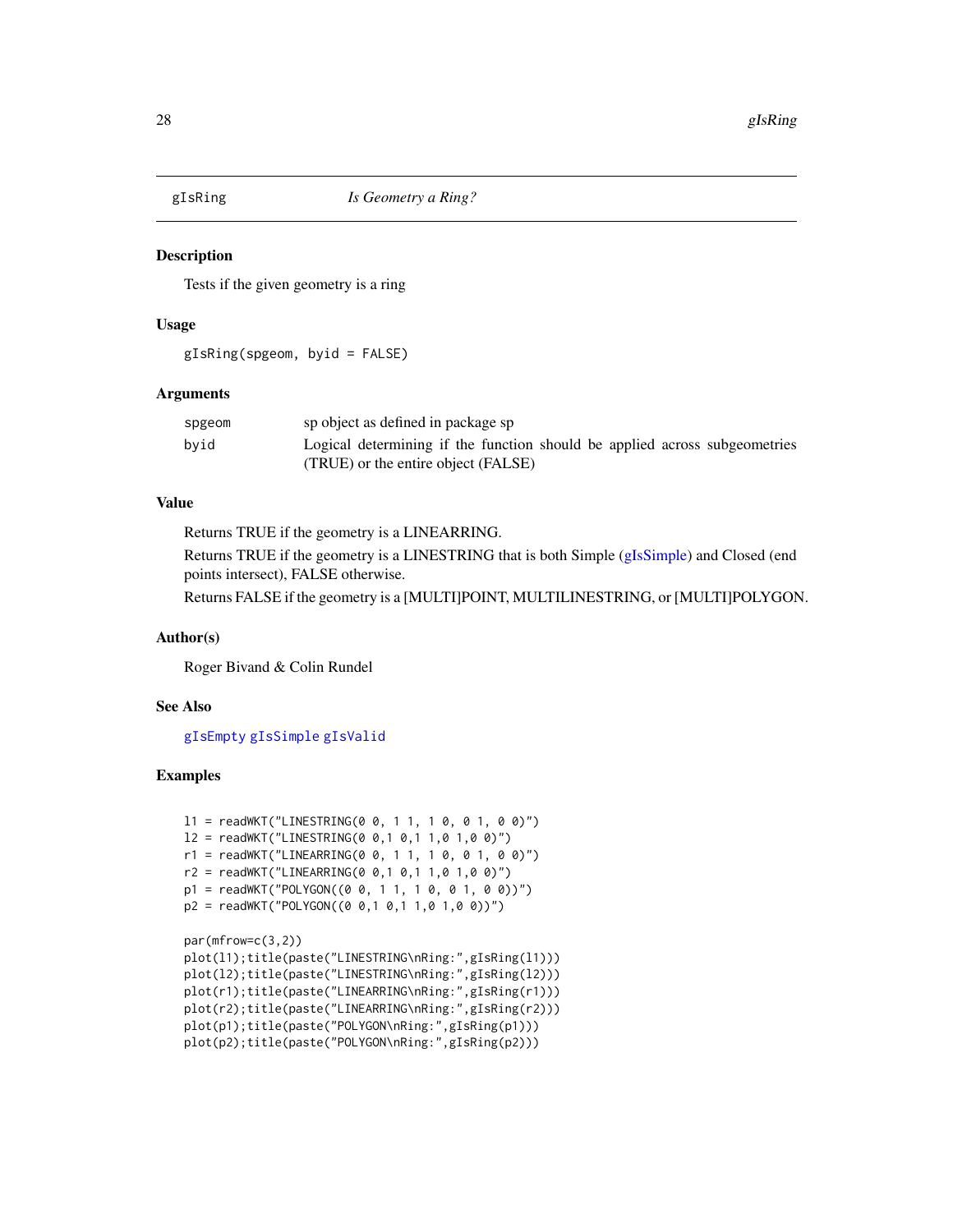## gIsRing — *Is Geometry a Ring?*

### Description

Tests if the given geometry is a ring

### Usage

```
gIsRing(spgeom, byid = FALSE)
```

### Arguments

| | |
|---|---|
| spgeom | sp object as defined in package sp |
| byid | Logical determining if the function should be applied across subgeometries (TRUE) or the entire object (FALSE) |

### Value

Returns TRUE if the geometry is a LINEARRING.

Returns TRUE if the geometry is a LINESTRING that is both Simple (gIsSimple) and Closed (end points intersect), FALSE otherwise.

Returns FALSE if the geometry is a [MULTI]POINT, MULTILINESTRING, or [MULTI]POLYGON.

### Author(s)

Roger Bivand & Colin Rundel

### See Also

gIsEmpty gIsSimple gIsValid

### Examples

```
l1 = readWKT("LINESTRING(0 0, 1 1, 1 0, 0 1, 0 0)")
l2 = readWKT("LINESTRING(0 0,1 0,1 1,0 1,0 0)")
r1 = readWKT("LINEARRING(0 0, 1 1, 1 0, 0 1, 0 0)")
r2 = readWKT("LINEARRING(0 0,1 0,1 1,0 1,0 0)")
p1 = readWKT("POLYGON((0 0, 1 1, 1 0, 0 1, 0 0))")
p2 = readWKT("POLYGON((0 0,1 0,1 1,0 1,0 0))")

par(mfrow=c(3,2))
plot(l1);title(paste("LINESTRING\nRing:",gIsRing(l1)))
plot(l2);title(paste("LINESTRING\nRing:",gIsRing(l2)))
plot(r1);title(paste("LINEARRING\nRing:",gIsRing(r1)))
plot(r2);title(paste("LINEARRING\nRing:",gIsRing(r2)))
plot(p1);title(paste("POLYGON\nRing:",gIsRing(p1)))
plot(p2);title(paste("POLYGON\nRing:",gIsRing(p2)))
```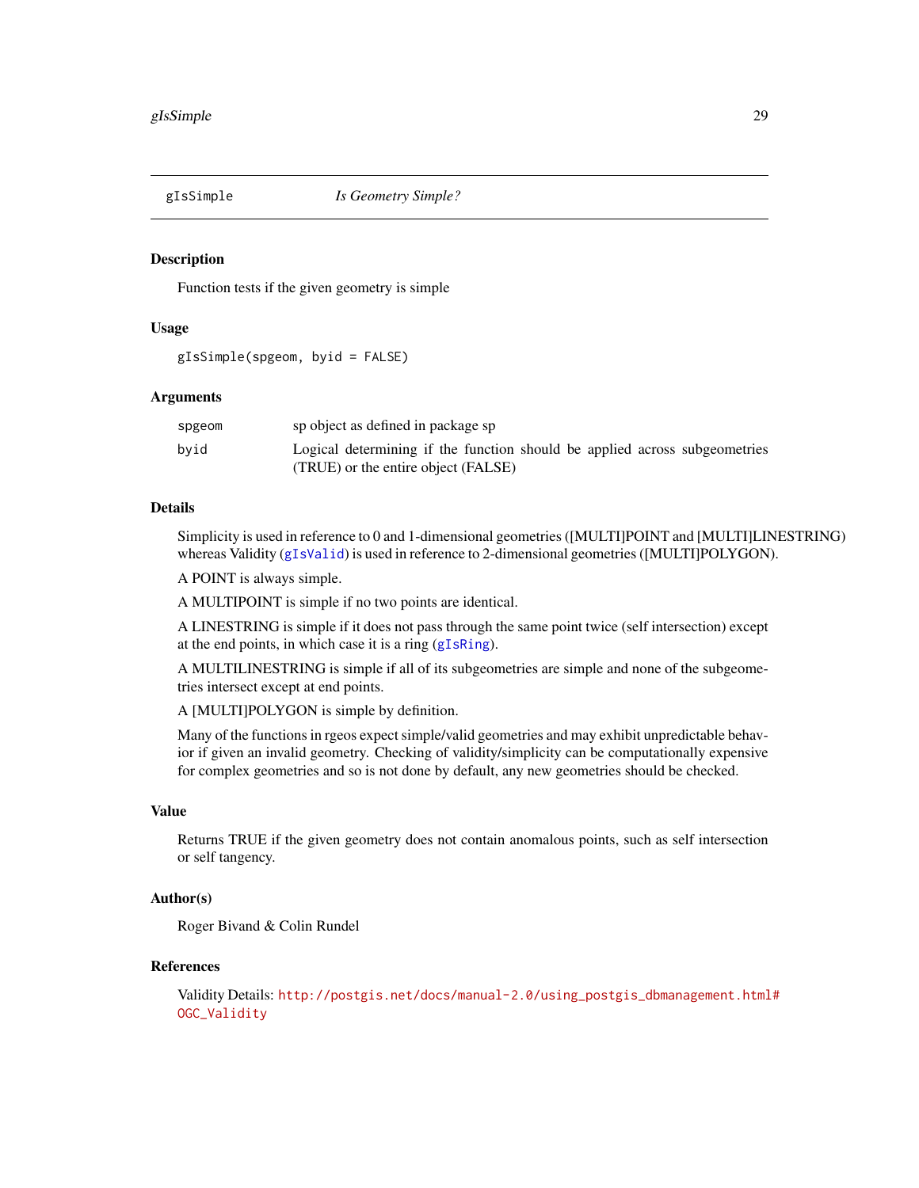# gIsSimple — *Is Geometry Simple?*

## Description

Function tests if the given geometry is simple

## Usage

```
gIsSimple(spgeom, byid = FALSE)
```

## Arguments

| | |
|---|---|
| spgeom | sp object as defined in package sp |
| byid | Logical determining if the function should be applied across subgeometries (TRUE) or the entire object (FALSE) |

## Details

Simplicity is used in reference to 0 and 1-dimensional geometries ([MULTI]POINT and [MULTI]LINESTRING) whereas Validity (gIsValid) is used in reference to 2-dimensional geometries ([MULTI]POLYGON).

A POINT is always simple.

A MULTIPOINT is simple if no two points are identical.

A LINESTRING is simple if it does not pass through the same point twice (self intersection) except at the end points, in which case it is a ring (gIsRing).

A MULTILINESTRING is simple if all of its subgeometries are simple and none of the subgeometries intersect except at end points.

A [MULTI]POLYGON is simple by definition.

Many of the functions in rgeos expect simple/valid geometries and may exhibit unpredictable behavior if given an invalid geometry. Checking of validity/simplicity can be computationally expensive for complex geometries and so is not done by default, any new geometries should be checked.

## Value

Returns TRUE if the given geometry does not contain anomalous points, such as self intersection or self tangency.

## Author(s)

Roger Bivand & Colin Rundel

## References

Validity Details: http://postgis.net/docs/manual-2.0/using_postgis_dbmanagement.html#OGC_Validity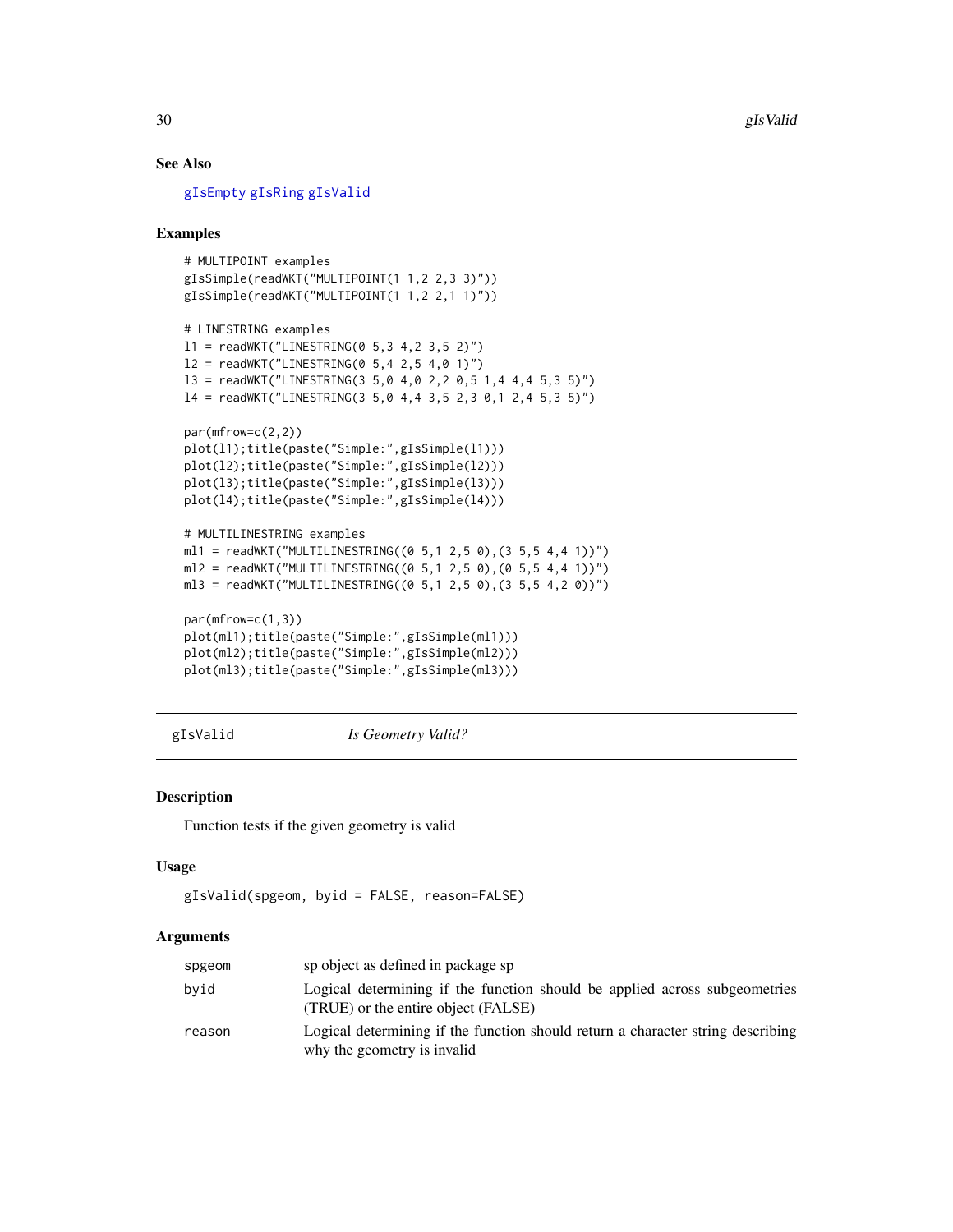### See Also

gIsEmpty gIsRing gIsValid

### Examples

```
# MULTIPOINT examples
gIsSimple(readWKT("MULTIPOINT(1 1,2 2,3 3)"))
gIsSimple(readWKT("MULTIPOINT(1 1,2 2,1 1)"))

# LINESTRING examples
l1 = readWKT("LINESTRING(0 5,3 4,2 3,5 2)")
l2 = readWKT("LINESTRING(0 5,4 2,5 4,0 1)")
l3 = readWKT("LINESTRING(3 5,0 4,0 2,2 0,5 1,4 4,4 5,3 5)")
l4 = readWKT("LINESTRING(3 5,0 4,4 3,5 2,3 0,1 2,4 5,3 5)")

par(mfrow=c(2,2))
plot(l1);title(paste("Simple:",gIsSimple(l1)))
plot(l2);title(paste("Simple:",gIsSimple(l2)))
plot(l3);title(paste("Simple:",gIsSimple(l3)))
plot(l4);title(paste("Simple:",gIsSimple(l4)))

# MULTILINESTRING examples
ml1 = readWKT("MULTILINESTRING((0 5,1 2,5 0),(3 5,5 4,4 1))")
ml2 = readWKT("MULTILINESTRING((0 5,1 2,5 0),(0 5,5 4,4 1))")
ml3 = readWKT("MULTILINESTRING((0 5,1 2,5 0),(3 5,5 4,2 0))")

par(mfrow=c(1,3))
plot(ml1);title(paste("Simple:",gIsSimple(ml1)))
plot(ml2);title(paste("Simple:",gIsSimple(ml2)))
plot(ml3);title(paste("Simple:",gIsSimple(ml3)))
```

---

## gIsValid — *Is Geometry Valid?*

### Description

Function tests if the given geometry is valid

### Usage

```
gIsValid(spgeom, byid = FALSE, reason=FALSE)
```

### Arguments

| | |
|---|---|
| spgeom | sp object as defined in package sp |
| byid | Logical determining if the function should be applied across subgeometries (TRUE) or the entire object (FALSE) |
| reason | Logical determining if the function should return a character string describing why the geometry is invalid |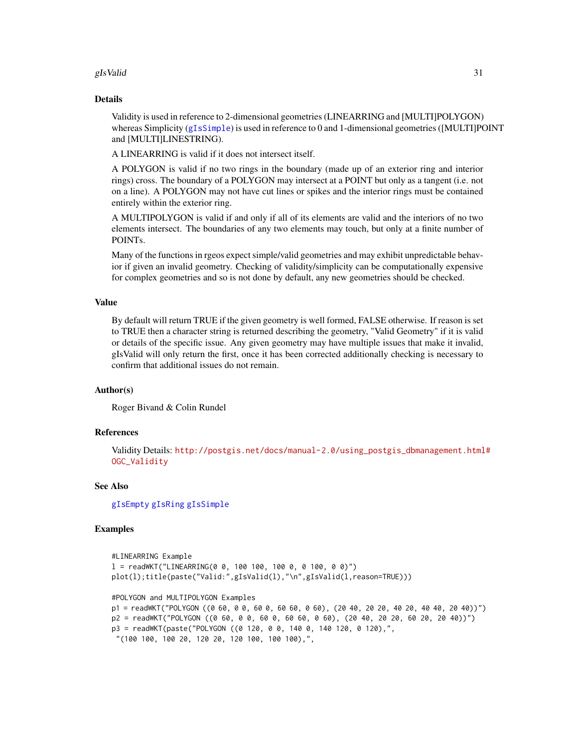## Details

Validity is used in reference to 2-dimensional geometries (LINEARRING and [MULTI]POLYGON) whereas Simplicity (gIsSimple) is used in reference to 0 and 1-dimensional geometries ([MULTI]POINT and [MULTI]LINESTRING).

A LINEARRING is valid if it does not intersect itself.

A POLYGON is valid if no two rings in the boundary (made up of an exterior ring and interior rings) cross. The boundary of a POLYGON may intersect at a POINT but only as a tangent (i.e. not on a line). A POLYGON may not have cut lines or spikes and the interior rings must be contained entirely within the exterior ring.

A MULTIPOLYGON is valid if and only if all of its elements are valid and the interiors of no two elements intersect. The boundaries of any two elements may touch, but only at a finite number of POINTs.

Many of the functions in rgeos expect simple/valid geometries and may exhibit unpredictable behavior if given an invalid geometry. Checking of validity/simplicity can be computationally expensive for complex geometries and so is not done by default, any new geometries should be checked.

## Value

By default will return TRUE if the given geometry is well formed, FALSE otherwise. If reason is set to TRUE then a character string is returned describing the geometry, "Valid Geometry" if it is valid or details of the specific issue. Any given geometry may have multiple issues that make it invalid, gIsValid will only return the first, once it has been corrected additionally checking is necessary to confirm that additional issues do not remain.

## Author(s)

Roger Bivand & Colin Rundel

## References

Validity Details: http://postgis.net/docs/manual-2.0/using_postgis_dbmanagement.html#OGC_Validity

## See Also

gIsEmpty gIsRing gIsSimple

## Examples

```
#LINEARRING Example
l = readWKT("LINEARRING(0 0, 100 100, 100 0, 0 100, 0 0)")
plot(l);title(paste("Valid:",gIsValid(l),"\n",gIsValid(l,reason=TRUE)))

#POLYGON and MULTIPOLYGON Examples
p1 = readWKT("POLYGON ((0 60, 0 0, 60 0, 60 60, 0 60), (20 40, 20 20, 40 20, 40 40, 20 40))")
p2 = readWKT("POLYGON ((0 60, 0 0, 60 0, 60 60, 0 60), (20 40, 20 20, 60 20, 20 40))")
p3 = readWKT(paste("POLYGON ((0 120, 0 0, 140 0, 140 120, 0 120),",
 "(100 100, 100 20, 120 20, 120 100, 100 100),",
```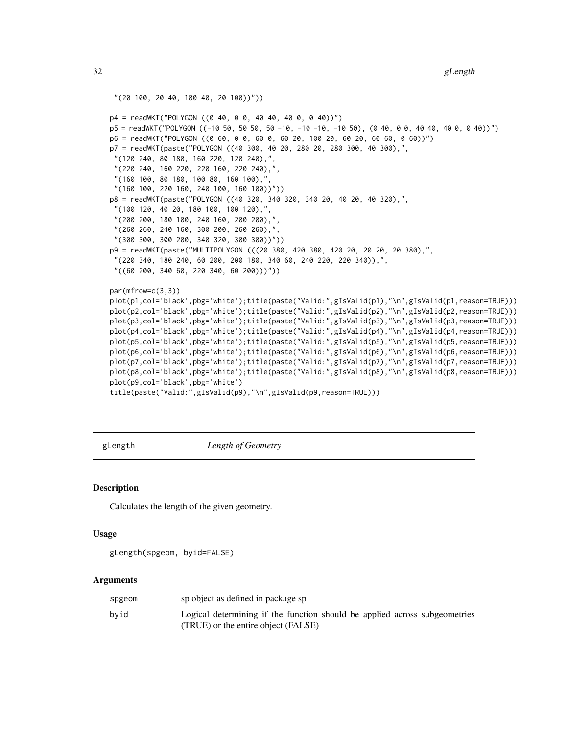```
 "(20 100, 20 40, 100 40, 20 100))"))

p4 = readWKT("POLYGON ((0 40, 0 0, 40 40, 40 0, 0 40))")
p5 = readWKT("POLYGON ((-10 50, 50 50, 50 -10, -10 -10, -10 50), (0 40, 0 0, 40 40, 40 0, 0 40))")
p6 = readWKT("POLYGON ((0 60, 0 0, 60 0, 60 20, 100 20, 60 20, 60 60, 0 60))")
p7 = readWKT(paste("POLYGON ((40 300, 40 20, 280 20, 280 300, 40 300),",
 "(120 240, 80 180, 160 220, 120 240),",
 "(220 240, 160 220, 220 160, 220 240),",
 "(160 100, 80 180, 100 80, 160 100),",
 "(160 100, 220 160, 240 100, 160 100))"))
p8 = readWKT(paste("POLYGON ((40 320, 340 320, 340 20, 40 20, 40 320),",
 "(100 120, 40 20, 180 100, 100 120),",
 "(200 200, 180 100, 240 160, 200 200),",
 "(260 260, 240 160, 300 200, 260 260),",
 "(300 300, 300 200, 340 320, 300 300))"))
p9 = readWKT(paste("MULTIPOLYGON (((20 380, 420 380, 420 20, 20 20, 20 380),",
 "(220 340, 180 240, 60 200, 200 180, 340 60, 240 220, 220 340)),",
 "((60 200, 340 60, 220 340, 60 200)))"))

par(mfrow=c(3,3))
plot(p1,col='black',pbg='white');title(paste("Valid:",gIsValid(p1),"\n",gIsValid(p1,reason=TRUE)))
plot(p2,col='black',pbg='white');title(paste("Valid:",gIsValid(p2),"\n",gIsValid(p2,reason=TRUE)))
plot(p3,col='black',pbg='white');title(paste("Valid:",gIsValid(p3),"\n",gIsValid(p3,reason=TRUE)))
plot(p4,col='black',pbg='white');title(paste("Valid:",gIsValid(p4),"\n",gIsValid(p4,reason=TRUE)))
plot(p5,col='black',pbg='white');title(paste("Valid:",gIsValid(p5),"\n",gIsValid(p5,reason=TRUE)))
plot(p6,col='black',pbg='white');title(paste("Valid:",gIsValid(p6),"\n",gIsValid(p6,reason=TRUE)))
plot(p7,col='black',pbg='white');title(paste("Valid:",gIsValid(p7),"\n",gIsValid(p7,reason=TRUE)))
plot(p8,col='black',pbg='white');title(paste("Valid:",gIsValid(p8),"\n",gIsValid(p8,reason=TRUE)))
plot(p9,col='black',pbg='white')
title(paste("Valid:",gIsValid(p9),"\n",gIsValid(p9,reason=TRUE)))
```

---

# gLength *Length of Geometry*

## Description

Calculates the length of the given geometry.

## Usage

```
gLength(spgeom, byid=FALSE)
```

## Arguments

| | |
|---|---|
| spgeom | sp object as defined in package sp |
| byid | Logical determining if the function should be applied across subgeometries (TRUE) or the entire object (FALSE) |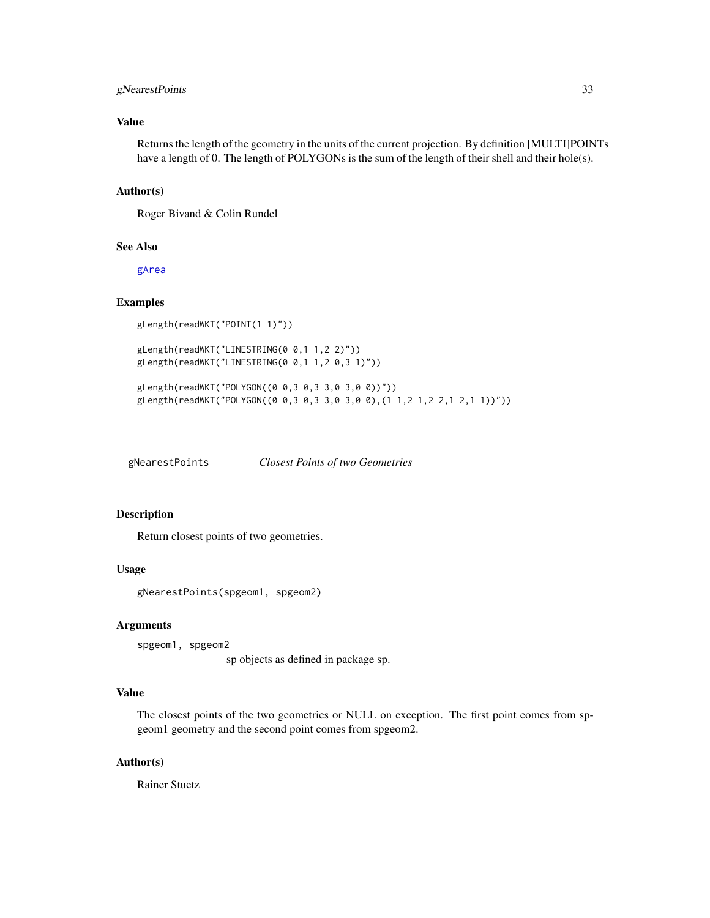### Value

Returns the length of the geometry in the units of the current projection. By definition [MULTI]POINTs have a length of 0. The length of POLYGONs is the sum of the length of their shell and their hole(s).

### Author(s)

Roger Bivand & Colin Rundel

### See Also

`gArea`

### Examples

```
gLength(readWKT("POINT(1 1)"))

gLength(readWKT("LINESTRING(0 0,1 1,2 2)"))
gLength(readWKT("LINESTRING(0 0,1 1,2 0,3 1)"))

gLength(readWKT("POLYGON((0 0,3 0,3 3,0 3,0 0))"))
gLength(readWKT("POLYGON((0 0,3 0,3 3,0 3,0 0),(1 1,2 1,2 2,1 2,1 1))"))
```

---

## gNearestPoints    *Closest Points of two Geometries*

### Description

Return closest points of two geometries.

### Usage

```
gNearestPoints(spgeom1, spgeom2)
```

### Arguments

`spgeom1, spgeom2`
  sp objects as defined in package sp.

### Value

The closest points of the two geometries or NULL on exception. The first point comes from spgeom1 geometry and the second point comes from spgeom2.

### Author(s)

Rainer Stuetz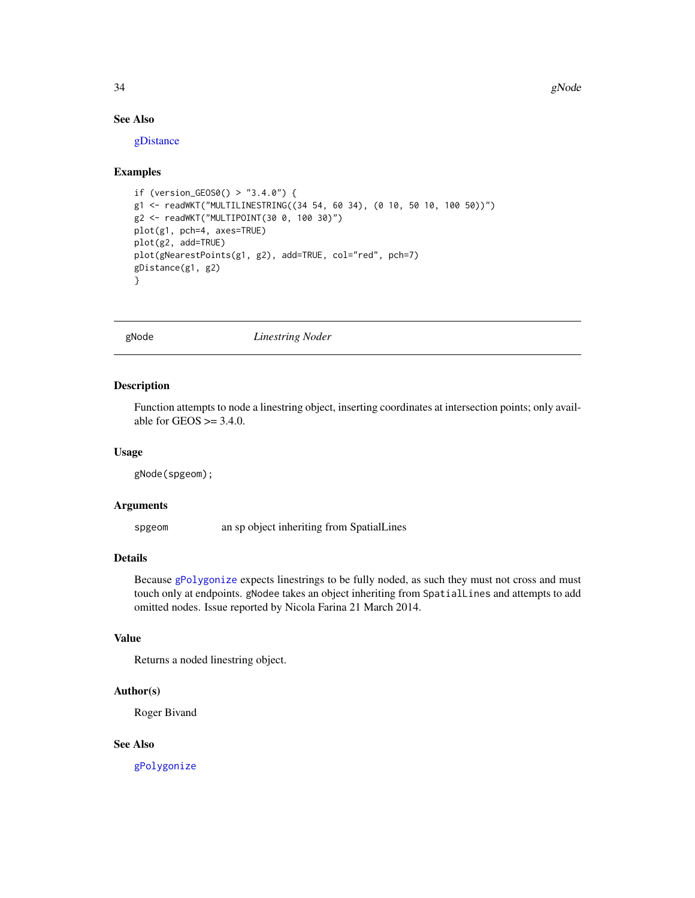## See Also

gDistance

## Examples

```
if (version_GEOS0() > "3.4.0") {
g1 <- readWKT("MULTILINESTRING((34 54, 60 34), (0 10, 50 10, 100 50))")
g2 <- readWKT("MULTIPOINT(30 0, 100 30)")
plot(g1, pch=4, axes=TRUE)
plot(g2, add=TRUE)
plot(gNearestPoints(g1, g2), add=TRUE, col="red", pch=7)
gDistance(g1, g2)
}
```

---

# gNode *Linestring Noder*

## Description

Function attempts to node a linestring object, inserting coordinates at intersection points; only available for GEOS >= 3.4.0.

## Usage

```
gNode(spgeom);
```

## Arguments

| | |
|---|---|
| spgeom | an sp object inheriting from SpatialLines |

## Details

Because `gPolygonize` expects linestrings to be fully noded, as such they must not cross and must touch only at endpoints. `gNodee` takes an object inheriting from `SpatialLines` and attempts to add omitted nodes. Issue reported by Nicola Farina 21 March 2014.

## Value

Returns a noded linestring object.

## Author(s)

Roger Bivand

## See Also

`gPolygonize`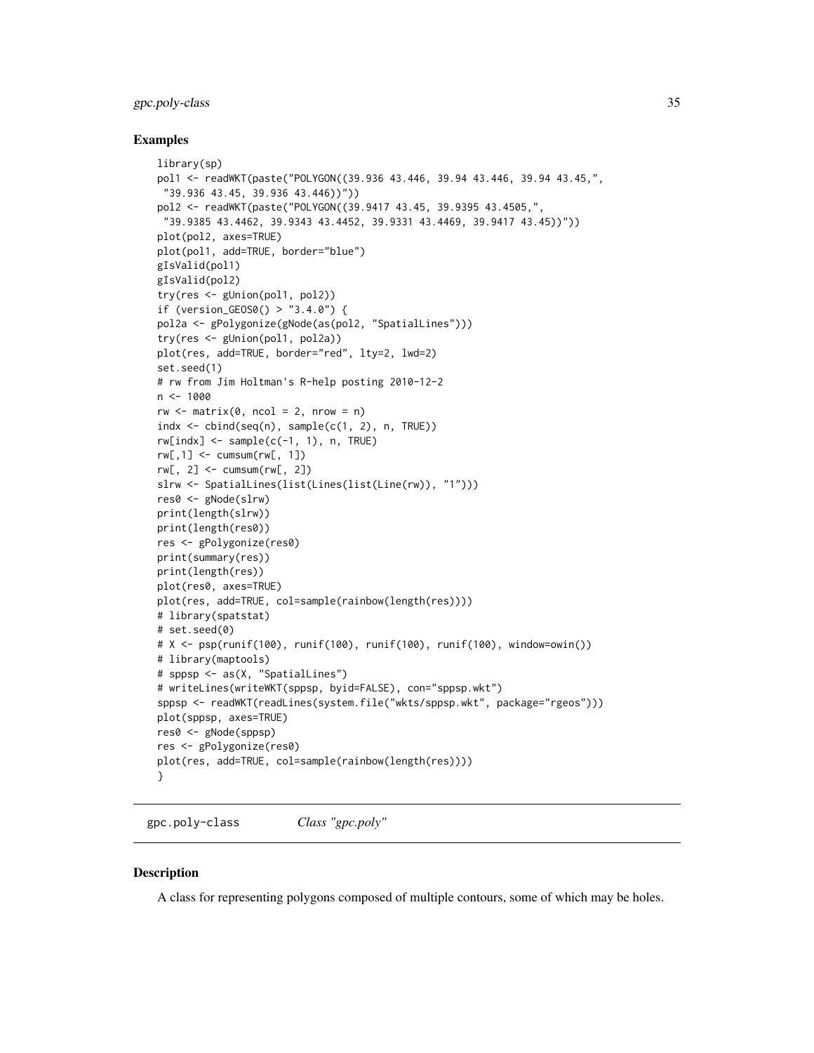### Examples

```
library(sp)
pol1 <- readWKT(paste("POLYGON((39.936 43.446, 39.94 43.446, 39.94 43.45,",
 "39.936 43.45, 39.936 43.446))"))
pol2 <- readWKT(paste("POLYGON((39.9417 43.45, 39.9395 43.4505,",
 "39.9385 43.4462, 39.9343 43.4452, 39.9331 43.4469, 39.9417 43.45))"))
plot(pol2, axes=TRUE)
plot(pol1, add=TRUE, border="blue")
gIsValid(pol1)
gIsValid(pol2)
try(res <- gUnion(pol1, pol2))
if (version_GEOS0() > "3.4.0") {
pol2a <- gPolygonize(gNode(as(pol2, "SpatialLines")))
try(res <- gUnion(pol1, pol2a))
plot(res, add=TRUE, border="red", lty=2, lwd=2)
set.seed(1)
# rw from Jim Holtman's R-help posting 2010-12-2
n <- 1000
rw <- matrix(0, ncol = 2, nrow = n)
indx <- cbind(seq(n), sample(c(1, 2), n, TRUE))
rw[indx] <- sample(c(-1, 1), n, TRUE)
rw[,1] <- cumsum(rw[, 1])
rw[, 2] <- cumsum(rw[, 2])
slrw <- SpatialLines(list(Lines(list(Line(rw)), "1")))
res0 <- gNode(slrw)
print(length(slrw))
print(length(res0))
res <- gPolygonize(res0)
print(summary(res))
print(length(res))
plot(res0, axes=TRUE)
plot(res, add=TRUE, col=sample(rainbow(length(res))))
# library(spatstat)
# set.seed(0)
# X <- psp(runif(100), runif(100), runif(100), runif(100), window=owin())
# library(maptools)
# sppsp <- as(X, "SpatialLines")
# writeLines(writeWKT(sppsp, byid=FALSE), con="sppsp.wkt")
sppsp <- readWKT(readLines(system.file("wkts/sppsp.wkt", package="rgeos")))
plot(sppsp, axes=TRUE)
res0 <- gNode(sppsp)
res <- gPolygonize(res0)
plot(res, add=TRUE, col=sample(rainbow(length(res))))
}
```

---

## gpc.poly-class    *Class "gpc.poly"*

### Description

A class for representing polygons composed of multiple contours, some of which may be holes.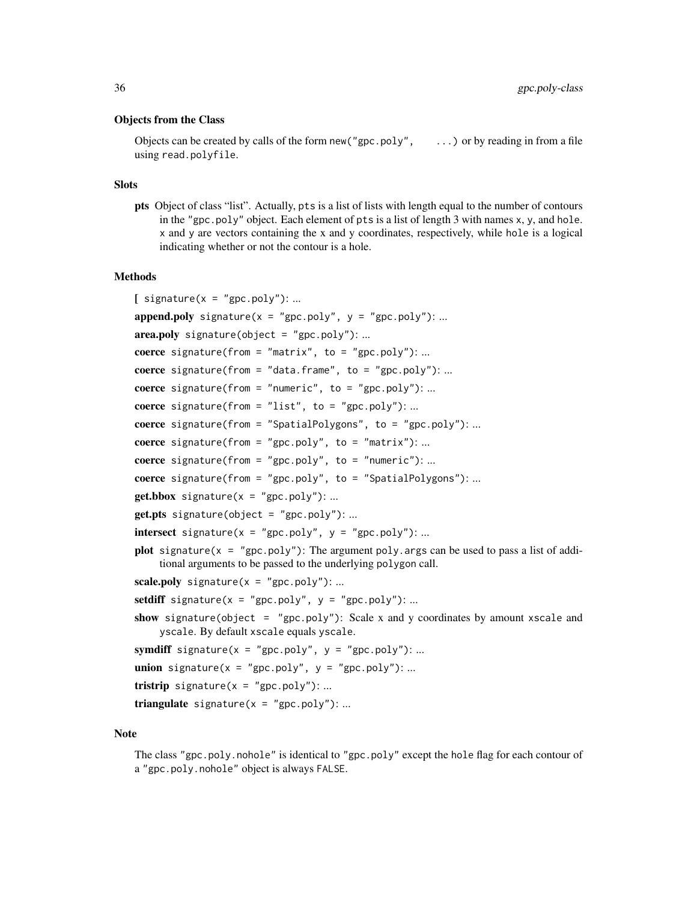### Objects from the Class

Objects can be created by calls of the form `new("gpc.poly", ...)` or by reading in from a file using `read.polyfile`.

### Slots

**pts** Object of class "list". Actually, `pts` is a list of lists with length equal to the number of contours in the `"gpc.poly"` object. Each element of `pts` is a list of length 3 with names `x`, `y`, and `hole`. `x` and `y` are vectors containing the x and y coordinates, respectively, while `hole` is a logical indicating whether or not the contour is a hole.

### Methods

**[** `signature(x = "gpc.poly")`: ...

**append.poly** `signature(x = "gpc.poly", y = "gpc.poly")`: ...

**area.poly** `signature(object = "gpc.poly")`: ...

**coerce** `signature(from = "matrix", to = "gpc.poly")`: ...

**coerce** `signature(from = "data.frame", to = "gpc.poly")`: ...

**coerce** `signature(from = "numeric", to = "gpc.poly")`: ...

**coerce** `signature(from = "list", to = "gpc.poly")`: ...

**coerce** `signature(from = "SpatialPolygons", to = "gpc.poly")`: ...

**coerce** `signature(from = "gpc.poly", to = "matrix")`: ...

**coerce** `signature(from = "gpc.poly", to = "numeric")`: ...

**coerce** `signature(from = "gpc.poly", to = "SpatialPolygons")`: ...

**get.bbox** `signature(x = "gpc.poly")`: ...

**get.pts** `signature(object = "gpc.poly")`: ...

**intersect** `signature(x = "gpc.poly", y = "gpc.poly")`: ...

**plot** `signature(x = "gpc.poly")`: The argument `poly.args` can be used to pass a list of additional arguments to be passed to the underlying `polygon` call.

**scale.poly** `signature(x = "gpc.poly")`: ...

**setdiff** `signature(x = "gpc.poly", y = "gpc.poly")`: ...

**show** `signature(object = "gpc.poly")`: Scale x and y coordinates by amount `xscale` and `yscale`. By default `xscale` equals `yscale`.

**symdiff** `signature(x = "gpc.poly", y = "gpc.poly")`: ...

**union** `signature(x = "gpc.poly", y = "gpc.poly")`: ...

**tristrip** `signature(x = "gpc.poly")`: ...

**triangulate** `signature(x = "gpc.poly")`: ...

### Note

The class `"gpc.poly.nohole"` is identical to `"gpc.poly"` except the `hole` flag for each contour of a `"gpc.poly.nohole"` object is always `FALSE`.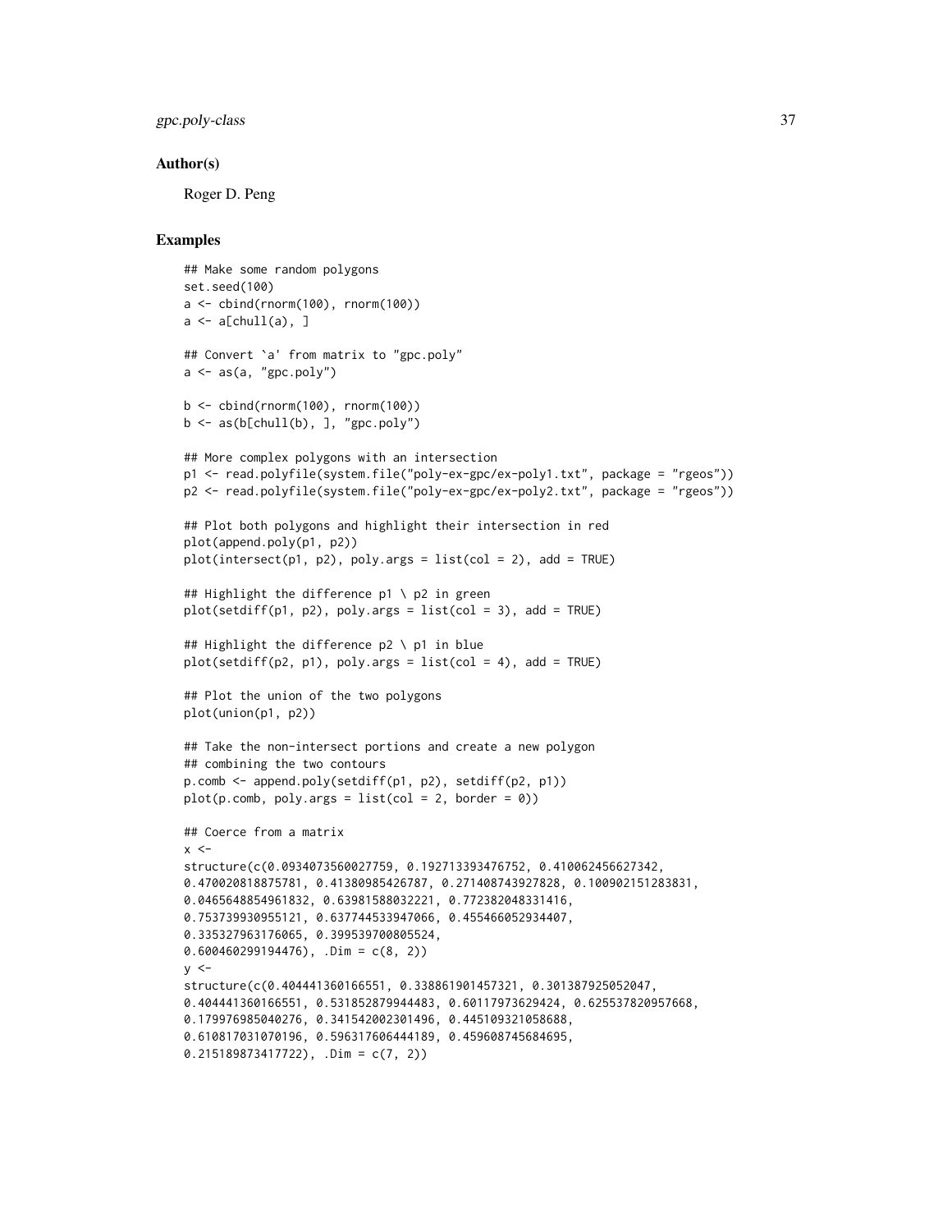### Author(s)

Roger D. Peng

### Examples

```
## Make some random polygons
set.seed(100)
a <- cbind(rnorm(100), rnorm(100))
a <- a[chull(a), ]

## Convert `a' from matrix to "gpc.poly"
a <- as(a, "gpc.poly")

b <- cbind(rnorm(100), rnorm(100))
b <- as(b[chull(b), ], "gpc.poly")

## More complex polygons with an intersection
p1 <- read.polyfile(system.file("poly-ex-gpc/ex-poly1.txt", package = "rgeos"))
p2 <- read.polyfile(system.file("poly-ex-gpc/ex-poly2.txt", package = "rgeos"))

## Plot both polygons and highlight their intersection in red
plot(append.poly(p1, p2))
plot(intersect(p1, p2), poly.args = list(col = 2), add = TRUE)

## Highlight the difference p1 \ p2 in green
plot(setdiff(p1, p2), poly.args = list(col = 3), add = TRUE)

## Highlight the difference p2 \ p1 in blue
plot(setdiff(p2, p1), poly.args = list(col = 4), add = TRUE)

## Plot the union of the two polygons
plot(union(p1, p2))

## Take the non-intersect portions and create a new polygon
## combining the two contours
p.comb <- append.poly(setdiff(p1, p2), setdiff(p2, p1))
plot(p.comb, poly.args = list(col = 2, border = 0))

## Coerce from a matrix
x <-
structure(c(0.0934073560027759, 0.192713393476752, 0.410062456627342,
0.470020818875781, 0.41380985426787, 0.271408743927828, 0.100902151283831,
0.0465648854961832, 0.63981588032221, 0.772382048331416,
0.753739930955121, 0.637744533947066, 0.455466052934407,
0.335327963176065, 0.399539700805524,
0.600460299194476), .Dim = c(8, 2))
y <-
structure(c(0.404441360166551, 0.338861901457321, 0.301387925052047,
0.404441360166551, 0.531852879944483, 0.60117973629424, 0.625537820957668,
0.179976985040276, 0.341542002301496, 0.445109321058688,
0.610817031070196, 0.596317606444189, 0.459608745684695,
0.215189873417722), .Dim = c(7, 2))
```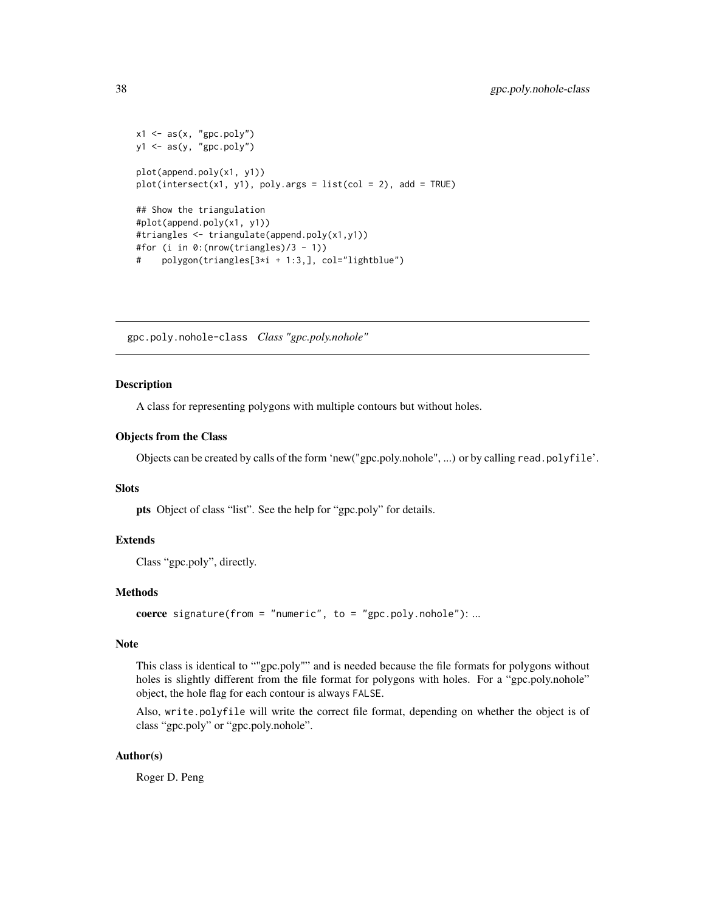```
x1 <- as(x, "gpc.poly")
y1 <- as(y, "gpc.poly")

plot(append.poly(x1, y1))
plot(intersect(x1, y1), poly.args = list(col = 2), add = TRUE)

## Show the triangulation
#plot(append.poly(x1, y1))
#triangles <- triangulate(append.poly(x1,y1))
#for (i in 0:(nrow(triangles)/3 - 1))
#    polygon(triangles[3*i + 1:3,], col="lightblue")
```

---

## gpc.poly.nohole-class *Class "gpc.poly.nohole"*

---

### Description

A class for representing polygons with multiple contours but without holes.

### Objects from the Class

Objects can be created by calls of the form 'new("gpc.poly.nohole", ...) or by calling `read.polyfile`'.

### Slots

**pts** Object of class "list". See the help for "gpc.poly" for details.

### Extends

Class "gpc.poly", directly.

### Methods

**coerce** `signature(from = "numeric", to = "gpc.poly.nohole")`: ...

### Note

This class is identical to ""gpc.poly"" and is needed because the file formats for polygons without holes is slightly different from the file format for polygons with holes. For a "gpc.poly.nohole" object, the hole flag for each contour is always `FALSE`.

Also, `write.polyfile` will write the correct file format, depending on whether the object is of class "gpc.poly" or "gpc.poly.nohole".

### Author(s)

Roger D. Peng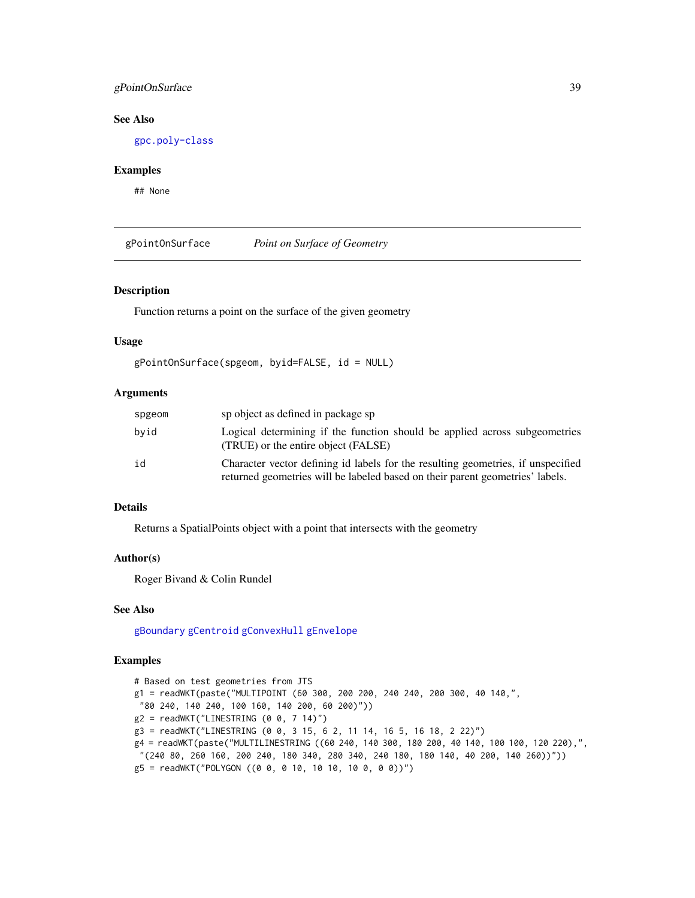## See Also

gpc.poly-class

## Examples

```
## None
```

---

# gPointOnSurface *Point on Surface of Geometry*

## Description

Function returns a point on the surface of the given geometry

## Usage

```
gPointOnSurface(spgeom, byid=FALSE, id = NULL)
```

## Arguments

| | |
|---|---|
| spgeom | sp object as defined in package sp |
| byid | Logical determining if the function should be applied across subgeometries (TRUE) or the entire object (FALSE) |
| id | Character vector defining id labels for the resulting geometries, if unspecified returned geometries will be labeled based on their parent geometries' labels. |

## Details

Returns a SpatialPoints object with a point that intersects with the geometry

## Author(s)

Roger Bivand & Colin Rundel

## See Also

gBoundary gCentroid gConvexHull gEnvelope

## Examples

```
# Based on test geometries from JTS
g1 = readWKT(paste("MULTIPOINT (60 300, 200 200, 240 240, 200 300, 40 140,",
 "80 240, 140 240, 100 160, 140 200, 60 200)"))
g2 = readWKT("LINESTRING (0 0, 7 14)")
g3 = readWKT("LINESTRING (0 0, 3 15, 6 2, 11 14, 16 5, 16 18, 2 22)")
g4 = readWKT(paste("MULTILINESTRING ((60 240, 140 300, 180 200, 40 140, 100 100, 120 220),",
 "(240 80, 260 160, 200 240, 180 340, 280 340, 240 180, 180 140, 40 200, 140 260))"))
g5 = readWKT("POLYGON ((0 0, 0 10, 10 10, 10 0, 0 0))")
```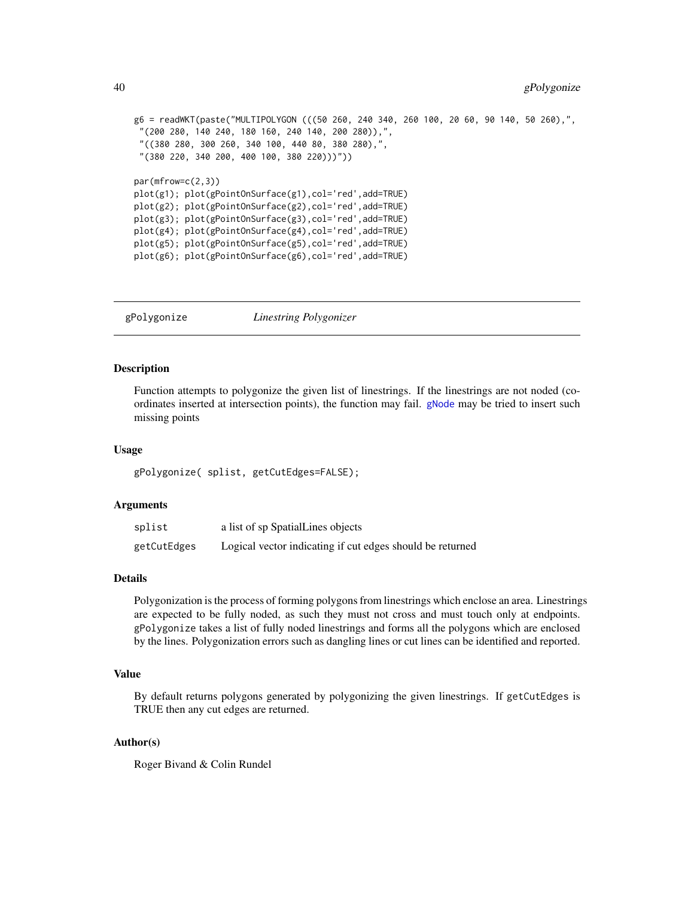```
g6 = readWKT(paste("MULTIPOLYGON (((50 260, 240 340, 260 100, 20 60, 90 140, 50 260),",
 "(200 280, 140 240, 180 160, 240 140, 200 280)),",
 "((380 280, 300 260, 340 100, 440 80, 380 280),",
 "(380 220, 340 200, 400 100, 380 220)))"))

par(mfrow=c(2,3))
plot(g1); plot(gPointOnSurface(g1),col='red',add=TRUE)
plot(g2); plot(gPointOnSurface(g2),col='red',add=TRUE)
plot(g3); plot(gPointOnSurface(g3),col='red',add=TRUE)
plot(g4); plot(gPointOnSurface(g4),col='red',add=TRUE)
plot(g5); plot(gPointOnSurface(g5),col='red',add=TRUE)
plot(g6); plot(gPointOnSurface(g6),col='red',add=TRUE)
```

---

## gPolygonize — *Linestring Polygonizer*

### Description

Function attempts to polygonize the given list of linestrings. If the linestrings are not noded (coordinates inserted at intersection points), the function may fail. gNode may be tried to insert such missing points

### Usage

```
gPolygonize( splist, getCutEdges=FALSE);
```

### Arguments

| | |
|---|---|
| splist | a list of sp SpatialLines objects |
| getCutEdges | Logical vector indicating if cut edges should be returned |

### Details

Polygonization is the process of forming polygons from linestrings which enclose an area. Linestrings are expected to be fully noded, as such they must not cross and must touch only at endpoints. gPolygonize takes a list of fully noded linestrings and forms all the polygons which are enclosed by the lines. Polygonization errors such as dangling lines or cut lines can be identified and reported.

### Value

By default returns polygons generated by polygonizing the given linestrings. If getCutEdges is TRUE then any cut edges are returned.

### Author(s)

Roger Bivand & Colin Rundel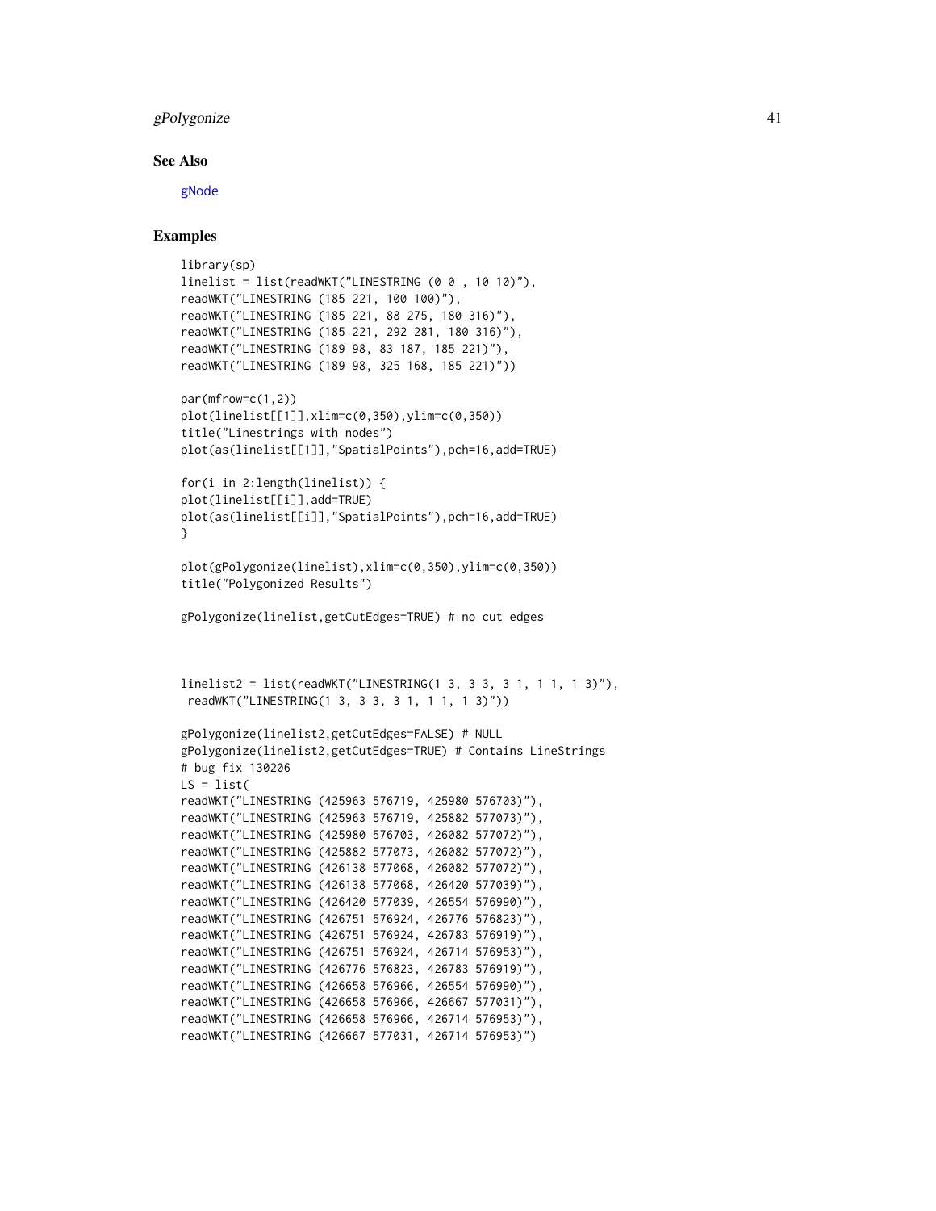## See Also

gNode

## Examples

```
library(sp)
linelist = list(readWKT("LINESTRING (0 0 , 10 10)"),
readWKT("LINESTRING (185 221, 100 100)"),
readWKT("LINESTRING (185 221, 88 275, 180 316)"),
readWKT("LINESTRING (185 221, 292 281, 180 316)"),
readWKT("LINESTRING (189 98, 83 187, 185 221)"),
readWKT("LINESTRING (189 98, 325 168, 185 221)"))

par(mfrow=c(1,2))
plot(linelist[[1]],xlim=c(0,350),ylim=c(0,350))
title("Linestrings with nodes")
plot(as(linelist[[1]],"SpatialPoints"),pch=16,add=TRUE)

for(i in 2:length(linelist)) {
plot(linelist[[i]],add=TRUE)
plot(as(linelist[[i]],"SpatialPoints"),pch=16,add=TRUE)
}

plot(gPolygonize(linelist),xlim=c(0,350),ylim=c(0,350))
title("Polygonized Results")

gPolygonize(linelist,getCutEdges=TRUE) # no cut edges



linelist2 = list(readWKT("LINESTRING(1 3, 3 3, 3 1, 1 1, 1 3)"),
 readWKT("LINESTRING(1 3, 3 3, 3 1, 1 1, 1 3)"))

gPolygonize(linelist2,getCutEdges=FALSE) # NULL
gPolygonize(linelist2,getCutEdges=TRUE) # Contains LineStrings
# bug fix 130206
LS = list(
readWKT("LINESTRING (425963 576719, 425980 576703)"),
readWKT("LINESTRING (425963 576719, 425882 577073)"),
readWKT("LINESTRING (425980 576703, 426082 577072)"),
readWKT("LINESTRING (425882 577073, 426082 577072)"),
readWKT("LINESTRING (426138 577068, 426082 577072)"),
readWKT("LINESTRING (426138 577068, 426420 577039)"),
readWKT("LINESTRING (426420 577039, 426554 576990)"),
readWKT("LINESTRING (426751 576924, 426776 576823)"),
readWKT("LINESTRING (426751 576924, 426783 576919)"),
readWKT("LINESTRING (426751 576924, 426714 576953)"),
readWKT("LINESTRING (426776 576823, 426783 576919)"),
readWKT("LINESTRING (426658 576966, 426554 576990)"),
readWKT("LINESTRING (426658 576966, 426667 577031)"),
readWKT("LINESTRING (426658 576966, 426714 576953)"),
readWKT("LINESTRING (426667 577031, 426714 576953)")
```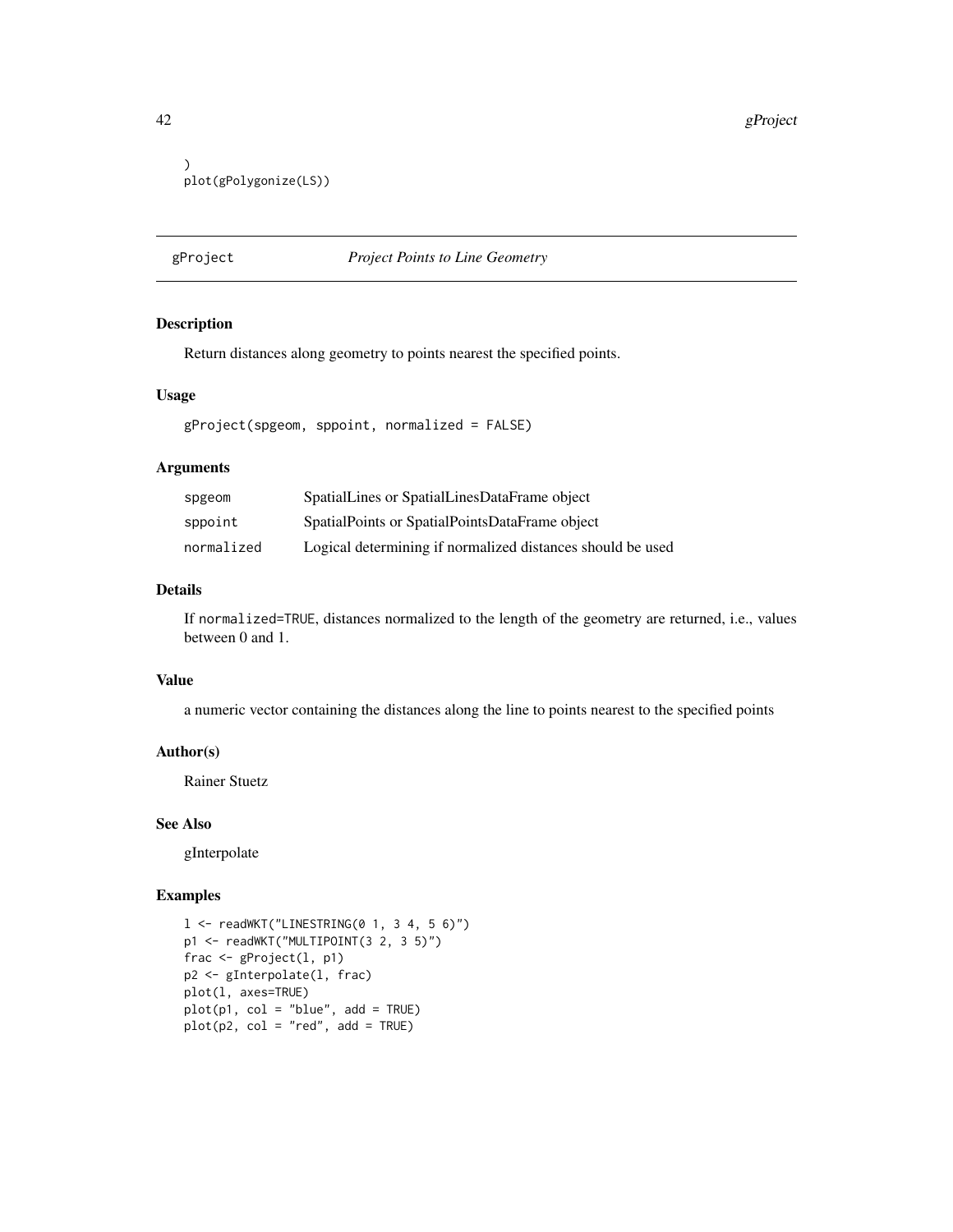```
)
plot(gPolygonize(LS))
```

## gProject — *Project Points to Line Geometry*

### Description

Return distances along geometry to points nearest the specified points.

### Usage

```
gProject(spgeom, sppoint, normalized = FALSE)
```

### Arguments

| | |
|---|---|
| spgeom | SpatialLines or SpatialLinesDataFrame object |
| sppoint | SpatialPoints or SpatialPointsDataFrame object |
| normalized | Logical determining if normalized distances should be used |

### Details

If normalized=TRUE, distances normalized to the length of the geometry are returned, i.e., values between 0 and 1.

### Value

a numeric vector containing the distances along the line to points nearest to the specified points

### Author(s)

Rainer Stuetz

### See Also

gInterpolate

### Examples

```
l <- readWKT("LINESTRING(0 1, 3 4, 5 6)")
p1 <- readWKT("MULTIPOINT(3 2, 3 5)")
frac <- gProject(l, p1)
p2 <- gInterpolate(l, frac)
plot(l, axes=TRUE)
plot(p1, col = "blue", add = TRUE)
plot(p2, col = "red", add = TRUE)
```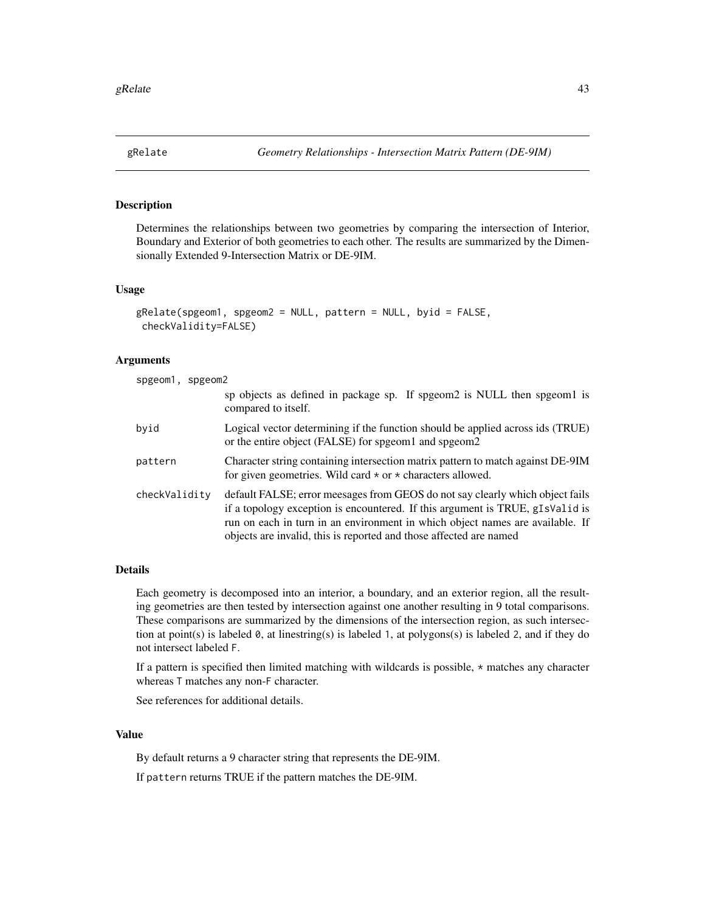# gRelate — *Geometry Relationships - Intersection Matrix Pattern (DE-9IM)*

## Description

Determines the relationships between two geometries by comparing the intersection of Interior, Boundary and Exterior of both geometries to each other. The results are summarized by the Dimensionally Extended 9-Intersection Matrix or DE-9IM.

## Usage

```
gRelate(spgeom1, spgeom2 = NULL, pattern = NULL, byid = FALSE,
 checkValidity=FALSE)
```

## Arguments

| | |
|---|---|
| `spgeom1, spgeom2` | sp objects as defined in package sp. If spgeom2 is NULL then spgeom1 is compared to itself. |
| `byid` | Logical vector determining if the function should be applied across ids (TRUE) or the entire object (FALSE) for spgeom1 and spgeom2 |
| `pattern` | Character string containing intersection matrix pattern to match against DE-9IM for given geometries. Wild card `*` or `*` characters allowed. |
| `checkValidity` | default FALSE; error meesages from GEOS do not say clearly which object fails if a topology exception is encountered. If this argument is TRUE, `gIsValid` is run on each in turn in an environment in which object names are available. If objects are invalid, this is reported and those affected are named |

## Details

Each geometry is decomposed into an interior, a boundary, and an exterior region, all the resulting geometries are then tested by intersection against one another resulting in 9 total comparisons. These comparisons are summarized by the dimensions of the intersection region, as such intersection at point(s) is labeled `0`, at linestring(s) is labeled `1`, at polygons(s) is labeled `2`, and if they do not intersect labeled `F`.

If a pattern is specified then limited matching with wildcards is possible, `*` matches any character whereas `T` matches any non-`F` character.

See references for additional details.

## Value

By default returns a 9 character string that represents the DE-9IM.

If `pattern` returns TRUE if the pattern matches the DE-9IM.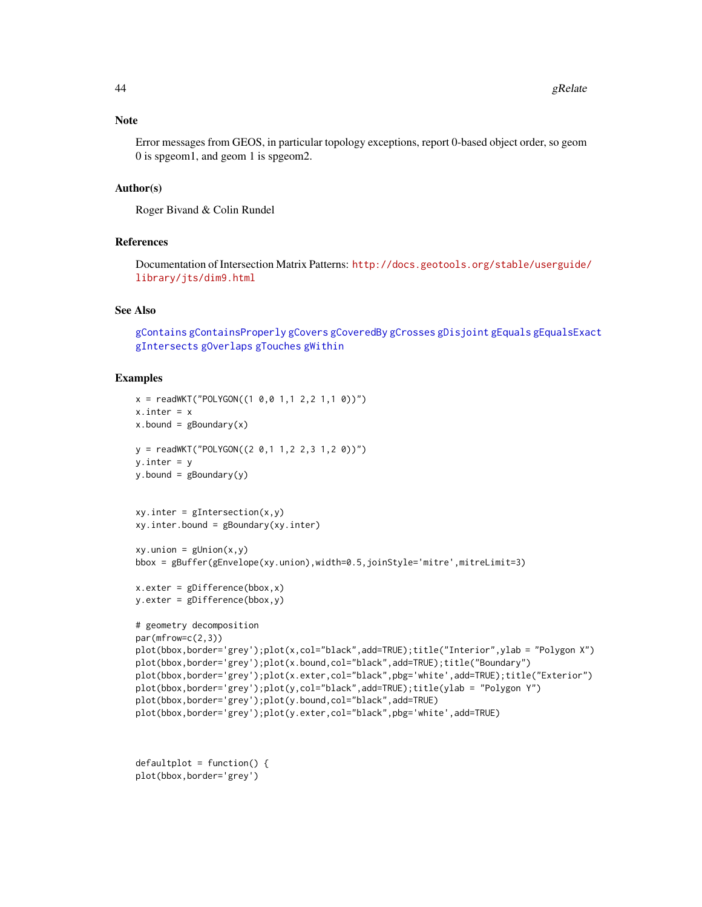## Note

Error messages from GEOS, in particular topology exceptions, report 0-based object order, so geom 0 is spgeom1, and geom 1 is spgeom2.

## Author(s)

Roger Bivand & Colin Rundel

## References

Documentation of Intersection Matrix Patterns: http://docs.geotools.org/stable/userguide/library/jts/dim9.html

## See Also

gContains gContainsProperly gCovers gCoveredBy gCrosses gDisjoint gEquals gEqualsExact gIntersects gOverlaps gTouches gWithin

## Examples

```
x = readWKT("POLYGON((1 0,0 1,1 2,2 1,1 0))")
x.inter = x
x.bound = gBoundary(x)

y = readWKT("POLYGON((2 0,1 1,2 2,3 1,2 0))")
y.inter = y
y.bound = gBoundary(y)


xy.inter = gIntersection(x,y)
xy.inter.bound = gBoundary(xy.inter)

xy.union = gUnion(x,y)
bbox = gBuffer(gEnvelope(xy.union),width=0.5,joinStyle='mitre',mitreLimit=3)

x.exter = gDifference(bbox,x)
y.exter = gDifference(bbox,y)

# geometry decomposition
par(mfrow=c(2,3))
plot(bbox,border='grey');plot(x,col="black",add=TRUE);title("Interior",ylab = "Polygon X")
plot(bbox,border='grey');plot(x.bound,col="black",add=TRUE);title("Boundary")
plot(bbox,border='grey');plot(x.exter,col="black",pbg='white',add=TRUE);title("Exterior")
plot(bbox,border='grey');plot(y,col="black",add=TRUE);title(ylab = "Polygon Y")
plot(bbox,border='grey');plot(y.bound,col="black",add=TRUE)
plot(bbox,border='grey');plot(y.exter,col="black",pbg='white',add=TRUE)



defaultplot = function() {
plot(bbox,border='grey')
```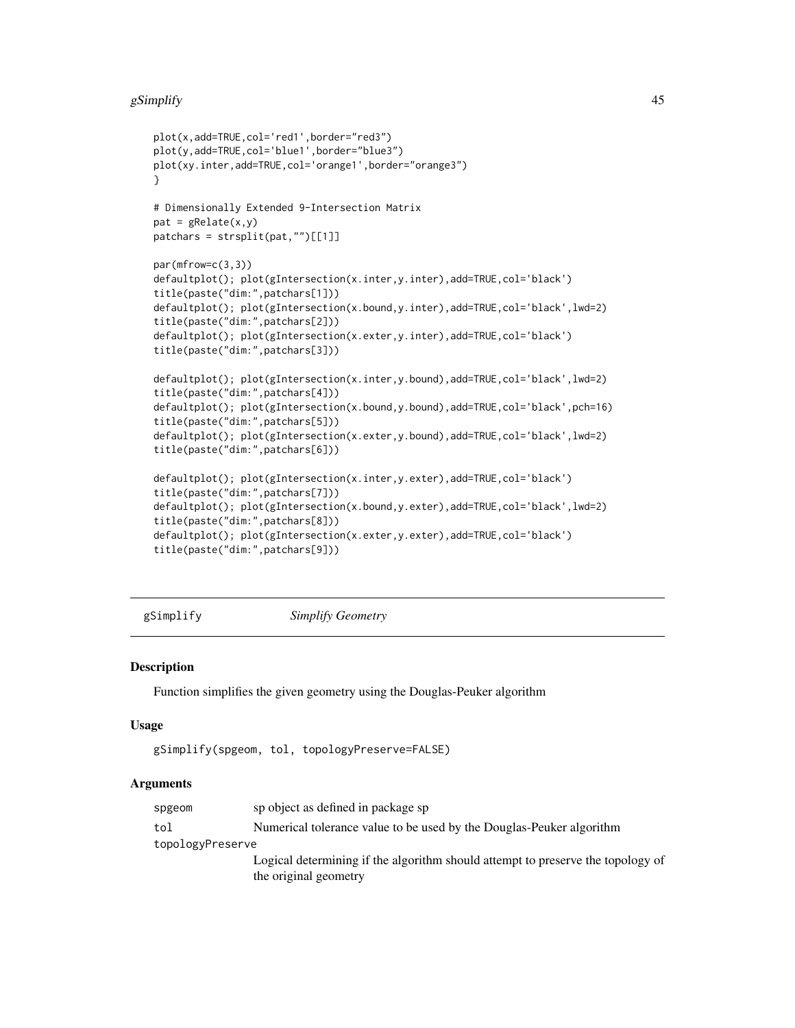```
plot(x,add=TRUE,col='red1',border="red3")
plot(y,add=TRUE,col='blue1',border="blue3")
plot(xy.inter,add=TRUE,col='orange1',border="orange3")
}

# Dimensionally Extended 9-Intersection Matrix
pat = gRelate(x,y)
patchars = strsplit(pat,"")[[1]]

par(mfrow=c(3,3))
defaultplot(); plot(gIntersection(x.inter,y.inter),add=TRUE,col='black')
title(paste("dim:",patchars[1]))
defaultplot(); plot(gIntersection(x.bound,y.inter),add=TRUE,col='black',lwd=2)
title(paste("dim:",patchars[2]))
defaultplot(); plot(gIntersection(x.exter,y.inter),add=TRUE,col='black')
title(paste("dim:",patchars[3]))

defaultplot(); plot(gIntersection(x.inter,y.bound),add=TRUE,col='black',lwd=2)
title(paste("dim:",patchars[4]))
defaultplot(); plot(gIntersection(x.bound,y.bound),add=TRUE,col='black',pch=16)
title(paste("dim:",patchars[5]))
defaultplot(); plot(gIntersection(x.exter,y.bound),add=TRUE,col='black',lwd=2)
title(paste("dim:",patchars[6]))

defaultplot(); plot(gIntersection(x.inter,y.exter),add=TRUE,col='black')
title(paste("dim:",patchars[7]))
defaultplot(); plot(gIntersection(x.bound,y.exter),add=TRUE,col='black',lwd=2)
title(paste("dim:",patchars[8]))
defaultplot(); plot(gIntersection(x.exter,y.exter),add=TRUE,col='black')
title(paste("dim:",patchars[9]))
```

## gSimplify *Simplify Geometry*

### Description

Function simplifies the given geometry using the Douglas-Peuker algorithm

### Usage

```
gSimplify(spgeom, tol, topologyPreserve=FALSE)
```

### Arguments

| | |
|---|---|
| `spgeom` | sp object as defined in package sp |
| `tol` | Numerical tolerance value to be used by the Douglas-Peuker algorithm |
| `topologyPreserve` | Logical determining if the algorithm should attempt to preserve the topology of the original geometry |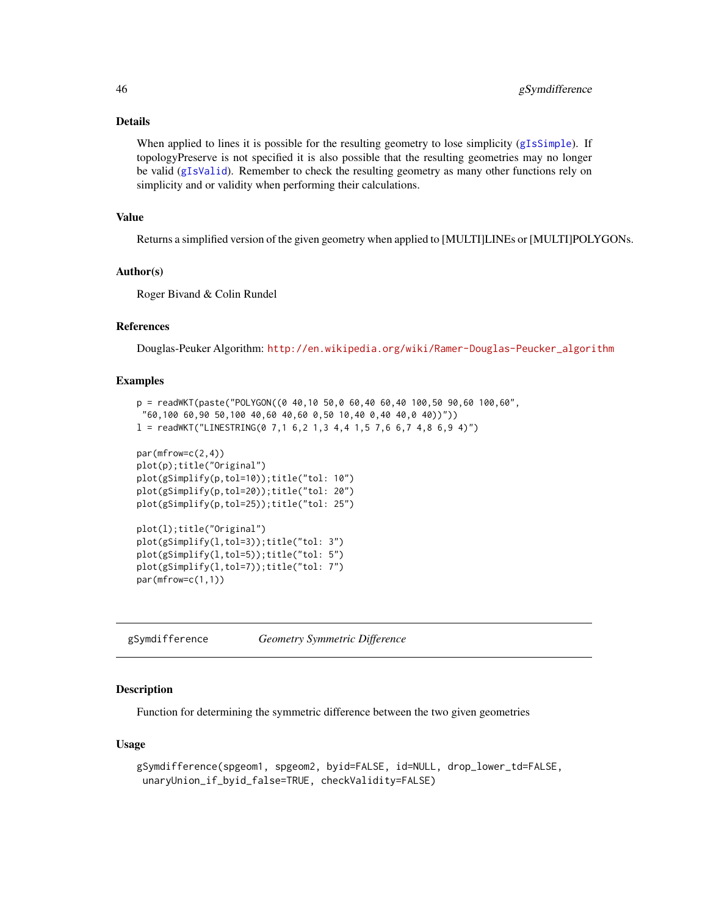### Details

When applied to lines it is possible for the resulting geometry to lose simplicity (gIsSimple). If topologyPreserve is not specified it is also possible that the resulting geometries may no longer be valid (gIsValid). Remember to check the resulting geometry as many other functions rely on simplicity and or validity when performing their calculations.

### Value

Returns a simplified version of the given geometry when applied to [MULTI]LINEs or [MULTI]POLYGONs.

### Author(s)

Roger Bivand & Colin Rundel

### References

Douglas-Peuker Algorithm: http://en.wikipedia.org/wiki/Ramer-Douglas-Peucker_algorithm

### Examples

```
p = readWKT(paste("POLYGON((0 40,10 50,0 60,40 60,40 100,50 90,60 100,60",
 "60,100 60,90 50,100 40,60 40,60 0,50 10,40 0,40 40,0 40))"))
l = readWKT("LINESTRING(0 7,1 6,2 1,3 4,4 1,5 7,6 6,7 4,8 6,9 4)")

par(mfrow=c(2,4))
plot(p);title("Original")
plot(gSimplify(p,tol=10));title("tol: 10")
plot(gSimplify(p,tol=20));title("tol: 20")
plot(gSimplify(p,tol=25));title("tol: 25")

plot(l);title("Original")
plot(gSimplify(l,tol=3));title("tol: 3")
plot(gSimplify(l,tol=5));title("tol: 5")
plot(gSimplify(l,tol=7));title("tol: 7")
par(mfrow=c(1,1))
```

---

## gSymdifference *Geometry Symmetric Difference*

---

### Description

Function for determining the symmetric difference between the two given geometries

### Usage

```
gSymdifference(spgeom1, spgeom2, byid=FALSE, id=NULL, drop_lower_td=FALSE,
 unaryUnion_if_byid_false=TRUE, checkValidity=FALSE)
```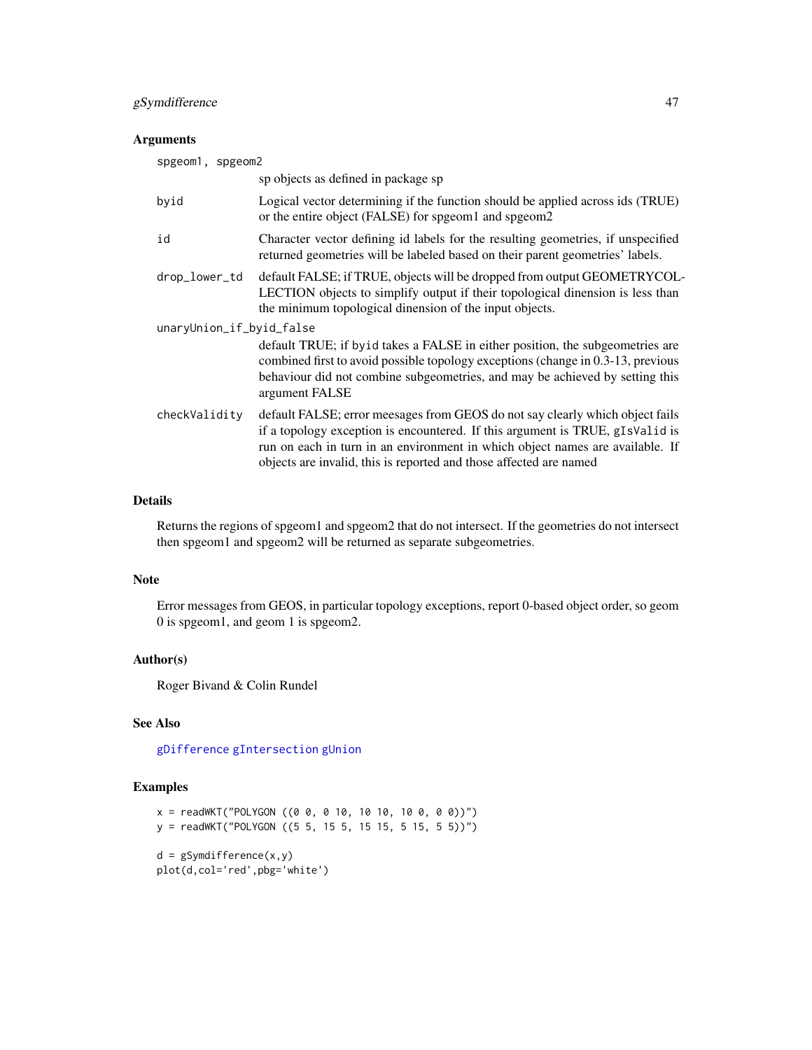### Arguments

- `spgeom1, spgeom2`
  sp objects as defined in package sp
- `byid`
  Logical vector determining if the function should be applied across ids (TRUE) or the entire object (FALSE) for spgeom1 and spgeom2
- `id`
  Character vector defining id labels for the resulting geometries, if unspecified returned geometries will be labeled based on their parent geometries' labels.
- `drop_lower_td`
  default FALSE; if TRUE, objects will be dropped from output GEOMETRYCOLLECTION objects to simplify output if their topological dinension is less than the minimum topological dimension of the input objects.
- `unaryUnion_if_byid_false`
  default TRUE; if `byid` takes a FALSE in either position, the subgeometries are combined first to avoid possible topology exceptions (change in 0.3-13, previous behaviour did not combine subgeometries, and may be achieved by setting this argument FALSE
- `checkValidity`
  default FALSE; error meesages from GEOS do not say clearly which object fails if a topology exception is encountered. If this argument is TRUE, `gIsValid` is run on each in turn in an environment in which object names are available. If objects are invalid, this is reported and those affected are named

### Details

Returns the regions of spgeom1 and spgeom2 that do not intersect. If the geometries do not intersect then spgeom1 and spgeom2 will be returned as separate subgeometries.

### Note

Error messages from GEOS, in particular topology exceptions, report 0-based object order, so geom 0 is spgeom1, and geom 1 is spgeom2.

### Author(s)

Roger Bivand & Colin Rundel

### See Also

`gDifference` `gIntersection` `gUnion`

### Examples

```
x = readWKT("POLYGON ((0 0, 0 10, 10 10, 10 0, 0 0))")
y = readWKT("POLYGON ((5 5, 15 5, 15 15, 5 15, 5 5))")

d = gSymdifference(x,y)
plot(d,col='red',pbg='white')
```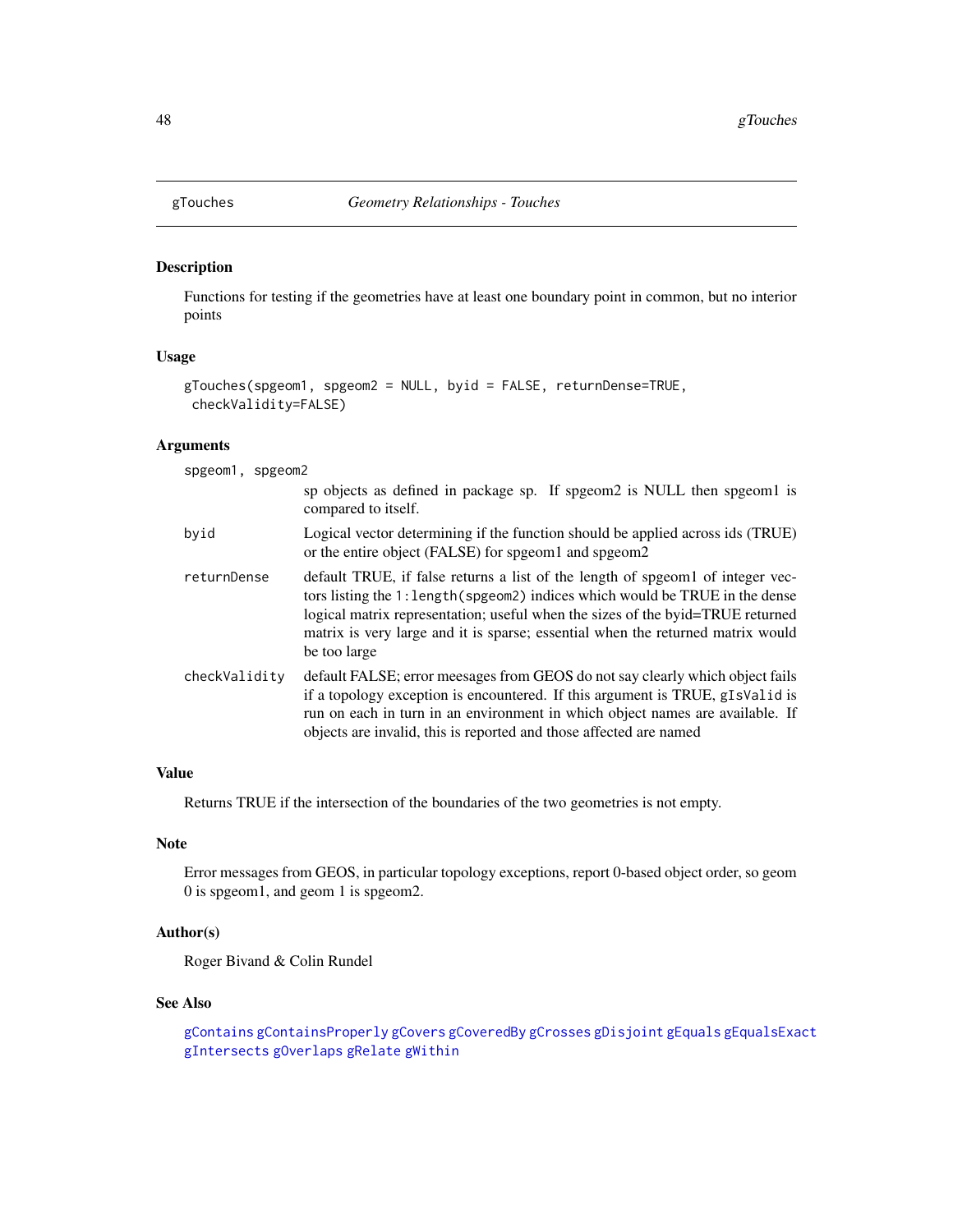# gTouches — *Geometry Relationships - Touches*

## Description

Functions for testing if the geometries have at least one boundary point in common, but no interior points

## Usage

```
gTouches(spgeom1, spgeom2 = NULL, byid = FALSE, returnDense=TRUE,
 checkValidity=FALSE)
```

## Arguments

`spgeom1, spgeom2`
: sp objects as defined in package sp. If spgeom2 is NULL then spgeom1 is compared to itself.

`byid`
: Logical vector determining if the function should be applied across ids (TRUE) or the entire object (FALSE) for spgeom1 and spgeom2

`returnDense`
: default TRUE, if false returns a list of the length of spgeom1 of integer vectors listing the `1:length(spgeom2)` indices which would be TRUE in the dense logical matrix representation; useful when the sizes of the byid=TRUE returned matrix is very large and it is sparse; essential when the returned matrix would be too large

`checkValidity`
: default FALSE; error meesages from GEOS do not say clearly which object fails if a topology exception is encountered. If this argument is TRUE, `gIsValid` is run on each in turn in an environment in which object names are available. If objects are invalid, this is reported and those affected are named

## Value

Returns TRUE if the intersection of the boundaries of the two geometries is not empty.

## Note

Error messages from GEOS, in particular topology exceptions, report 0-based object order, so geom 0 is spgeom1, and geom 1 is spgeom2.

## Author(s)

Roger Bivand & Colin Rundel

## See Also

`gContains` `gContainsProperly` `gCovers` `gCoveredBy` `gCrosses` `gDisjoint` `gEquals` `gEqualsExact` `gIntersects` `gOverlaps` `gRelate` `gWithin`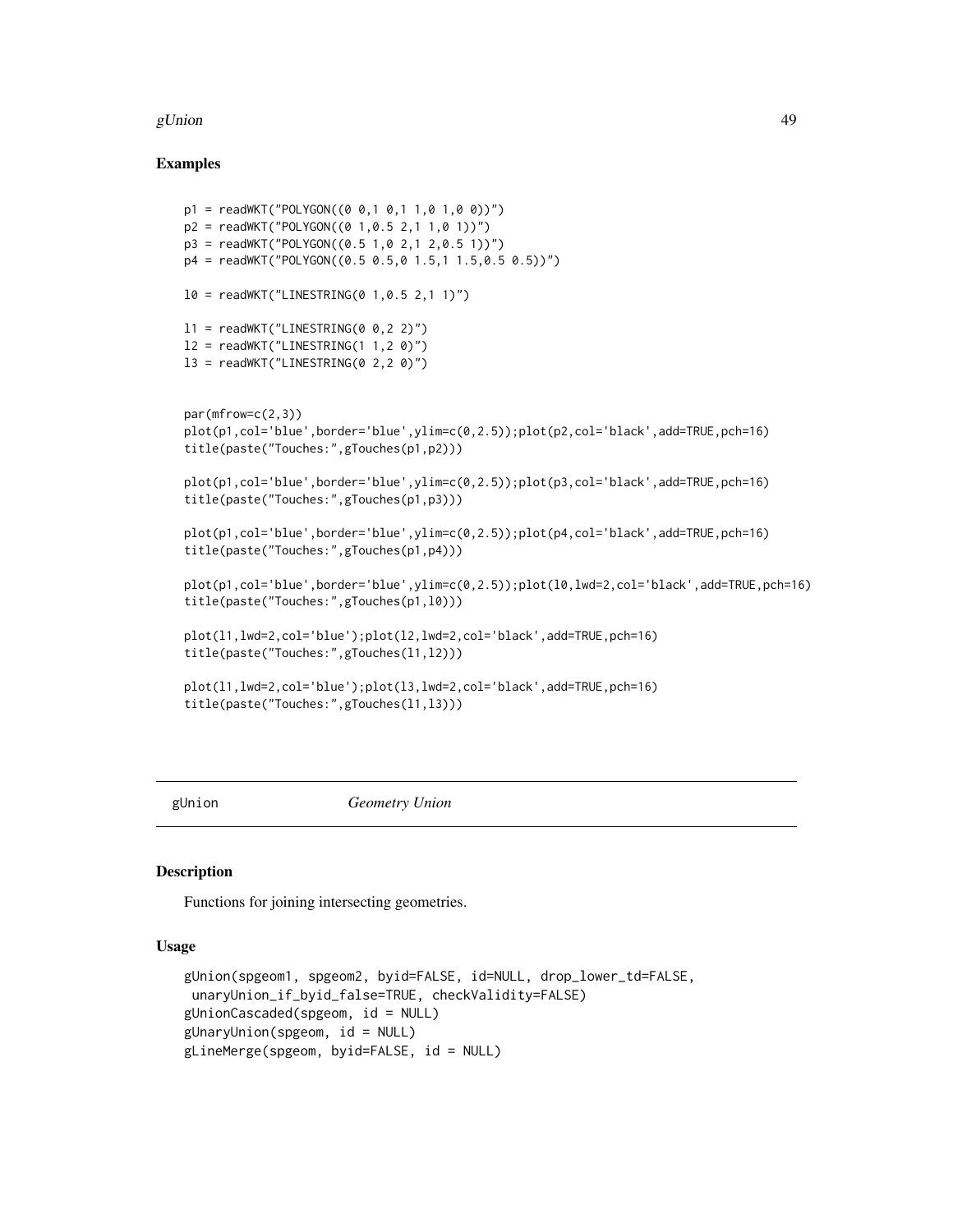## Examples

```
p1 = readWKT("POLYGON((0 0,1 0,1 1,0 1,0 0))")
p2 = readWKT("POLYGON((0 1,0.5 2,1 1,0 1))")
p3 = readWKT("POLYGON((0.5 1,0 2,1 2,0.5 1))")
p4 = readWKT("POLYGON((0.5 0.5,0 1.5,1 1.5,0.5 0.5))")

l0 = readWKT("LINESTRING(0 1,0.5 2,1 1)")

l1 = readWKT("LINESTRING(0 0,2 2)")
l2 = readWKT("LINESTRING(1 1,2 0)")
l3 = readWKT("LINESTRING(0 2,2 0)")


par(mfrow=c(2,3))
plot(p1,col='blue',border='blue',ylim=c(0,2.5));plot(p2,col='black',add=TRUE,pch=16)
title(paste("Touches:",gTouches(p1,p2)))

plot(p1,col='blue',border='blue',ylim=c(0,2.5));plot(p3,col='black',add=TRUE,pch=16)
title(paste("Touches:",gTouches(p1,p3)))

plot(p1,col='blue',border='blue',ylim=c(0,2.5));plot(p4,col='black',add=TRUE,pch=16)
title(paste("Touches:",gTouches(p1,p4)))

plot(p1,col='blue',border='blue',ylim=c(0,2.5));plot(l0,lwd=2,col='black',add=TRUE,pch=16)
title(paste("Touches:",gTouches(p1,l0)))

plot(l1,lwd=2,col='blue');plot(l2,lwd=2,col='black',add=TRUE,pch=16)
title(paste("Touches:",gTouches(l1,l2)))

plot(l1,lwd=2,col='blue');plot(l3,lwd=2,col='black',add=TRUE,pch=16)
title(paste("Touches:",gTouches(l1,l3)))
```

---

# gUnion *Geometry Union*

## Description

Functions for joining intersecting geometries.

## Usage

```
gUnion(spgeom1, spgeom2, byid=FALSE, id=NULL, drop_lower_td=FALSE,
 unaryUnion_if_byid_false=TRUE, checkValidity=FALSE)
gUnionCascaded(spgeom, id = NULL)
gUnaryUnion(spgeom, id = NULL)
gLineMerge(spgeom, byid=FALSE, id = NULL)
```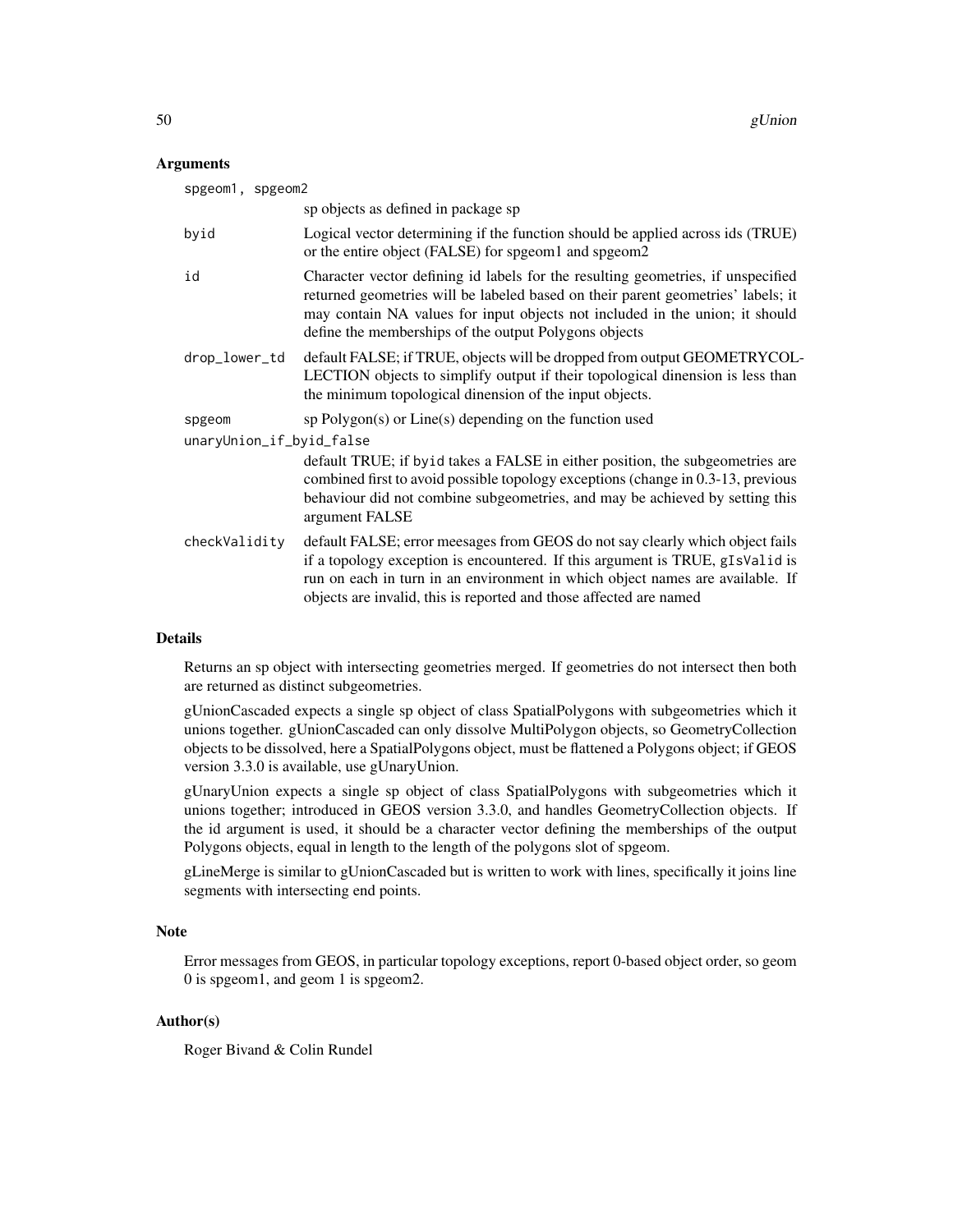## Arguments

| | |
|---|---|
| `spgeom1, spgeom2` | sp objects as defined in package sp |
| `byid` | Logical vector determining if the function should be applied across ids (TRUE) or the entire object (FALSE) for spgeom1 and spgeom2 |
| `id` | Character vector defining id labels for the resulting geometries, if unspecified returned geometries will be labeled based on their parent geometries' labels; it may contain NA values for input objects not included in the union; it should define the memberships of the output Polygons objects |
| `drop_lower_td` | default FALSE; if TRUE, objects will be dropped from output GEOMETRYCOLLECTION objects to simplify output if their topological dinension is less than the minimum topological dinension of the input objects. |
| `spgeom` | sp Polygon(s) or Line(s) depending on the function used |
| `unaryUnion_if_byid_false` | default TRUE; if `byid` takes a FALSE in either position, the subgeometries are combined first to avoid possible topology exceptions (change in 0.3-13, previous behaviour did not combine subgeometries, and may be achieved by setting this argument FALSE |
| `checkValidity` | default FALSE; error meesages from GEOS do not say clearly which object fails if a topology exception is encountered. If this argument is TRUE, `gIsValid` is run on each in turn in an environment in which object names are available. If objects are invalid, this is reported and those affected are named |

## Details

Returns an sp object with intersecting geometries merged. If geometries do not intersect then both are returned as distinct subgeometries.

gUnionCascaded expects a single sp object of class SpatialPolygons with subgeometries which it unions together. gUnionCascaded can only dissolve MultiPolygon objects, so GeometryCollection objects to be dissolved, here a SpatialPolygons object, must be flattened a Polygons object; if GEOS version 3.3.0 is available, use gUnaryUnion.

gUnaryUnion expects a single sp object of class SpatialPolygons with subgeometries which it unions together; introduced in GEOS version 3.3.0, and handles GeometryCollection objects. If the id argument is used, it should be a character vector defining the memberships of the output Polygons objects, equal in length to the length of the polygons slot of spgeom.

gLineMerge is similar to gUnionCascaded but is written to work with lines, specifically it joins line segments with intersecting end points.

## Note

Error messages from GEOS, in particular topology exceptions, report 0-based object order, so geom 0 is spgeom1, and geom 1 is spgeom2.

## Author(s)

Roger Bivand & Colin Rundel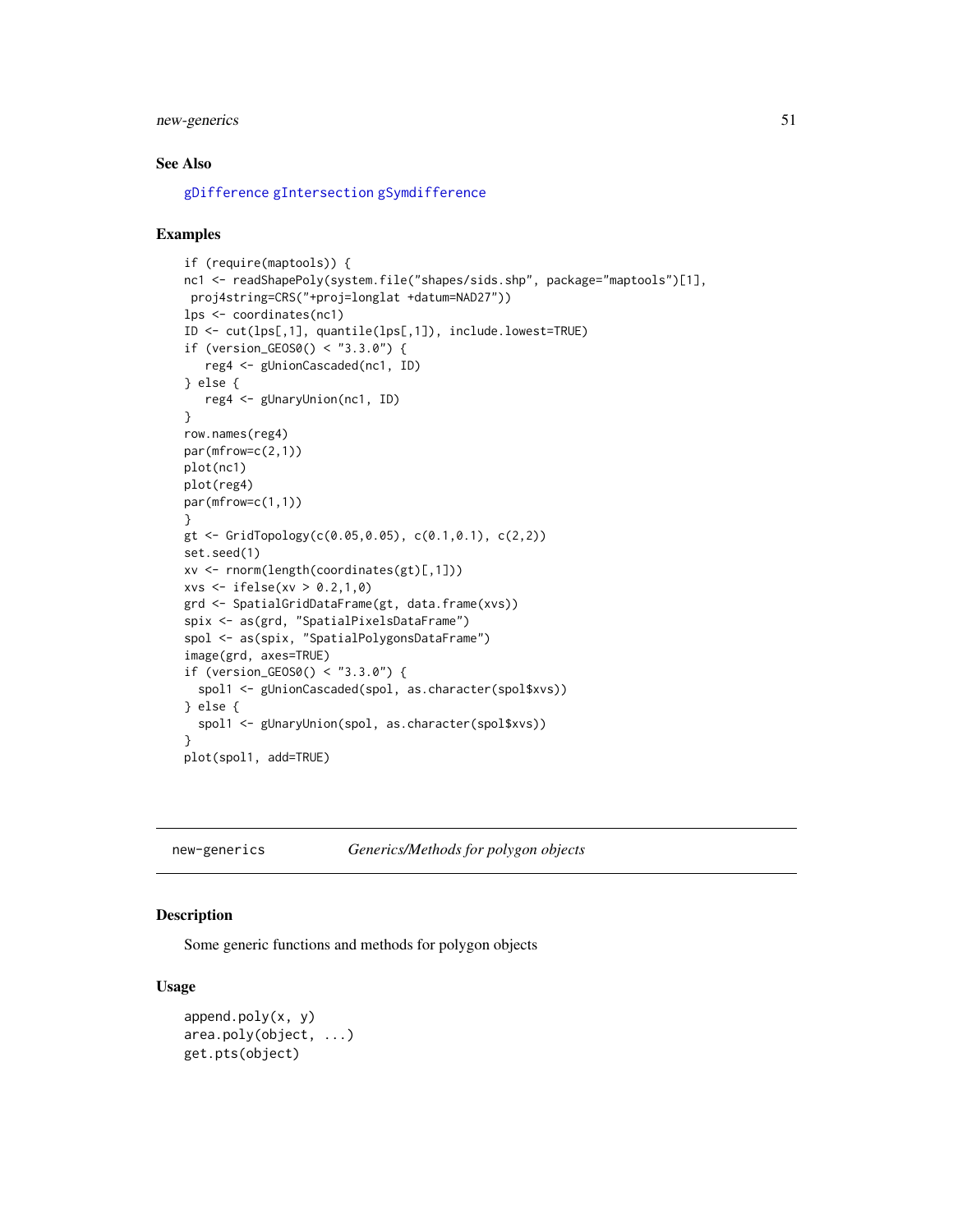## See Also

gDifference gIntersection gSymdifference

## Examples

```
if (require(maptools)) {
nc1 <- readShapePoly(system.file("shapes/sids.shp", package="maptools")[1],
 proj4string=CRS("+proj=longlat +datum=NAD27"))
lps <- coordinates(nc1)
ID <- cut(lps[,1], quantile(lps[,1]), include.lowest=TRUE)
if (version_GEOS0() < "3.3.0") {
   reg4 <- gUnionCascaded(nc1, ID)
} else {
   reg4 <- gUnaryUnion(nc1, ID)
}
row.names(reg4)
par(mfrow=c(2,1))
plot(nc1)
plot(reg4)
par(mfrow=c(1,1))
}
gt <- GridTopology(c(0.05,0.05), c(0.1,0.1), c(2,2))
set.seed(1)
xv <- rnorm(length(coordinates(gt)[,1]))
xvs <- ifelse(xv > 0.2,1,0)
grd <- SpatialGridDataFrame(gt, data.frame(xvs))
spix <- as(grd, "SpatialPixelsDataFrame")
spol <- as(spix, "SpatialPolygonsDataFrame")
image(grd, axes=TRUE)
if (version_GEOS0() < "3.3.0") {
  spol1 <- gUnionCascaded(spol, as.character(spol$xvs))
} else {
  spol1 <- gUnaryUnion(spol, as.character(spol$xvs))
}
plot(spol1, add=TRUE)
```

---

# new-generics *Generics/Methods for polygon objects*

## Description

Some generic functions and methods for polygon objects

## Usage

```
append.poly(x, y)
area.poly(object, ...)
get.pts(object)
```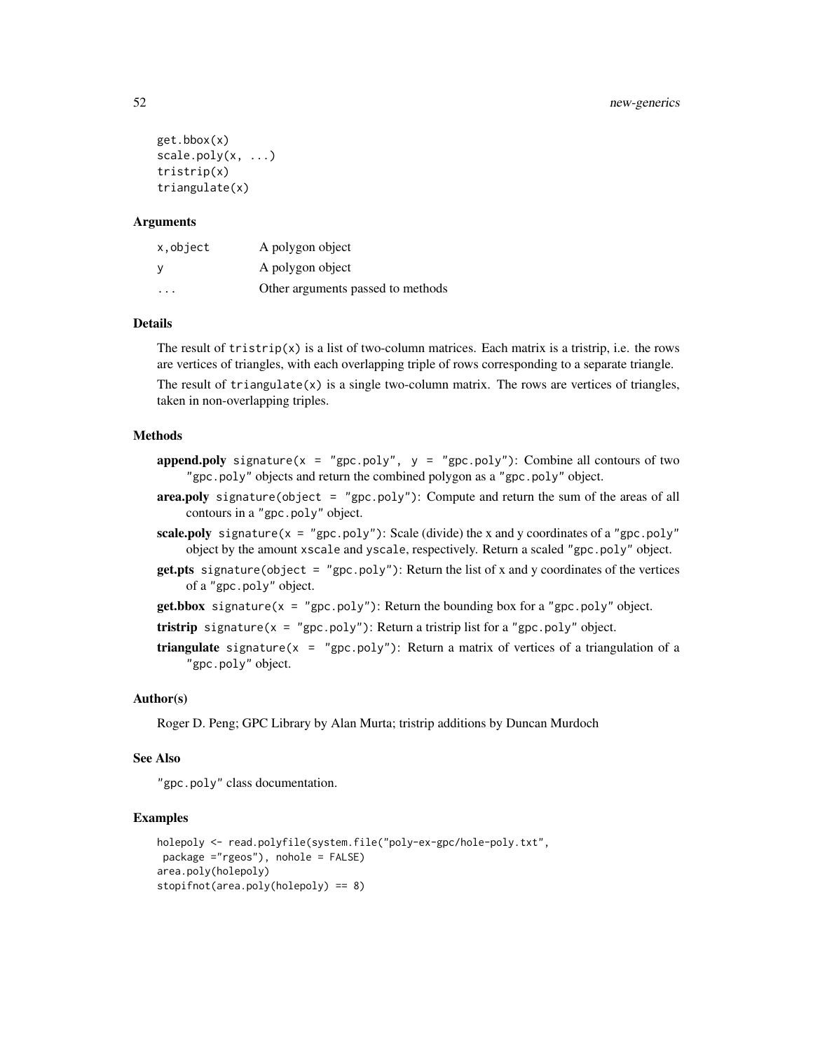```
get.bbox(x)
scale.poly(x, ...)
tristrip(x)
triangulate(x)
```

### Arguments

| | |
|---|---|
| x,object | A polygon object |
| y | A polygon object |
| ... | Other arguments passed to methods |

### Details

The result of `tristrip(x)` is a list of two-column matrices. Each matrix is a tristrip, i.e. the rows are vertices of triangles, with each overlapping triple of rows corresponding to a separate triangle.

The result of `triangulate(x)` is a single two-column matrix. The rows are vertices of triangles, taken in non-overlapping triples.

### Methods

**append.poly** `signature(x = "gpc.poly", y = "gpc.poly")`: Combine all contours of two `"gpc.poly"` objects and return the combined polygon as a `"gpc.poly"` object.

**area.poly** `signature(object = "gpc.poly")`: Compute and return the sum of the areas of all contours in a `"gpc.poly"` object.

**scale.poly** `signature(x = "gpc.poly")`: Scale (divide) the x and y coordinates of a `"gpc.poly"` object by the amount `xscale` and `yscale`, respectively. Return a scaled `"gpc.poly"` object.

**get.pts** `signature(object = "gpc.poly")`: Return the list of x and y coordinates of the vertices of a `"gpc.poly"` object.

**get.bbox** `signature(x = "gpc.poly")`: Return the bounding box for a `"gpc.poly"` object.

**tristrip** `signature(x = "gpc.poly")`: Return a tristrip list for a `"gpc.poly"` object.

**triangulate** `signature(x = "gpc.poly")`: Return a matrix of vertices of a triangulation of a `"gpc.poly"` object.

### Author(s)

Roger D. Peng; GPC Library by Alan Murta; tristrip additions by Duncan Murdoch

### See Also

`"gpc.poly"` class documentation.

### Examples

```
holepoly <- read.polyfile(system.file("poly-ex-gpc/hole-poly.txt",
 package ="rgeos"), nohole = FALSE)
area.poly(holepoly)
stopifnot(area.poly(holepoly) == 8)
```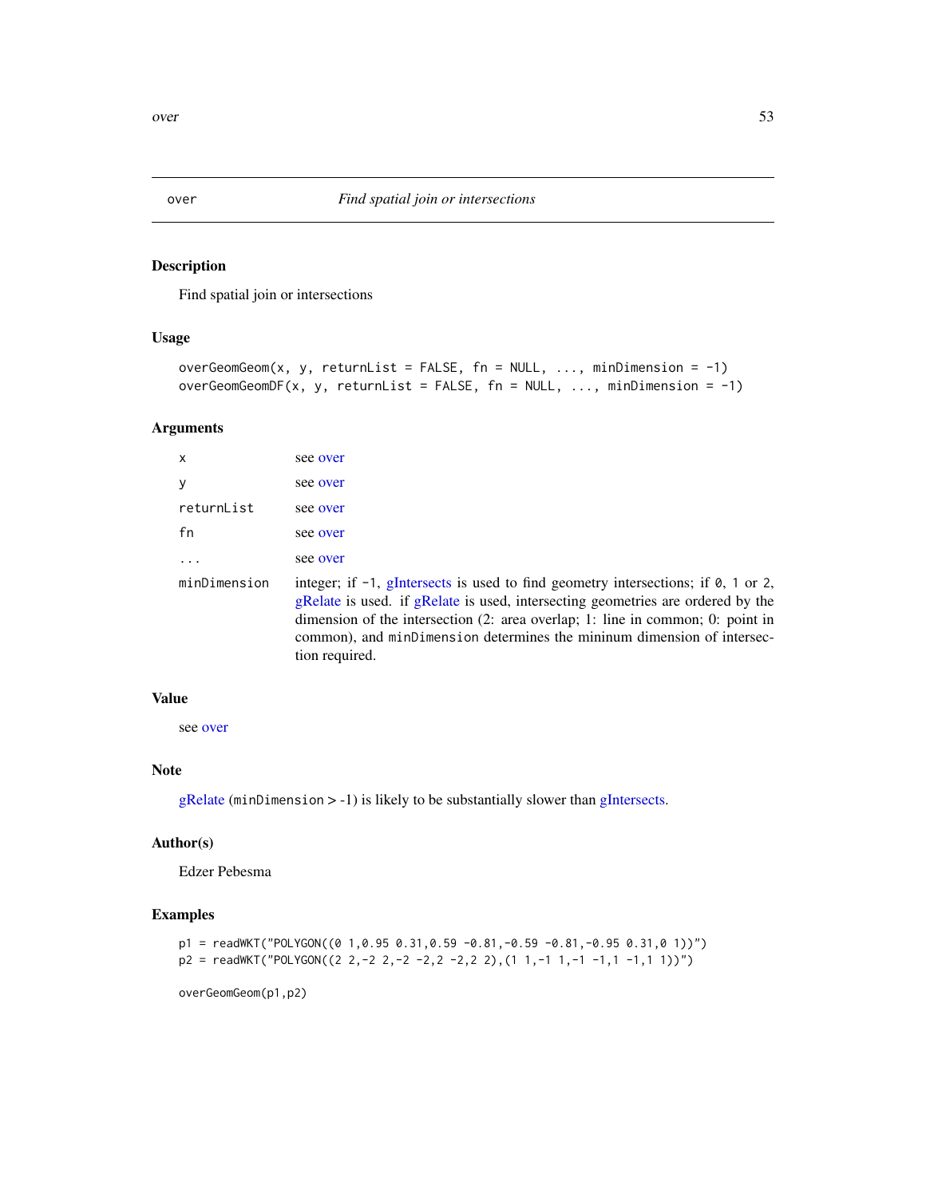# over — *Find spatial join or intersections*

## Description

Find spatial join or intersections

## Usage

```
overGeomGeom(x, y, returnList = FALSE, fn = NULL, ..., minDimension = -1)
overGeomGeomDF(x, y, returnList = FALSE, fn = NULL, ..., minDimension = -1)
```

## Arguments

| | |
|---|---|
| `x` | see over |
| `y` | see over |
| `returnList` | see over |
| `fn` | see over |
| `...` | see over |
| `minDimension` | integer; if `-1`, gIntersects is used to find geometry intersections; if `0`, `1` or `2`, gRelate is used. if gRelate is used, intersecting geometries are ordered by the dimension of the intersection (2: area overlap; 1: line in common; 0: point in common), and `minDimension` determines the mininum dimension of intersection required. |

## Value

see over

## Note

gRelate (`minDimension` > -1) is likely to be substantially slower than gIntersects.

## Author(s)

Edzer Pebesma

## Examples

```
p1 = readWKT("POLYGON((0 1,0.95 0.31,0.59 -0.81,-0.59 -0.81,-0.95 0.31,0 1))")
p2 = readWKT("POLYGON((2 2,-2 2,-2 -2,2 -2,2 2),(1 1,-1 1,-1 -1,1 -1,1 1))")

overGeomGeom(p1,p2)
```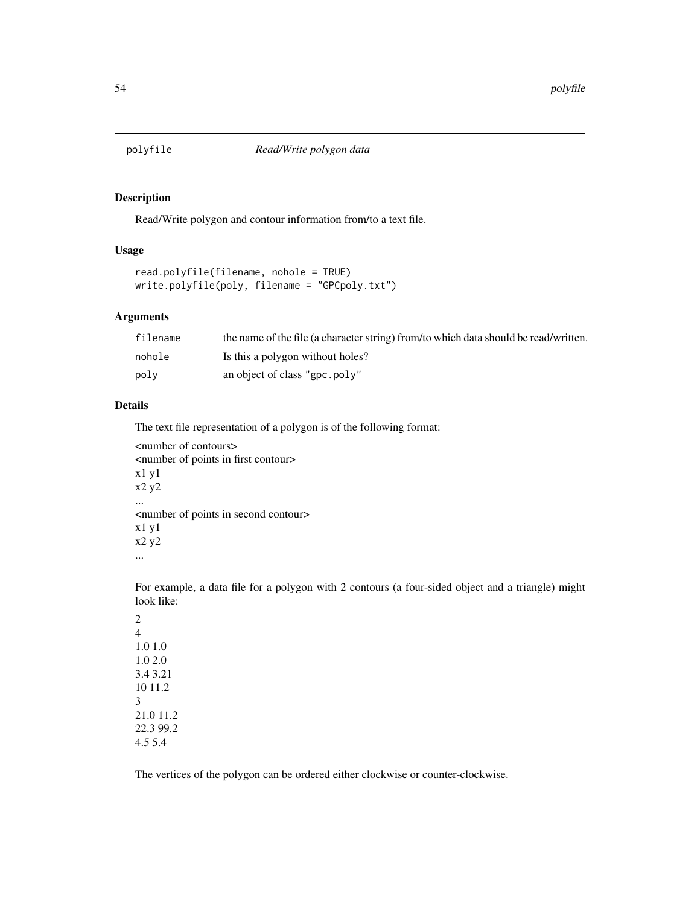# polyfile — *Read/Write polygon data*

## Description

Read/Write polygon and contour information from/to a text file.

## Usage

```
read.polyfile(filename, nohole = TRUE)
write.polyfile(poly, filename = "GPCpoly.txt")
```

## Arguments

| | |
|---|---|
| `filename` | the name of the file (a character string) from/to which data should be read/written. |
| `nohole` | Is this a polygon without holes? |
| `poly` | an object of class "`gpc.poly`" |

## Details

The text file representation of a polygon is of the following format:

```
<number of contours>
<number of points in first contour>
x1 y1
x2 y2
...
<number of points in second contour>
x1 y1
x2 y2
...
```

For example, a data file for a polygon with 2 contours (a four-sided object and a triangle) might look like:

```
2
4
1.0 1.0
1.0 2.0
3.4 3.21
10 11.2
3
21.0 11.2
22.3 99.2
4.5 5.4
```

The vertices of the polygon can be ordered either clockwise or counter-clockwise.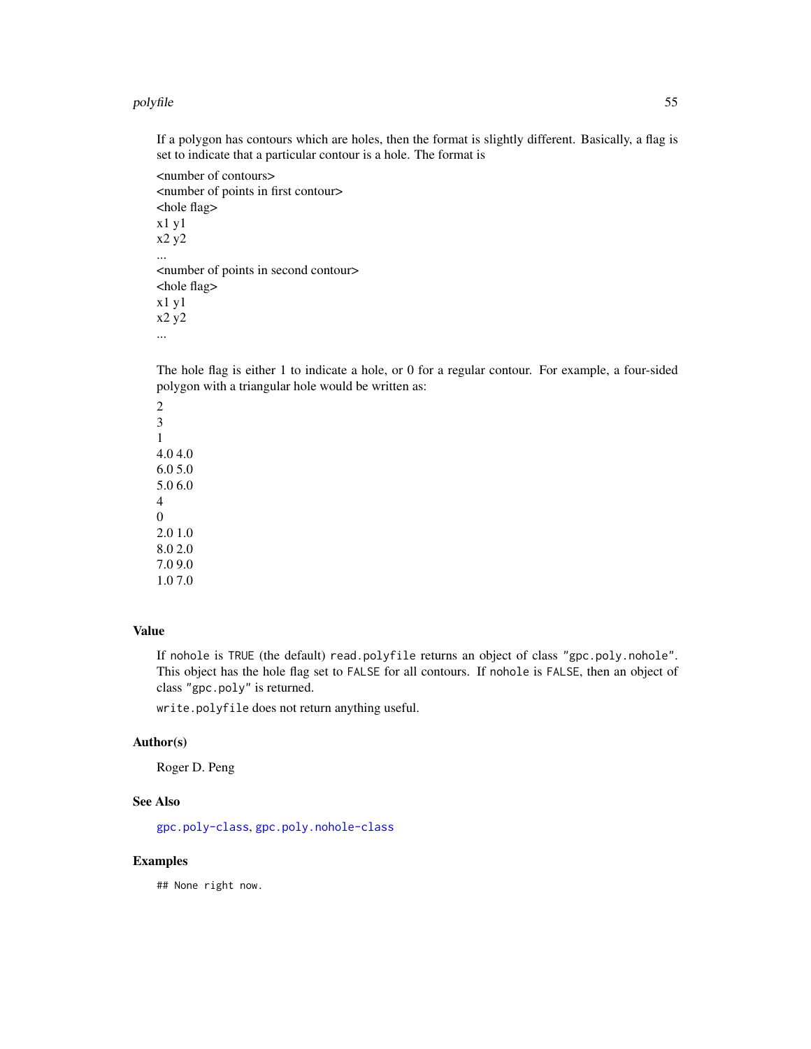If a polygon has contours which are holes, then the format is slightly different. Basically, a flag is set to indicate that a particular contour is a hole. The format is

```
<number of contours>
<number of points in first contour>
<hole flag>
x1 y1
x2 y2
...
<number of points in second contour>
<hole flag>
x1 y1
x2 y2
...
```

The hole flag is either 1 to indicate a hole, or 0 for a regular contour. For example, a four-sided polygon with a triangular hole would be written as:

```
2
3
1
4.0 4.0
6.0 5.0
5.0 6.0
4
0
2.0 1.0
8.0 2.0
7.0 9.0
1.0 7.0
```

## Value

If `nohole` is `TRUE` (the default) `read.polyfile` returns an object of class `"gpc.poly.nohole"`. This object has the hole flag set to `FALSE` for all contours. If `nohole` is `FALSE`, then an object of class `"gpc.poly"` is returned.

`write.polyfile` does not return anything useful.

## Author(s)

Roger D. Peng

## See Also

`gpc.poly-class`, `gpc.poly.nohole-class`

## Examples

```
## None right now.
```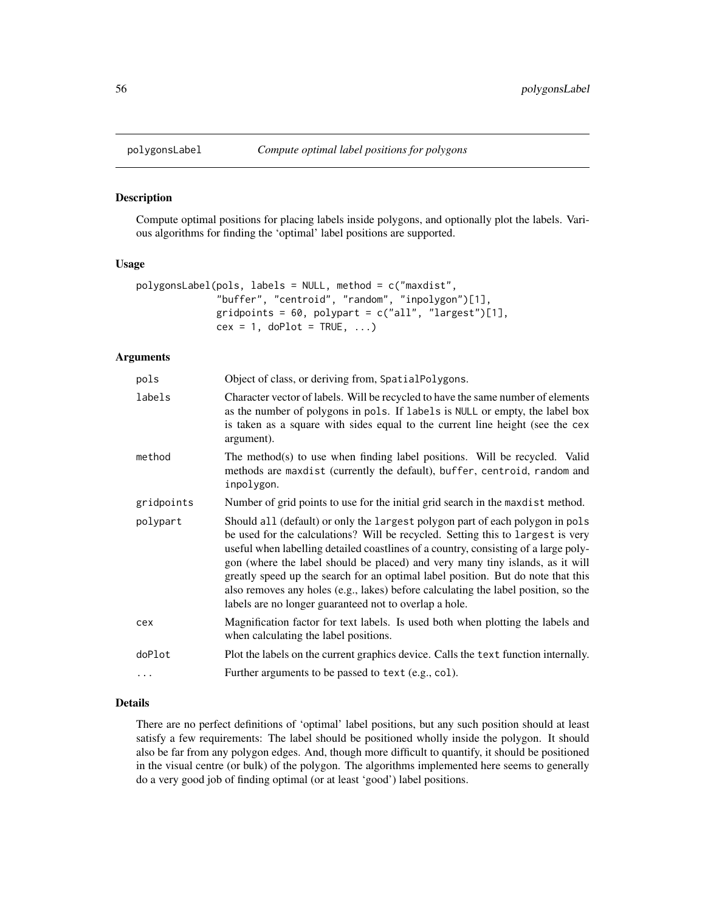# polygonsLabel — *Compute optimal label positions for polygons*

## Description

Compute optimal positions for placing labels inside polygons, and optionally plot the labels. Various algorithms for finding the 'optimal' label positions are supported.

## Usage

```
polygonsLabel(pols, labels = NULL, method = c("maxdist",
              "buffer", "centroid", "random", "inpolygon")[1],
              gridpoints = 60, polypart = c("all", "largest")[1],
              cex = 1, doPlot = TRUE, ...)
```

## Arguments

| | |
|---|---|
| `pols` | Object of class, or deriving from, `SpatialPolygons`. |
| `labels` | Character vector of labels. Will be recycled to have the same number of elements as the number of polygons in `pols`. If `labels` is `NULL` or empty, the label box is taken as a square with sides equal to the current line height (see the `cex` argument). |
| `method` | The method(s) to use when finding label positions. Will be recycled. Valid methods are `maxdist` (currently the default), `buffer`, `centroid`, `random` and `inpolygon`. |
| `gridpoints` | Number of grid points to use for the initial grid search in the `maxdist` method. |
| `polypart` | Should `all` (default) or only the `largest` polygon part of each polygon in `pols` be used for the calculations? Will be recycled. Setting this to `largest` is very useful when labelling detailed coastlines of a country, consisting of a large polygon (where the label should be placed) and very many tiny islands, as it will greatly speed up the search for an optimal label position. But do note that this also removes any holes (e.g., lakes) before calculating the label position, so the labels are no longer guaranteed not to overlap a hole. |
| `cex` | Magnification factor for text labels. Is used both when plotting the labels and when calculating the label positions. |
| `doPlot` | Plot the labels on the current graphics device. Calls the `text` function internally. |
| `...` | Further arguments to be passed to `text` (e.g., `col`). |

## Details

There are no perfect definitions of 'optimal' label positions, but any such position should at least satisfy a few requirements: The label should be positioned wholly inside the polygon. It should also be far from any polygon edges. And, though more difficult to quantify, it should be positioned in the visual centre (or bulk) of the polygon. The algorithms implemented here seems to generally do a very good job of finding optimal (or at least 'good') label positions.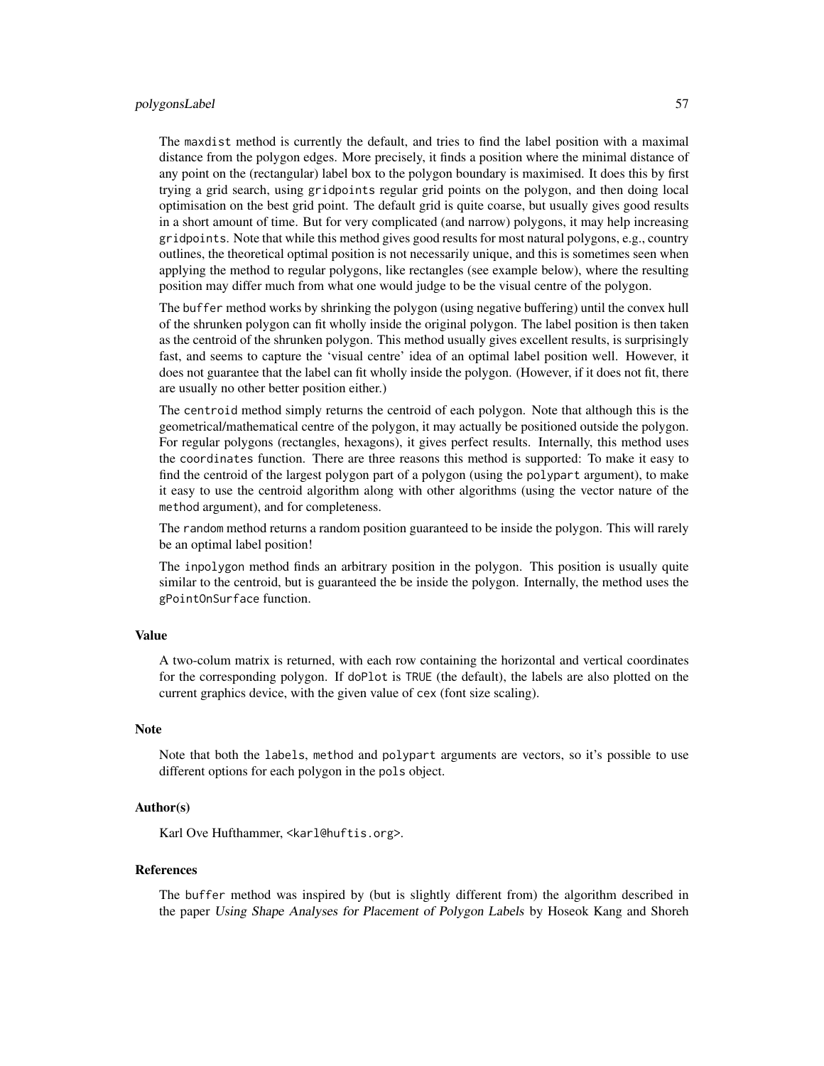The maxdist method is currently the default, and tries to find the label position with a maximal distance from the polygon edges. More precisely, it finds a position where the minimal distance of any point on the (rectangular) label box to the polygon boundary is maximised. It does this by first trying a grid search, using gridpoints regular grid points on the polygon, and then doing local optimisation on the best grid point. The default grid is quite coarse, but usually gives good results in a short amount of time. But for very complicated (and narrow) polygons, it may help increasing gridpoints. Note that while this method gives good results for most natural polygons, e.g., country outlines, the theoretical optimal position is not necessarily unique, and this is sometimes seen when applying the method to regular polygons, like rectangles (see example below), where the resulting position may differ much from what one would judge to be the visual centre of the polygon.

The buffer method works by shrinking the polygon (using negative buffering) until the convex hull of the shrunken polygon can fit wholly inside the original polygon. The label position is then taken as the centroid of the shrunken polygon. This method usually gives excellent results, is surprisingly fast, and seems to capture the 'visual centre' idea of an optimal label position well. However, it does not guarantee that the label can fit wholly inside the polygon. (However, if it does not fit, there are usually no other better position either.)

The centroid method simply returns the centroid of each polygon. Note that although this is the geometrical/mathematical centre of the polygon, it may actually be positioned outside the polygon. For regular polygons (rectangles, hexagons), it gives perfect results. Internally, this method uses the coordinates function. There are three reasons this method is supported: To make it easy to find the centroid of the largest polygon part of a polygon (using the polypart argument), to make it easy to use the centroid algorithm along with other algorithms (using the vector nature of the method argument), and for completeness.

The random method returns a random position guaranteed to be inside the polygon. This will rarely be an optimal label position!

The inpolygon method finds an arbitrary position in the polygon. This position is usually quite similar to the centroid, but is guaranteed the be inside the polygon. Internally, the method uses the gPointOnSurface function.

### Value

A two-colum matrix is returned, with each row containing the horizontal and vertical coordinates for the corresponding polygon. If doPlot is TRUE (the default), the labels are also plotted on the current graphics device, with the given value of cex (font size scaling).

### Note

Note that both the labels, method and polypart arguments are vectors, so it's possible to use different options for each polygon in the pols object.

### Author(s)

Karl Ove Hufthammer, <karl@huftis.org>.

### References

The buffer method was inspired by (but is slightly different from) the algorithm described in the paper *Using Shape Analyses for Placement of Polygon Labels* by Hoseok Kang and Shoreh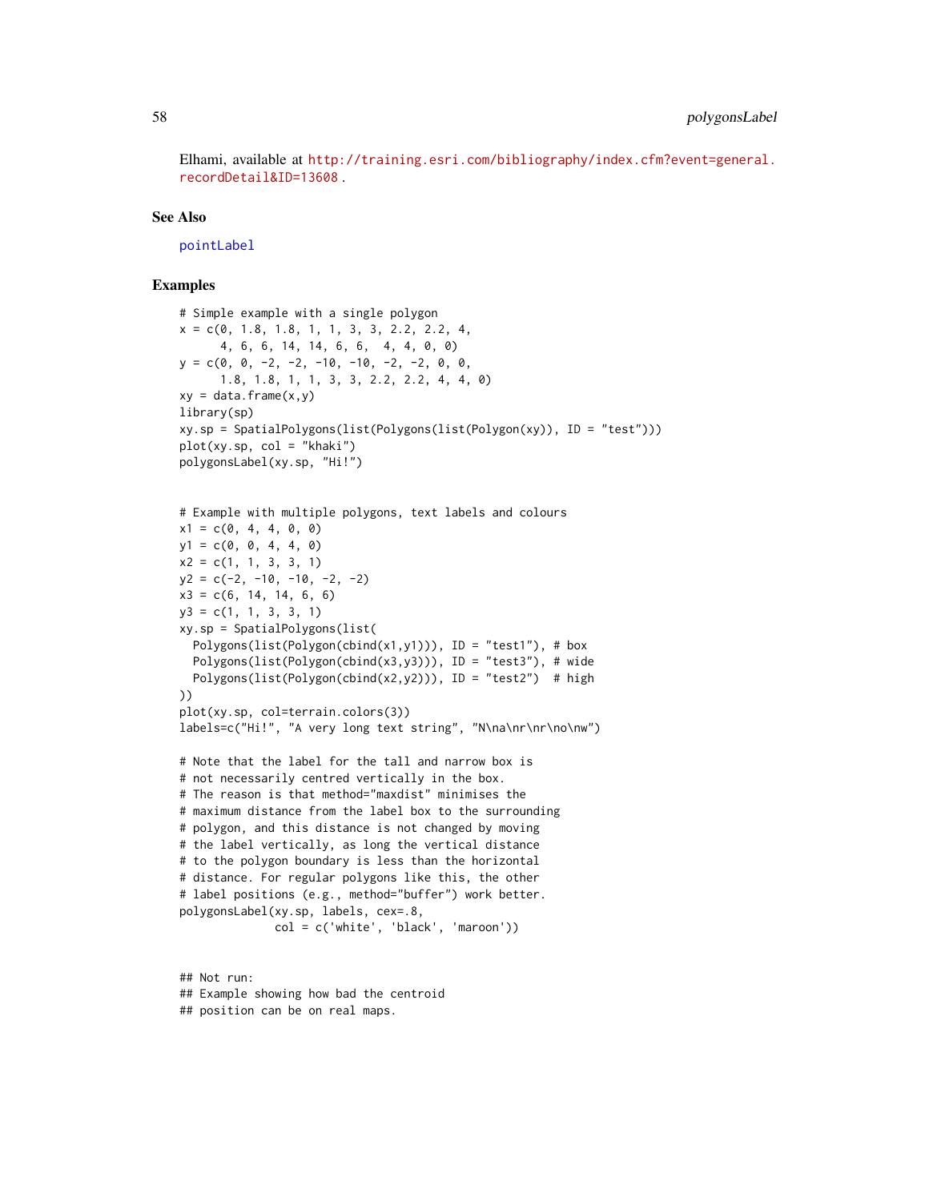Elhami, available at http://training.esri.com/bibliography/index.cfm?event=general.recordDetail&ID=13608.

## See Also

pointLabel

## Examples

```
# Simple example with a single polygon
x = c(0, 1.8, 1.8, 1, 1, 3, 3, 2.2, 2.2, 4,
      4, 6, 6, 14, 14, 6, 6,  4, 4, 0, 0)
y = c(0, 0, -2, -2, -10, -10, -2, -2, 0, 0,
      1.8, 1.8, 1, 1, 3, 3, 2.2, 2.2, 4, 4, 0)
xy = data.frame(x,y)
library(sp)
xy.sp = SpatialPolygons(list(Polygons(list(Polygon(xy)), ID = "test")))
plot(xy.sp, col = "khaki")
polygonsLabel(xy.sp, "Hi!")


# Example with multiple polygons, text labels and colours
x1 = c(0, 4, 4, 0, 0)
y1 = c(0, 0, 4, 4, 0)
x2 = c(1, 1, 3, 3, 1)
y2 = c(-2, -10, -10, -2, -2)
x3 = c(6, 14, 14, 6, 6)
y3 = c(1, 1, 3, 3, 1)
xy.sp = SpatialPolygons(list(
  Polygons(list(Polygon(cbind(x1,y1))), ID = "test1"), # box
  Polygons(list(Polygon(cbind(x3,y3))), ID = "test3"), # wide
  Polygons(list(Polygon(cbind(x2,y2))), ID = "test2")  # high
))
plot(xy.sp, col=terrain.colors(3))
labels=c("Hi!", "A very long text string", "N\na\nr\nr\no\nw")

# Note that the label for the tall and narrow box is
# not necessarily centred vertically in the box.
# The reason is that method="maxdist" minimises the
# maximum distance from the label box to the surrounding
# polygon, and this distance is not changed by moving
# the label vertically, as long the vertical distance
# to the polygon boundary is less than the horizontal
# distance. For regular polygons like this, the other
# label positions (e.g., method="buffer") work better.
polygonsLabel(xy.sp, labels, cex=.8,
              col = c('white', 'black', 'maroon'))


## Not run:
## Example showing how bad the centroid
## position can be on real maps.
```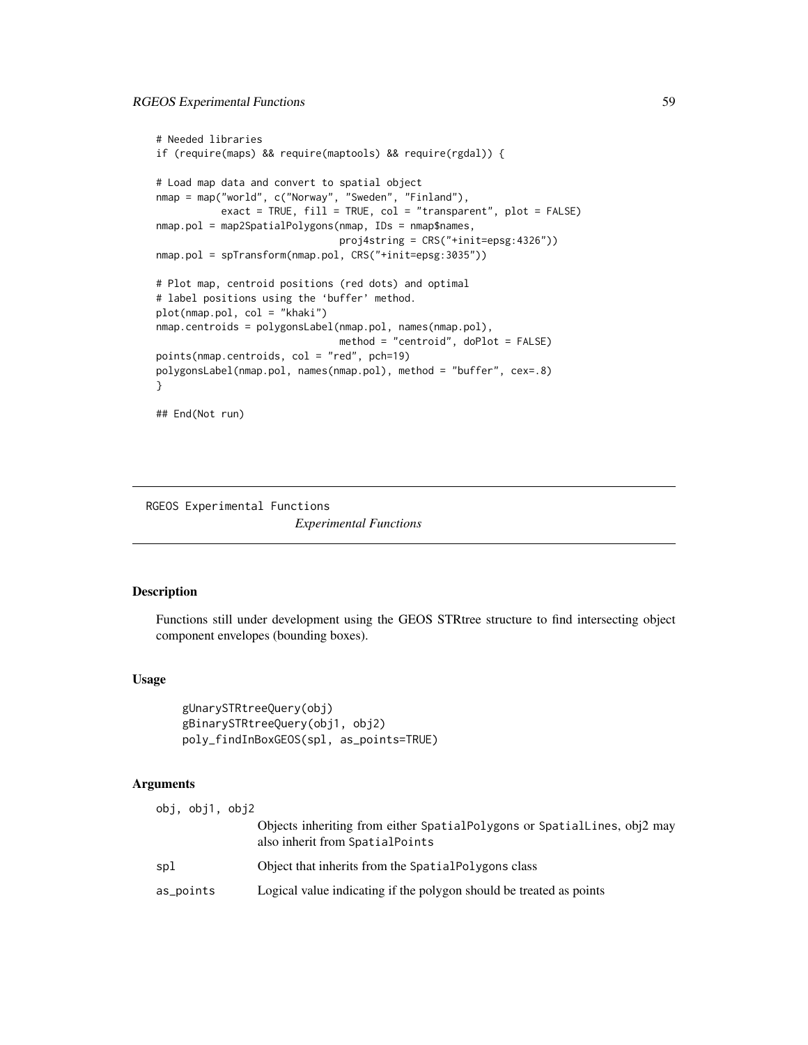```
# Needed libraries
if (require(maps) && require(maptools) && require(rgdal)) {

# Load map data and convert to spatial object
nmap = map("world", c("Norway", "Sweden", "Finland"),
           exact = TRUE, fill = TRUE, col = "transparent", plot = FALSE)
nmap.pol = map2SpatialPolygons(nmap, IDs = nmap$names,
                               proj4string = CRS("+init=epsg:4326"))
nmap.pol = spTransform(nmap.pol, CRS("+init=epsg:3035"))

# Plot map, centroid positions (red dots) and optimal
# label positions using the 'buffer' method.
plot(nmap.pol, col = "khaki")
nmap.centroids = polygonsLabel(nmap.pol, names(nmap.pol),
                               method = "centroid", doPlot = FALSE)
points(nmap.centroids, col = "red", pch=19)
polygonsLabel(nmap.pol, names(nmap.pol), method = "buffer", cex=.8)
}

## End(Not run)
```

---

RGEOS Experimental Functions

*Experimental Functions*

---

## Description

Functions still under development using the GEOS STRtree structure to find intersecting object component envelopes (bounding boxes).

## Usage

```
gUnarySTRtreeQuery(obj)
gBinarySTRtreeQuery(obj1, obj2)
poly_findInBoxGEOS(spl, as_points=TRUE)
```

## Arguments

| | |
|---|---|
| obj, obj1, obj2 | Objects inheriting from either SpatialPolygons or SpatialLines, obj2 may also inherit from SpatialPoints |
| spl | Object that inherits from the SpatialPolygons class |
| as_points | Logical value indicating if the polygon should be treated as points |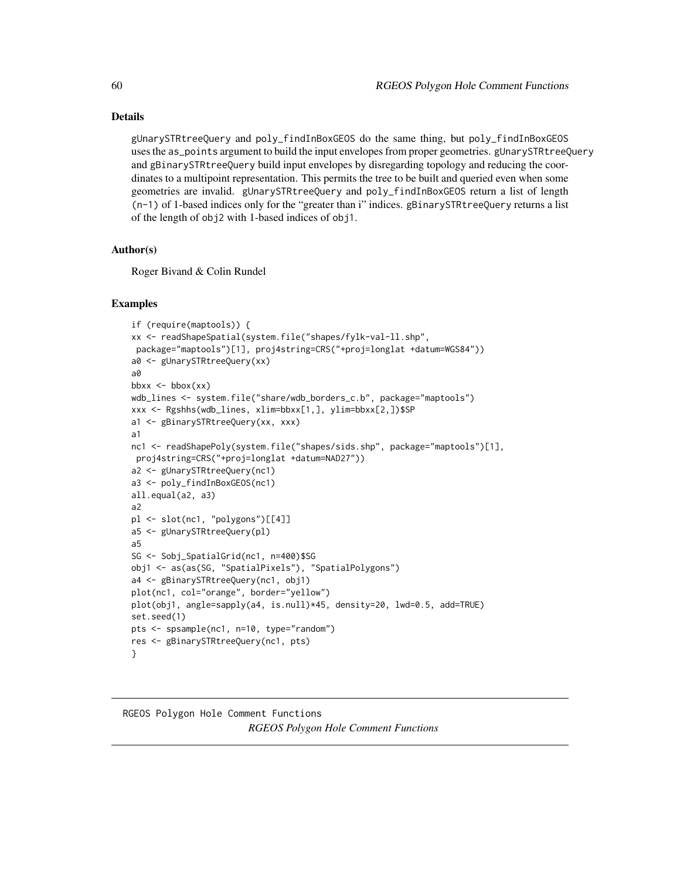## Details

gUnarySTRtreeQuery and poly_findInBoxGEOS do the same thing, but poly_findInBoxGEOS uses the as_points argument to build the input envelopes from proper geometries. gUnarySTRtreeQuery and gBinarySTRtreeQuery build input envelopes by disregarding topology and reducing the coordinates to a multipoint representation. This permits the tree to be built and queried even when some geometries are invalid. gUnarySTRtreeQuery and poly_findInBoxGEOS return a list of length (n-1) of 1-based indices only for the "greater than i" indices. gBinarySTRtreeQuery returns a list of the length of obj2 with 1-based indices of obj1.

## Author(s)

Roger Bivand & Colin Rundel

## Examples

```
if (require(maptools)) {
xx <- readShapeSpatial(system.file("shapes/fylk-val-ll.shp",
 package="maptools")[1], proj4string=CRS("+proj=longlat +datum=WGS84"))
a0 <- gUnarySTRtreeQuery(xx)
a0
bbxx <- bbox(xx)
wdb_lines <- system.file("share/wdb_borders_c.b", package="maptools")
xxx <- Rgshhs(wdb_lines, xlim=bbxx[1,], ylim=bbxx[2,])$SP
a1 <- gBinarySTRtreeQuery(xx, xxx)
a1
nc1 <- readShapePoly(system.file("shapes/sids.shp", package="maptools")[1],
 proj4string=CRS("+proj=longlat +datum=NAD27"))
a2 <- gUnarySTRtreeQuery(nc1)
a3 <- poly_findInBoxGEOS(nc1)
all.equal(a2, a3)
a2
pl <- slot(nc1, "polygons")[[4]]
a5 <- gUnarySTRtreeQuery(pl)
a5
SG <- Sobj_SpatialGrid(nc1, n=400)$SG
obj1 <- as(as(SG, "SpatialPixels"), "SpatialPolygons")
a4 <- gBinarySTRtreeQuery(nc1, obj1)
plot(nc1, col="orange", border="yellow")
plot(obj1, angle=sapply(a4, is.null)*45, density=20, lwd=0.5, add=TRUE)
set.seed(1)
pts <- spsample(nc1, n=10, type="random")
res <- gBinarySTRtreeQuery(nc1, pts)
}
```

---

RGEOS Polygon Hole Comment Functions

# *RGEOS Polygon Hole Comment Functions*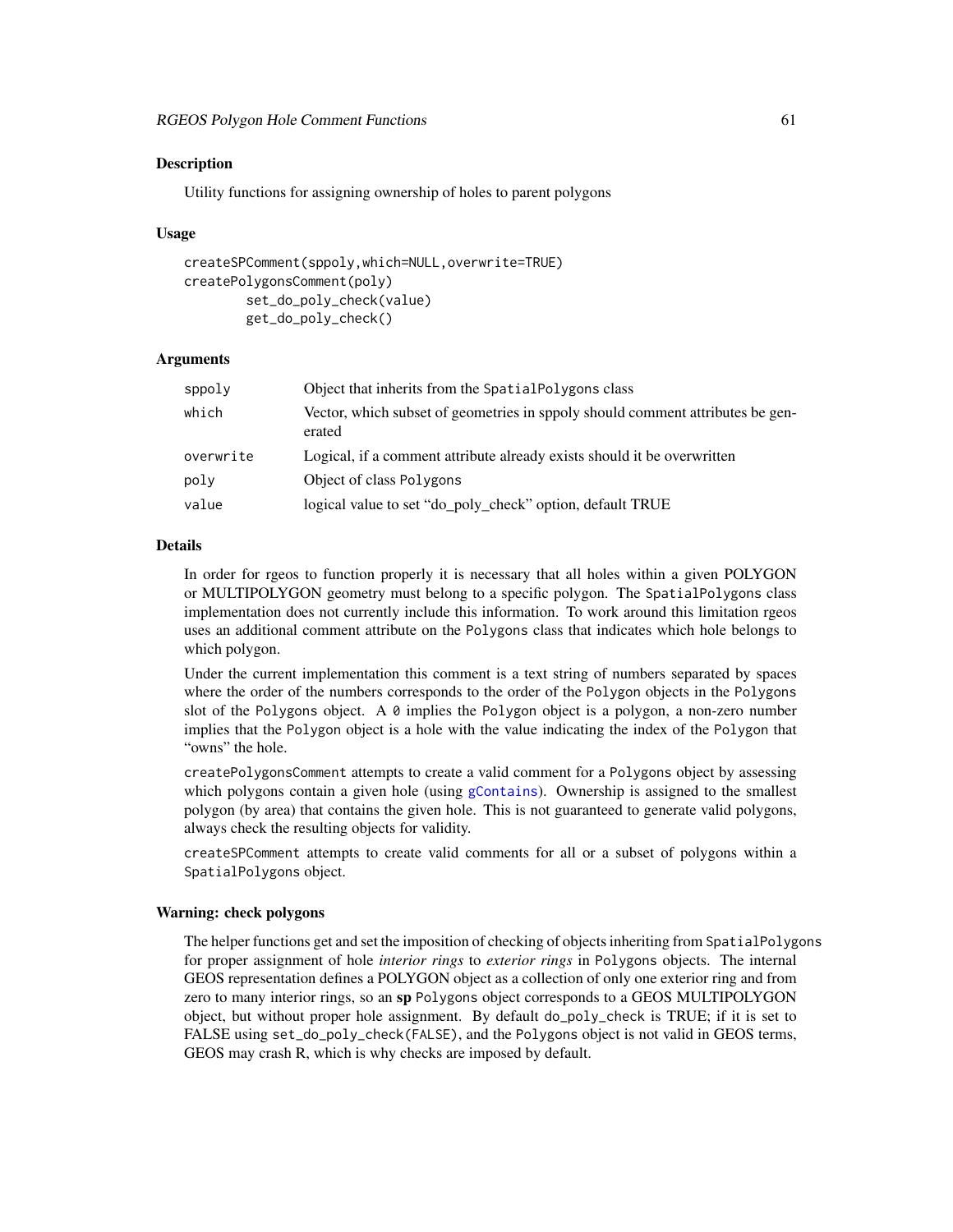## Description

Utility functions for assigning ownership of holes to parent polygons

## Usage

```
createSPComment(sppoly,which=NULL,overwrite=TRUE)
createPolygonsComment(poly)
        set_do_poly_check(value)
        get_do_poly_check()
```

## Arguments

| | |
|---|---|
| sppoly | Object that inherits from the SpatialPolygons class |
| which | Vector, which subset of geometries in sppoly should comment attributes be generated |
| overwrite | Logical, if a comment attribute already exists should it be overwritten |
| poly | Object of class Polygons |
| value | logical value to set "do_poly_check" option, default TRUE |

## Details

In order for rgeos to function properly it is necessary that all holes within a given POLYGON or MULTIPOLYGON geometry must belong to a specific polygon. The SpatialPolygons class implementation does not currently include this information. To work around this limitation rgeos uses an additional comment attribute on the Polygons class that indicates which hole belongs to which polygon.

Under the current implementation this comment is a text string of numbers separated by spaces where the order of the numbers corresponds to the order of the Polygon objects in the Polygons slot of the Polygons object. A 0 implies the Polygon object is a polygon, a non-zero number implies that the Polygon object is a hole with the value indicating the index of the Polygon that "owns" the hole.

createPolygonsComment attempts to create a valid comment for a Polygons object by assessing which polygons contain a given hole (using gContains). Ownership is assigned to the smallest polygon (by area) that contains the given hole. This is not guaranteed to generate valid polygons, always check the resulting objects for validity.

createSPComment attempts to create valid comments for all or a subset of polygons within a SpatialPolygons object.

## Warning: check polygons

The helper functions get and set the imposition of checking of objects inheriting from SpatialPolygons for proper assignment of hole *interior rings* to *exterior rings* in Polygons objects. The internal GEOS representation defines a POLYGON object as a collection of only one exterior ring and from zero to many interior rings, so an **sp** Polygons object corresponds to a GEOS MULTIPOLYGON object, but without proper hole assignment. By default do_poly_check is TRUE; if it is set to FALSE using set_do_poly_check(FALSE), and the Polygons object is not valid in GEOS terms, GEOS may crash R, which is why checks are imposed by default.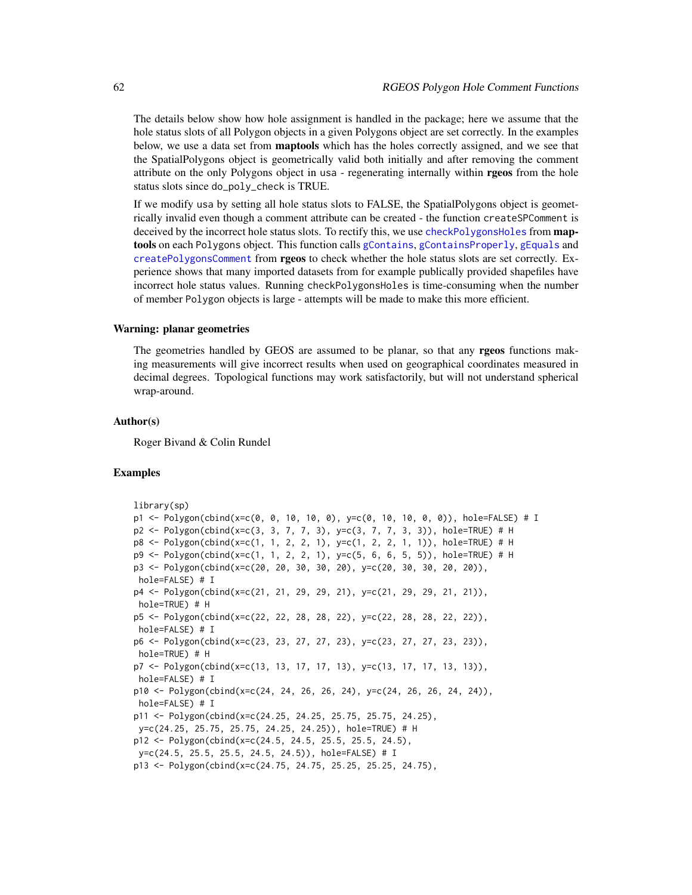The details below show how hole assignment is handled in the package; here we assume that the hole status slots of all Polygon objects in a given Polygons object are set correctly. In the examples below, we use a data set from **maptools** which has the holes correctly assigned, and we see that the SpatialPolygons object is geometrically valid both initially and after removing the comment attribute on the only Polygons object in usa - regenerating internally within **rgeos** from the hole status slots since do_poly_check is TRUE.

If we modify usa by setting all hole status slots to FALSE, the SpatialPolygons object is geometrically invalid even though a comment attribute can be created - the function createSPComment is deceived by the incorrect hole status slots. To rectify this, we use checkPolygonsHoles from **maptools** on each Polygons object. This function calls gContains, gContainsProperly, gEquals and createPolygonsComment from **rgeos** to check whether the hole status slots are set correctly. Experience shows that many imported datasets from for example publically provided shapefiles have incorrect hole status values. Running checkPolygonsHoles is time-consuming when the number of member Polygon objects is large - attempts will be made to make this more efficient.

### Warning: planar geometries

The geometries handled by GEOS are assumed to be planar, so that any **rgeos** functions making measurements will give incorrect results when used on geographical coordinates measured in decimal degrees. Topological functions may work satisfactorily, but will not understand spherical wrap-around.

### Author(s)

Roger Bivand & Colin Rundel

### Examples

```
library(sp)
p1 <- Polygon(cbind(x=c(0, 0, 10, 10, 0), y=c(0, 10, 10, 0, 0)), hole=FALSE) # I
p2 <- Polygon(cbind(x=c(3, 3, 7, 7, 3), y=c(3, 7, 7, 3, 3)), hole=TRUE) # H
p8 <- Polygon(cbind(x=c(1, 1, 2, 2, 1), y=c(1, 2, 2, 1, 1)), hole=TRUE) # H
p9 <- Polygon(cbind(x=c(1, 1, 2, 2, 1), y=c(5, 6, 6, 5, 5)), hole=TRUE) # H
p3 <- Polygon(cbind(x=c(20, 20, 30, 30, 20), y=c(20, 30, 30, 20, 20)),
 hole=FALSE) # I
p4 <- Polygon(cbind(x=c(21, 21, 29, 29, 21), y=c(21, 29, 29, 21, 21)),
 hole=TRUE) # H
p5 <- Polygon(cbind(x=c(22, 22, 28, 28, 22), y=c(22, 28, 28, 22, 22)),
 hole=FALSE) # I
p6 <- Polygon(cbind(x=c(23, 23, 27, 27, 23), y=c(23, 27, 27, 23, 23)),
 hole=TRUE) # H
p7 <- Polygon(cbind(x=c(13, 13, 17, 17, 13), y=c(13, 17, 17, 13, 13)),
 hole=FALSE) # I
p10 <- Polygon(cbind(x=c(24, 24, 26, 26, 24), y=c(24, 26, 26, 24, 24)),
 hole=FALSE) # I
p11 <- Polygon(cbind(x=c(24.25, 24.25, 25.75, 25.75, 24.25),
 y=c(24.25, 25.75, 25.75, 24.25, 24.25)), hole=TRUE) # H
p12 <- Polygon(cbind(x=c(24.5, 24.5, 25.5, 25.5, 24.5),
 y=c(24.5, 25.5, 25.5, 24.5, 24.5)), hole=FALSE) # I
p13 <- Polygon(cbind(x=c(24.75, 24.75, 25.25, 25.25, 24.75),
```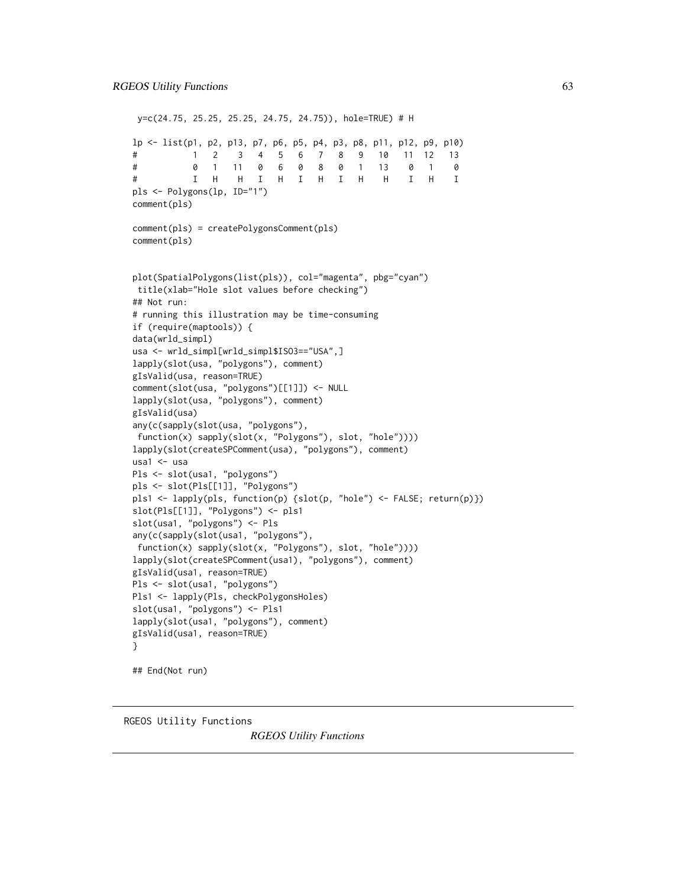```
 y=c(24.75, 25.25, 25.25, 24.75, 24.75)), hole=TRUE) # H

lp <- list(p1, p2, p13, p7, p6, p5, p4, p3, p8, p11, p12, p9, p10)
#          1   2    3   4   5   6   7   8   9   10   11  12   13
#          0   1   11   0   6   0   8   0   1   13    0   1    0
#          I   H    H   I   H   I   H   I   H    H    I   H    I
pls <- Polygons(lp, ID="1")
comment(pls)

comment(pls) = createPolygonsComment(pls)
comment(pls)


plot(SpatialPolygons(list(pls)), col="magenta", pbg="cyan")
 title(xlab="Hole slot values before checking")
## Not run:
# running this illustration may be time-consuming
if (require(maptools)) {
data(wrld_simpl)
usa <- wrld_simpl[wrld_simpl$ISO3=="USA",]
lapply(slot(usa, "polygons"), comment)
gIsValid(usa, reason=TRUE)
comment(slot(usa, "polygons")[[1]]) <- NULL
lapply(slot(usa, "polygons"), comment)
gIsValid(usa)
any(c(sapply(slot(usa, "polygons"),
 function(x) sapply(slot(x, "Polygons"), slot, "hole"))))
lapply(slot(createSPComment(usa), "polygons"), comment)
usa1 <- usa
Pls <- slot(usa1, "polygons")
pls <- slot(Pls[[1]], "Polygons")
pls1 <- lapply(pls, function(p) {slot(p, "hole") <- FALSE; return(p)})
slot(Pls[[1]], "Polygons") <- pls1
slot(usa1, "polygons") <- Pls
any(c(sapply(slot(usa1, "polygons"),
 function(x) sapply(slot(x, "Polygons"), slot, "hole"))))
lapply(slot(createSPComment(usa1), "polygons"), comment)
gIsValid(usa1, reason=TRUE)
Pls <- slot(usa1, "polygons")
Pls1 <- lapply(Pls, checkPolygonsHoles)
slot(usa1, "polygons") <- Pls1
lapply(slot(usa1, "polygons"), comment)
gIsValid(usa1, reason=TRUE)
}

## End(Not run)
```

---

RGEOS Utility Functions

*RGEOS Utility Functions*

---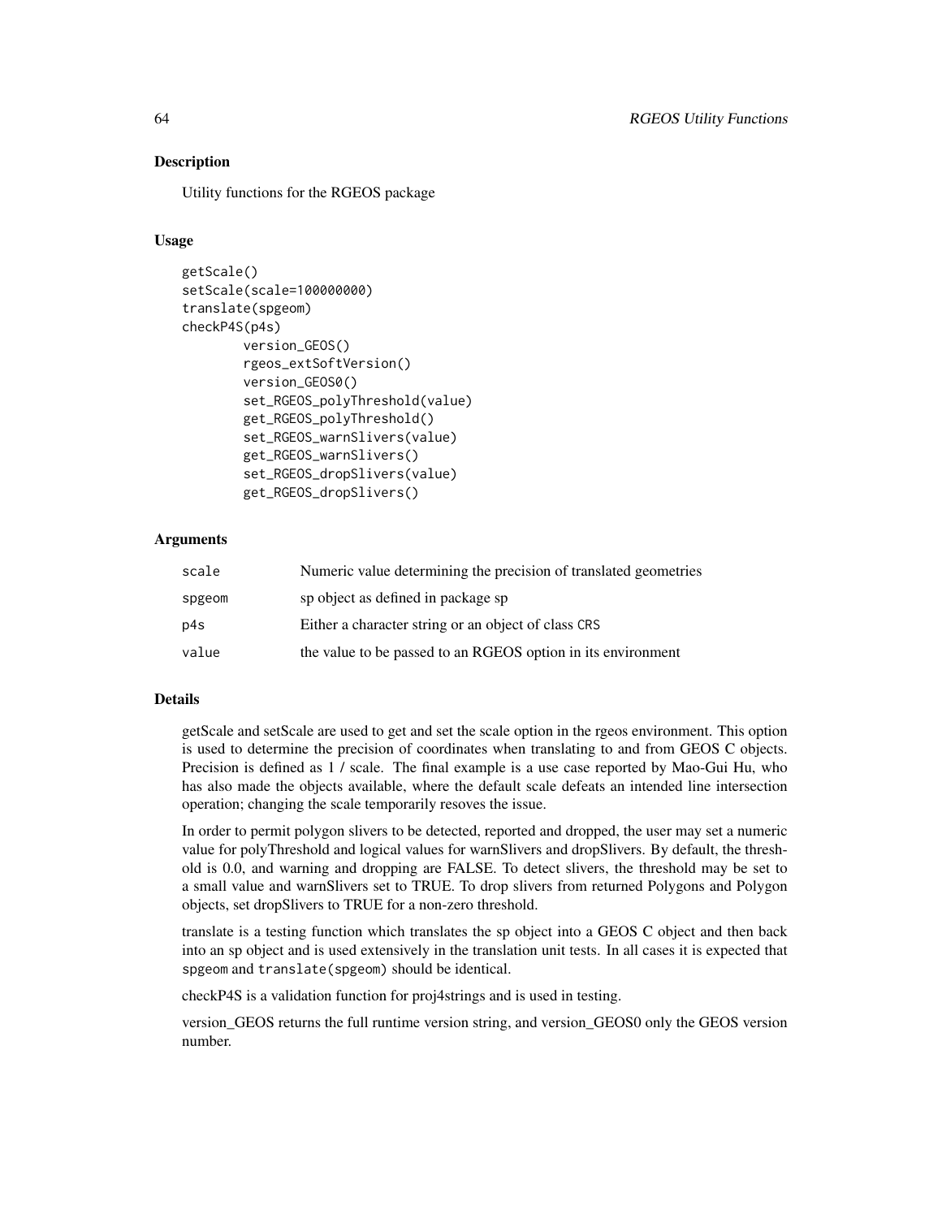## Description

Utility functions for the RGEOS package

## Usage

```
getScale()
setScale(scale=100000000)
translate(spgeom)
checkP4S(p4s)
        version_GEOS()
        rgeos_extSoftVersion()
        version_GEOS0()
        set_RGEOS_polyThreshold(value)
        get_RGEOS_polyThreshold()
        set_RGEOS_warnSlivers(value)
        get_RGEOS_warnSlivers()
        set_RGEOS_dropSlivers(value)
        get_RGEOS_dropSlivers()
```

## Arguments

| | |
|---|---|
| scale | Numeric value determining the precision of translated geometries |
| spgeom | sp object as defined in package sp |
| p4s | Either a character string or an object of class CRS |
| value | the value to be passed to an RGEOS option in its environment |

## Details

getScale and setScale are used to get and set the scale option in the rgeos environment. This option is used to determine the precision of coordinates when translating to and from GEOS C objects. Precision is defined as 1 / scale. The final example is a use case reported by Mao-Gui Hu, who has also made the objects available, where the default scale defeats an intended line intersection operation; changing the scale temporarily resoves the issue.

In order to permit polygon slivers to be detected, reported and dropped, the user may set a numeric value for polyThreshold and logical values for warnSlivers and dropSlivers. By default, the threshold is 0.0, and warning and dropping are FALSE. To detect slivers, the threshold may be set to a small value and warnSlivers set to TRUE. To drop slivers from returned Polygons and Polygon objects, set dropSlivers to TRUE for a non-zero threshold.

translate is a testing function which translates the sp object into a GEOS C object and then back into an sp object and is used extensively in the translation unit tests. In all cases it is expected that `spgeom` and `translate(spgeom)` should be identical.

checkP4S is a validation function for proj4strings and is used in testing.

version_GEOS returns the full runtime version string, and version_GEOS0 only the GEOS version number.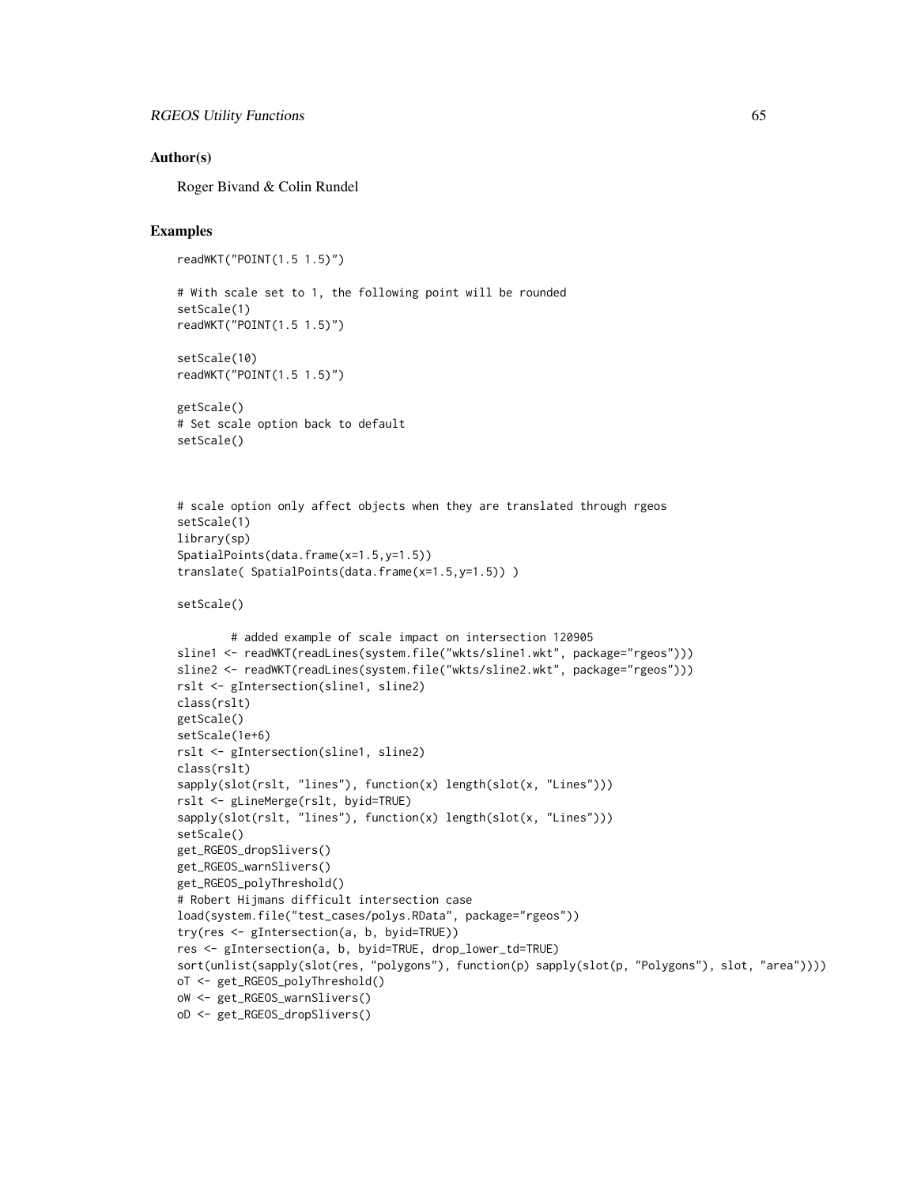## Author(s)

Roger Bivand & Colin Rundel

## Examples

```
readWKT("POINT(1.5 1.5)")

# With scale set to 1, the following point will be rounded
setScale(1)
readWKT("POINT(1.5 1.5)")

setScale(10)
readWKT("POINT(1.5 1.5)")

getScale()
# Set scale option back to default
setScale()



# scale option only affect objects when they are translated through rgeos
setScale(1)
library(sp)
SpatialPoints(data.frame(x=1.5,y=1.5))
translate( SpatialPoints(data.frame(x=1.5,y=1.5)) )

setScale()

        # added example of scale impact on intersection 120905
sline1 <- readWKT(readLines(system.file("wkts/sline1.wkt", package="rgeos")))
sline2 <- readWKT(readLines(system.file("wkts/sline2.wkt", package="rgeos")))
rslt <- gIntersection(sline1, sline2)
class(rslt)
getScale()
setScale(1e+6)
rslt <- gIntersection(sline1, sline2)
class(rslt)
sapply(slot(rslt, "lines"), function(x) length(slot(x, "Lines")))
rslt <- gLineMerge(rslt, byid=TRUE)
sapply(slot(rslt, "lines"), function(x) length(slot(x, "Lines")))
setScale()
get_RGEOS_dropSlivers()
get_RGEOS_warnSlivers()
get_RGEOS_polyThreshold()
# Robert Hijmans difficult intersection case
load(system.file("test_cases/polys.RData", package="rgeos"))
try(res <- gIntersection(a, b, byid=TRUE))
res <- gIntersection(a, b, byid=TRUE, drop_lower_td=TRUE)
sort(unlist(sapply(slot(res, "polygons"), function(p) sapply(slot(p, "Polygons"), slot, "area"))))
oT <- get_RGEOS_polyThreshold()
oW <- get_RGEOS_warnSlivers()
oD <- get_RGEOS_dropSlivers()
```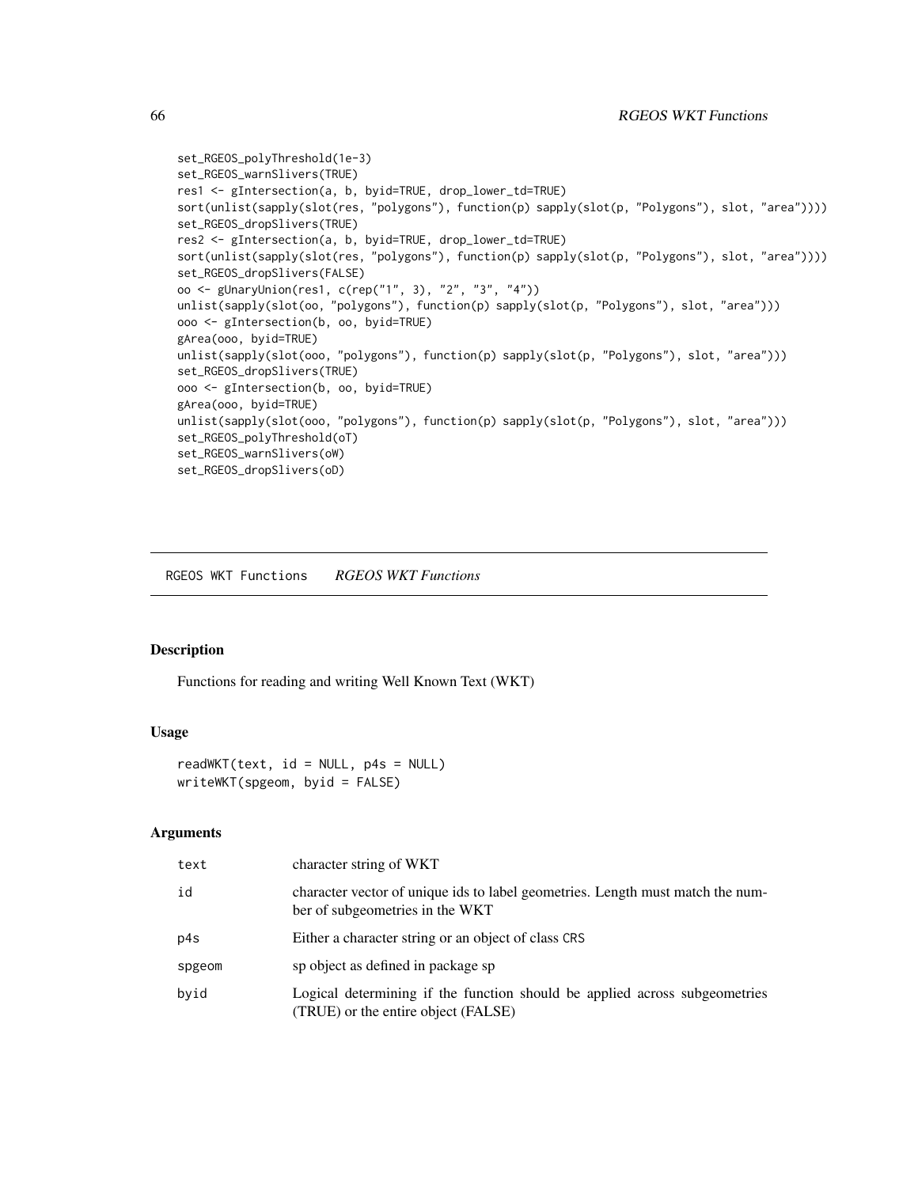```
set_RGEOS_polyThreshold(1e-3)
set_RGEOS_warnSlivers(TRUE)
res1 <- gIntersection(a, b, byid=TRUE, drop_lower_td=TRUE)
sort(unlist(sapply(slot(res, "polygons"), function(p) sapply(slot(p, "Polygons"), slot, "area"))))
set_RGEOS_dropSlivers(TRUE)
res2 <- gIntersection(a, b, byid=TRUE, drop_lower_td=TRUE)
sort(unlist(sapply(slot(res, "polygons"), function(p) sapply(slot(p, "Polygons"), slot, "area"))))
set_RGEOS_dropSlivers(FALSE)
oo <- gUnaryUnion(res1, c(rep("1", 3), "2", "3", "4"))
unlist(sapply(slot(oo, "polygons"), function(p) sapply(slot(p, "Polygons"), slot, "area")))
ooo <- gIntersection(b, oo, byid=TRUE)
gArea(ooo, byid=TRUE)
unlist(sapply(slot(ooo, "polygons"), function(p) sapply(slot(p, "Polygons"), slot, "area")))
set_RGEOS_dropSlivers(TRUE)
ooo <- gIntersection(b, oo, byid=TRUE)
gArea(ooo, byid=TRUE)
unlist(sapply(slot(ooo, "polygons"), function(p) sapply(slot(p, "Polygons"), slot, "area")))
set_RGEOS_polyThreshold(oT)
set_RGEOS_warnSlivers(oW)
set_RGEOS_dropSlivers(oD)
```

---

## RGEOS WKT Functions *RGEOS WKT Functions*

---

### Description

Functions for reading and writing Well Known Text (WKT)

### Usage

```
readWKT(text, id = NULL, p4s = NULL)
writeWKT(spgeom, byid = FALSE)
```

### Arguments

| | |
|---|---|
| text | character string of WKT |
| id | character vector of unique ids to label geometries. Length must match the number of subgeometries in the WKT |
| p4s | Either a character string or an object of class CRS |
| spgeom | sp object as defined in package sp |
| byid | Logical determining if the function should be applied across subgeometries (TRUE) or the entire object (FALSE) |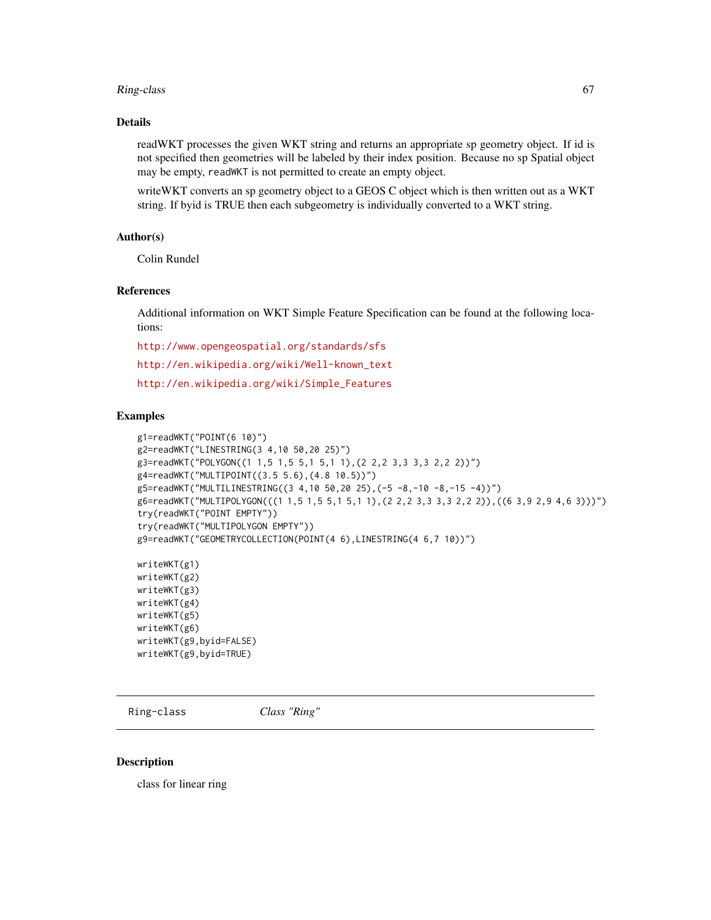### Details

readWKT processes the given WKT string and returns an appropriate sp geometry object. If id is not specified then geometries will be labeled by their index position. Because no sp Spatial object may be empty, `readWKT` is not permitted to create an empty object.

writeWKT converts an sp geometry object to a GEOS C object which is then written out as a WKT string. If byid is TRUE then each subgeometry is individually converted to a WKT string.

### Author(s)

Colin Rundel

### References

Additional information on WKT Simple Feature Specification can be found at the following locations:

http://www.opengeospatial.org/standards/sfs

http://en.wikipedia.org/wiki/Well-known_text

http://en.wikipedia.org/wiki/Simple_Features

### Examples

```
g1=readWKT("POINT(6 10)")
g2=readWKT("LINESTRING(3 4,10 50,20 25)")
g3=readWKT("POLYGON((1 1,5 1,5 5,1 5,1 1),(2 2,2 3,3 3,3 2,2 2))")
g4=readWKT("MULTIPOINT((3.5 5.6),(4.8 10.5))")
g5=readWKT("MULTILINESTRING((3 4,10 50,20 25),(-5 -8,-10 -8,-15 -4))")
g6=readWKT("MULTIPOLYGON(((1 1,5 1,5 5,1 5,1 1),(2 2,2 3,3 3,3 2,2 2)),((6 3,9 2,9 4,6 3)))")
try(readWKT("POINT EMPTY"))
try(readWKT("MULTIPOLYGON EMPTY"))
g9=readWKT("GEOMETRYCOLLECTION(POINT(4 6),LINESTRING(4 6,7 10))")

writeWKT(g1)
writeWKT(g2)
writeWKT(g3)
writeWKT(g4)
writeWKT(g5)
writeWKT(g6)
writeWKT(g9,byid=FALSE)
writeWKT(g9,byid=TRUE)
```

---

## Ring-class *Class "Ring"*

---

### Description

class for linear ring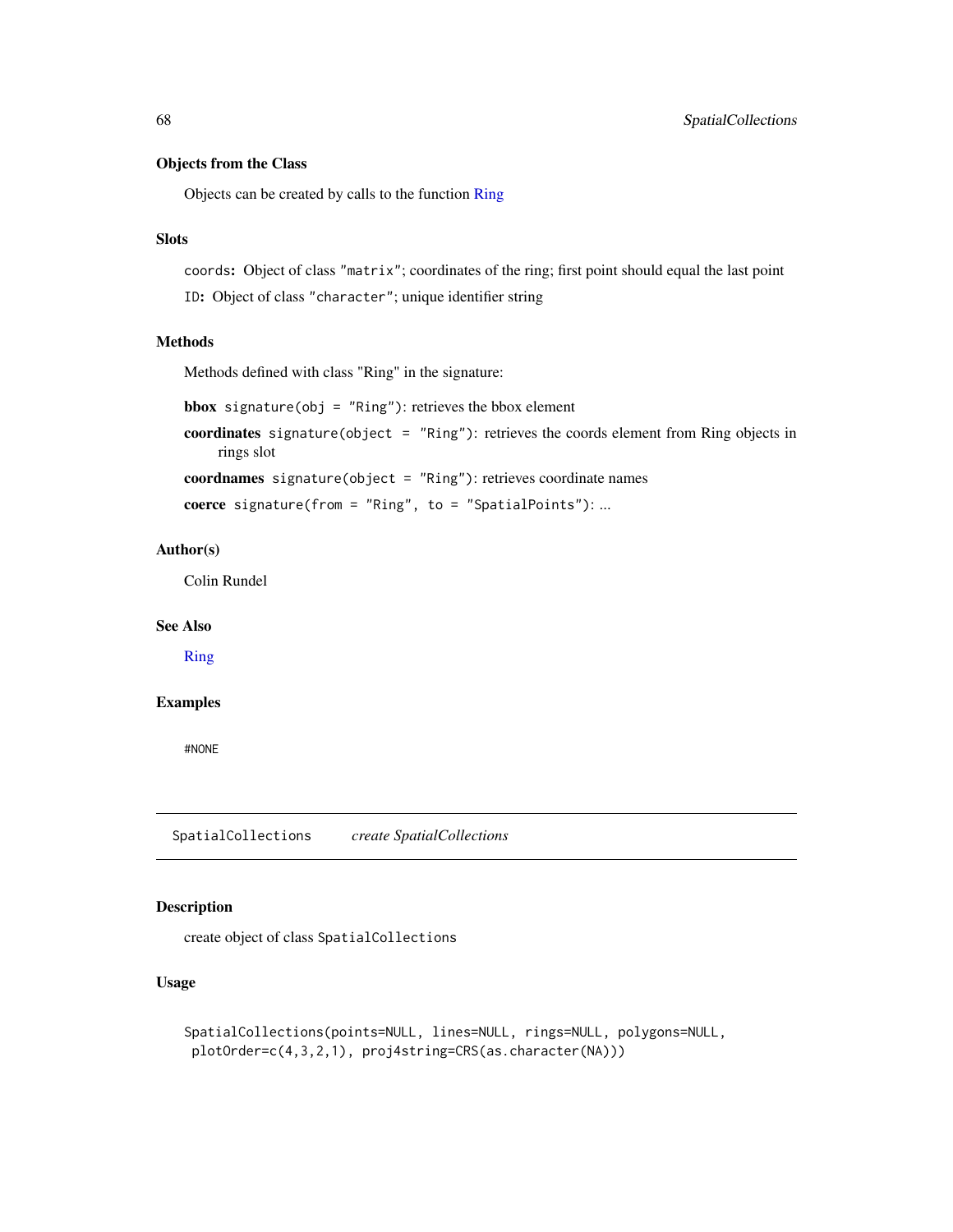### Objects from the Class

Objects can be created by calls to the function Ring

### Slots

`coords`: Object of class `"matrix"`; coordinates of the ring; first point should equal the last point

`ID`: Object of class `"character"`; unique identifier string

### Methods

Methods defined with class "Ring" in the signature:

**bbox** `signature(obj = "Ring")`: retrieves the bbox element

**coordinates** `signature(object = "Ring")`: retrieves the coords element from Ring objects in rings slot

**coordnames** `signature(object = "Ring")`: retrieves coordinate names

**coerce** `signature(from = "Ring", to = "SpatialPoints")`: ...

### Author(s)

Colin Rundel

### See Also

Ring

### Examples

```
#NONE
```

---

## SpatialCollections &nbsp;&nbsp;&nbsp; *create SpatialCollections*

### Description

create object of class `SpatialCollections`

### Usage

```
SpatialCollections(points=NULL, lines=NULL, rings=NULL, polygons=NULL,
 plotOrder=c(4,3,2,1), proj4string=CRS(as.character(NA)))
```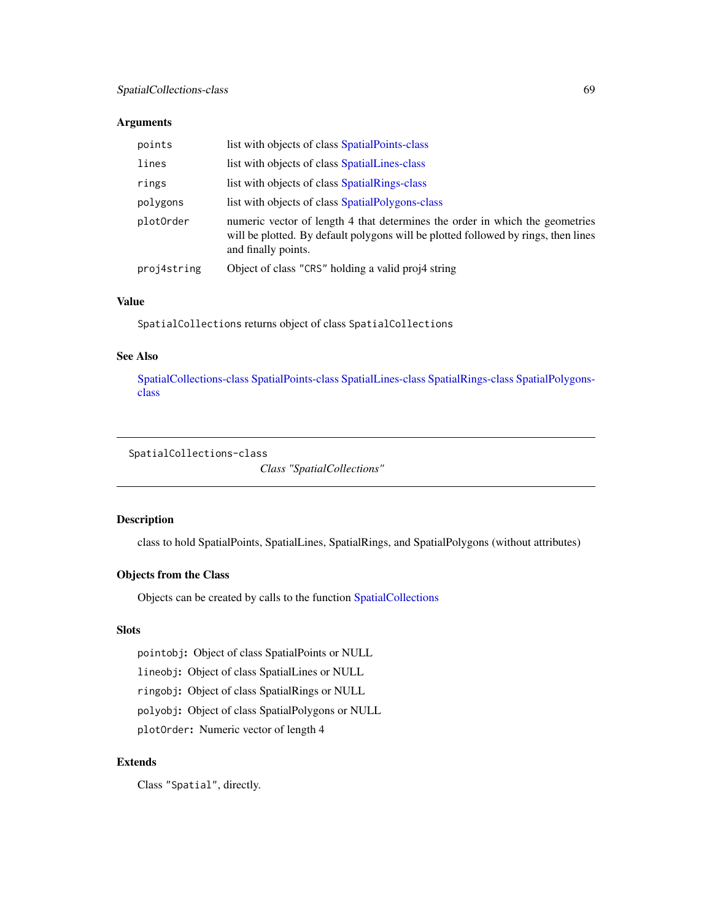## Arguments

| | |
|---|---|
| `points` | list with objects of class SpatialPoints-class |
| `lines` | list with objects of class SpatialLines-class |
| `rings` | list with objects of class SpatialRings-class |
| `polygons` | list with objects of class SpatialPolygons-class |
| `plotOrder` | numeric vector of length 4 that determines the order in which the geometries will be plotted. By default polygons will be plotted followed by rings, then lines and finally points. |
| `proj4string` | Object of class `"CRS"` holding a valid proj4 string |

## Value

`SpatialCollections` returns object of class `SpatialCollections`

## See Also

SpatialCollections-class SpatialPoints-class SpatialLines-class SpatialRings-class SpatialPolygons-class

---

`SpatialCollections-class` *Class "SpatialCollections"*

---

## Description

class to hold SpatialPoints, SpatialLines, SpatialRings, and SpatialPolygons (without attributes)

## Objects from the Class

Objects can be created by calls to the function SpatialCollections

## Slots

`pointobj`: Object of class SpatialPoints or NULL

`lineobj`: Object of class SpatialLines or NULL

`ringobj`: Object of class SpatialRings or NULL

`polyobj`: Object of class SpatialPolygons or NULL

`plotOrder`: Numeric vector of length 4

## Extends

Class `"Spatial"`, directly.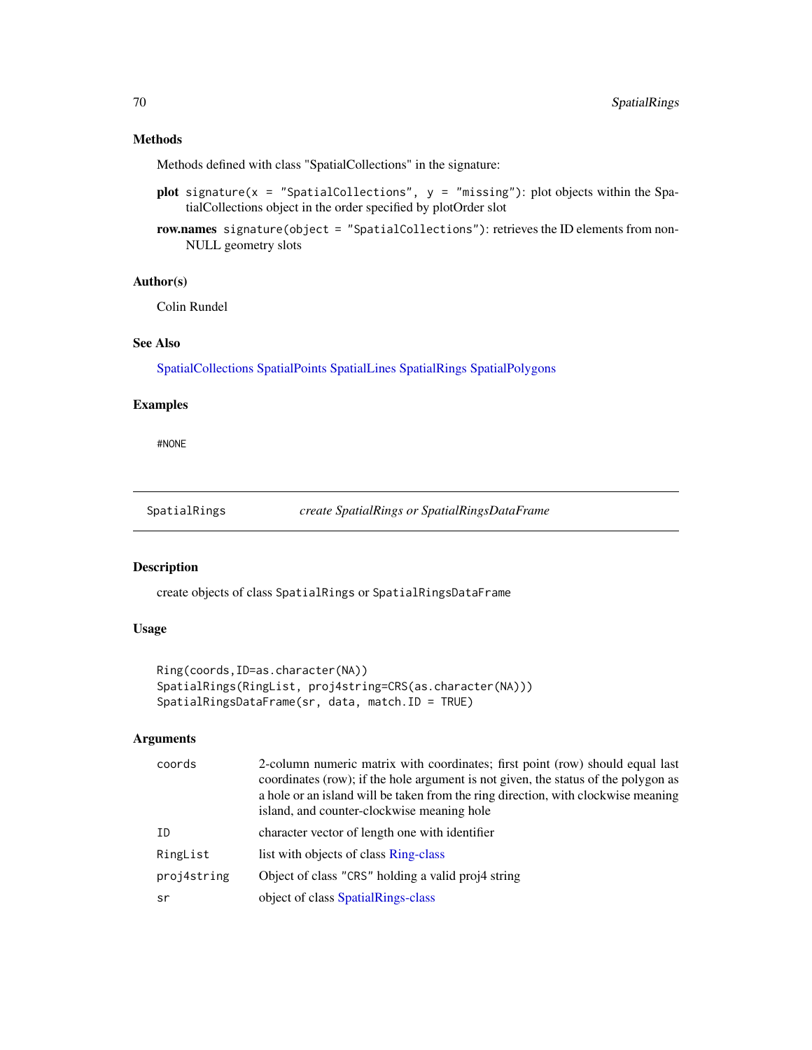### Methods

Methods defined with class "SpatialCollections" in the signature:

**plot** `signature(x = "SpatialCollections", y = "missing")`: plot objects within the SpatialCollections object in the order specified by plotOrder slot

**row.names** `signature(object = "SpatialCollections")`: retrieves the ID elements from non-NULL geometry slots

### Author(s)

Colin Rundel

### See Also

SpatialCollections SpatialPoints SpatialLines SpatialRings SpatialPolygons

### Examples

```
#NONE
```

---

## SpatialRings — *create SpatialRings or SpatialRingsDataFrame*

---

### Description

create objects of class `SpatialRings` or `SpatialRingsDataFrame`

### Usage

```
Ring(coords,ID=as.character(NA))
SpatialRings(RingList, proj4string=CRS(as.character(NA)))
SpatialRingsDataFrame(sr, data, match.ID = TRUE)
```

### Arguments

| | |
|---|---|
| `coords` | 2-column numeric matrix with coordinates; first point (row) should equal last coordinates (row); if the hole argument is not given, the status of the polygon as a hole or an island will be taken from the ring direction, with clockwise meaning island, and counter-clockwise meaning hole |
| `ID` | character vector of length one with identifier |
| `RingList` | list with objects of class Ring-class |
| `proj4string` | Object of class `"CRS"` holding a valid proj4 string |
| `sr` | object of class SpatialRings-class |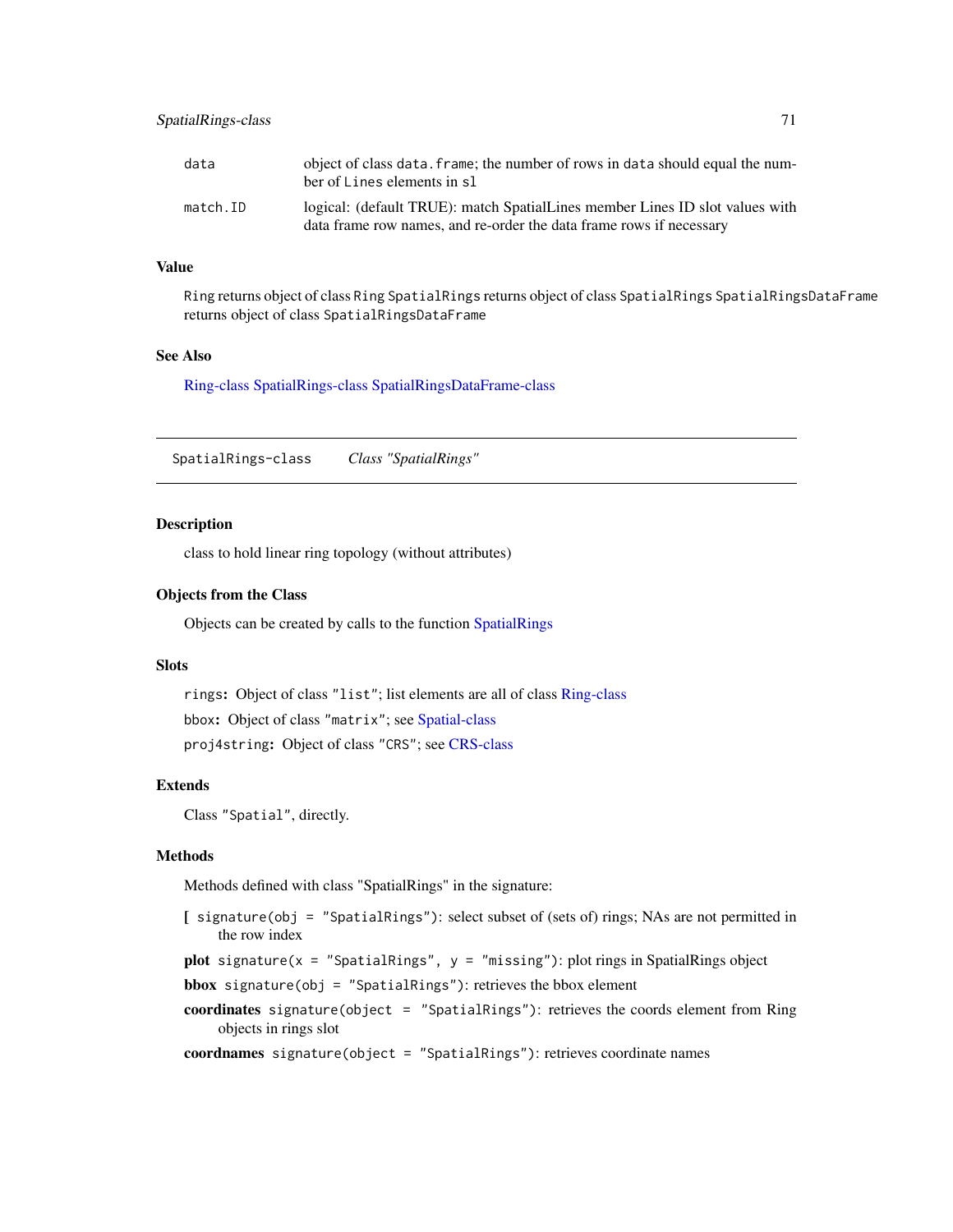| | |
|---|---|
| data | object of class `data.frame`; the number of rows in `data` should equal the number of `Lines` elements in `sl` |
| match.ID | logical: (default TRUE): match SpatialLines member Lines ID slot values with data frame row names, and re-order the data frame rows if necessary |

### Value

`Ring` returns object of class `Ring` `SpatialRings` returns object of class `SpatialRings` `SpatialRingsDataFrame` returns object of class `SpatialRingsDataFrame`

### See Also

Ring-class SpatialRings-class SpatialRingsDataFrame-class

---

## SpatialRings-class    *Class "SpatialRings"*

---

### Description

class to hold linear ring topology (without attributes)

### Objects from the Class

Objects can be created by calls to the function SpatialRings

### Slots

`rings`: Object of class `"list"`; list elements are all of class Ring-class

`bbox`: Object of class `"matrix"`; see Spatial-class

`proj4string`: Object of class `"CRS"`; see CRS-class

### Extends

Class `"Spatial"`, directly.

### Methods

Methods defined with class "SpatialRings" in the signature:

**[** `signature(obj = "SpatialRings")`: select subset of (sets of) rings; NAs are not permitted in the row index

**plot** `signature(x = "SpatialRings", y = "missing")`: plot rings in SpatialRings object

**bbox** `signature(obj = "SpatialRings")`: retrieves the bbox element

**coordinates** `signature(object = "SpatialRings")`: retrieves the coords element from Ring objects in rings slot

**coordnames** `signature(object = "SpatialRings")`: retrieves coordinate names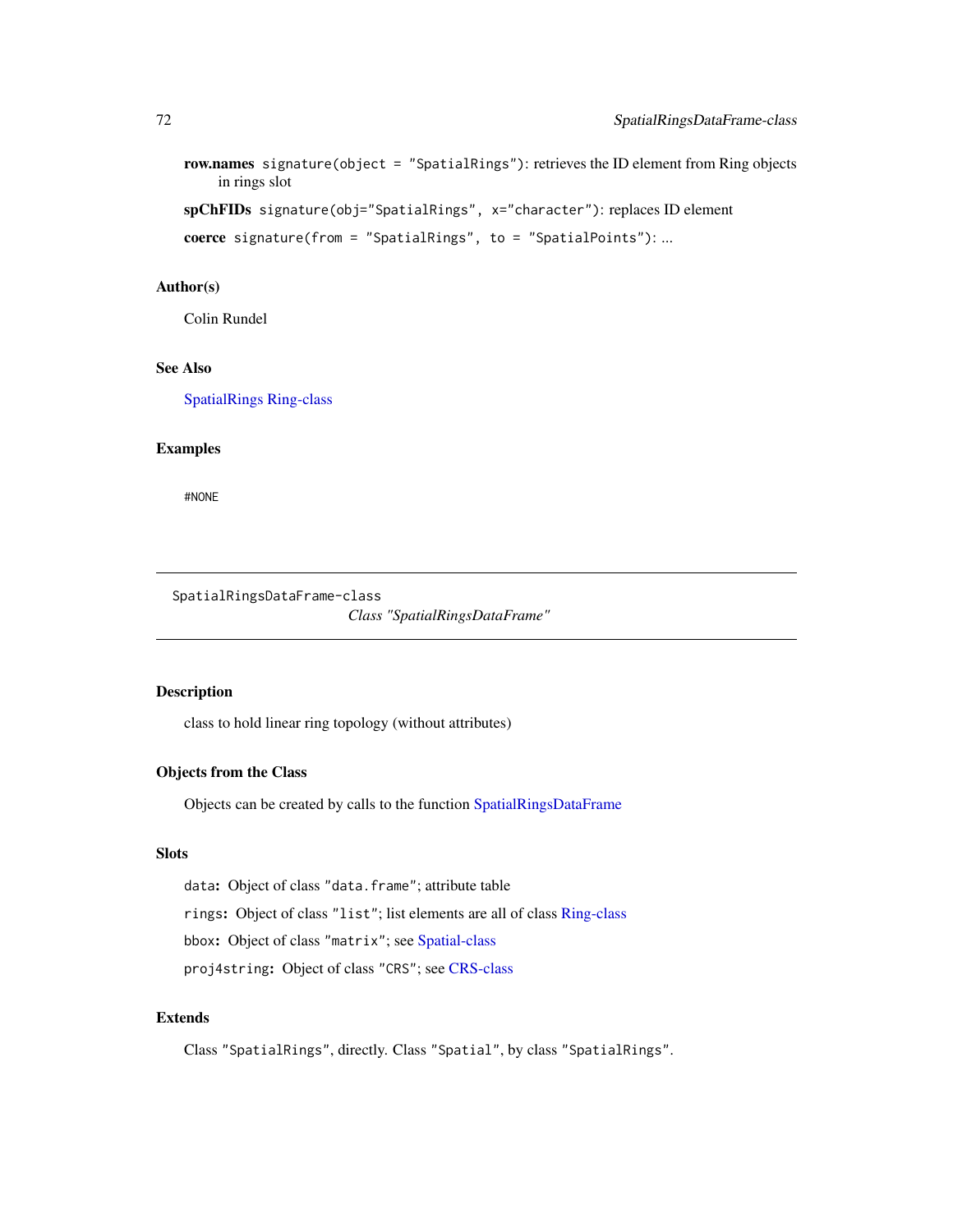**row.names** `signature(object = "SpatialRings")`: retrieves the ID element from Ring objects in rings slot

**spChFIDs** `signature(obj="SpatialRings", x="character")`: replaces ID element

**coerce** `signature(from = "SpatialRings", to = "SpatialPoints")`: ...

### Author(s)

Colin Rundel

### See Also

SpatialRings Ring-class

### Examples

```
#NONE
```

---

`SpatialRingsDataFrame-class`

*Class "SpatialRingsDataFrame"*

---

### Description

class to hold linear ring topology (without attributes)

### Objects from the Class

Objects can be created by calls to the function SpatialRingsDataFrame

### Slots

`data`: Object of class `"data.frame"`; attribute table

`rings`: Object of class `"list"`; list elements are all of class Ring-class

`bbox`: Object of class `"matrix"`; see Spatial-class

`proj4string`: Object of class `"CRS"`; see CRS-class

### Extends

Class `"SpatialRings"`, directly. Class `"Spatial"`, by class `"SpatialRings"`.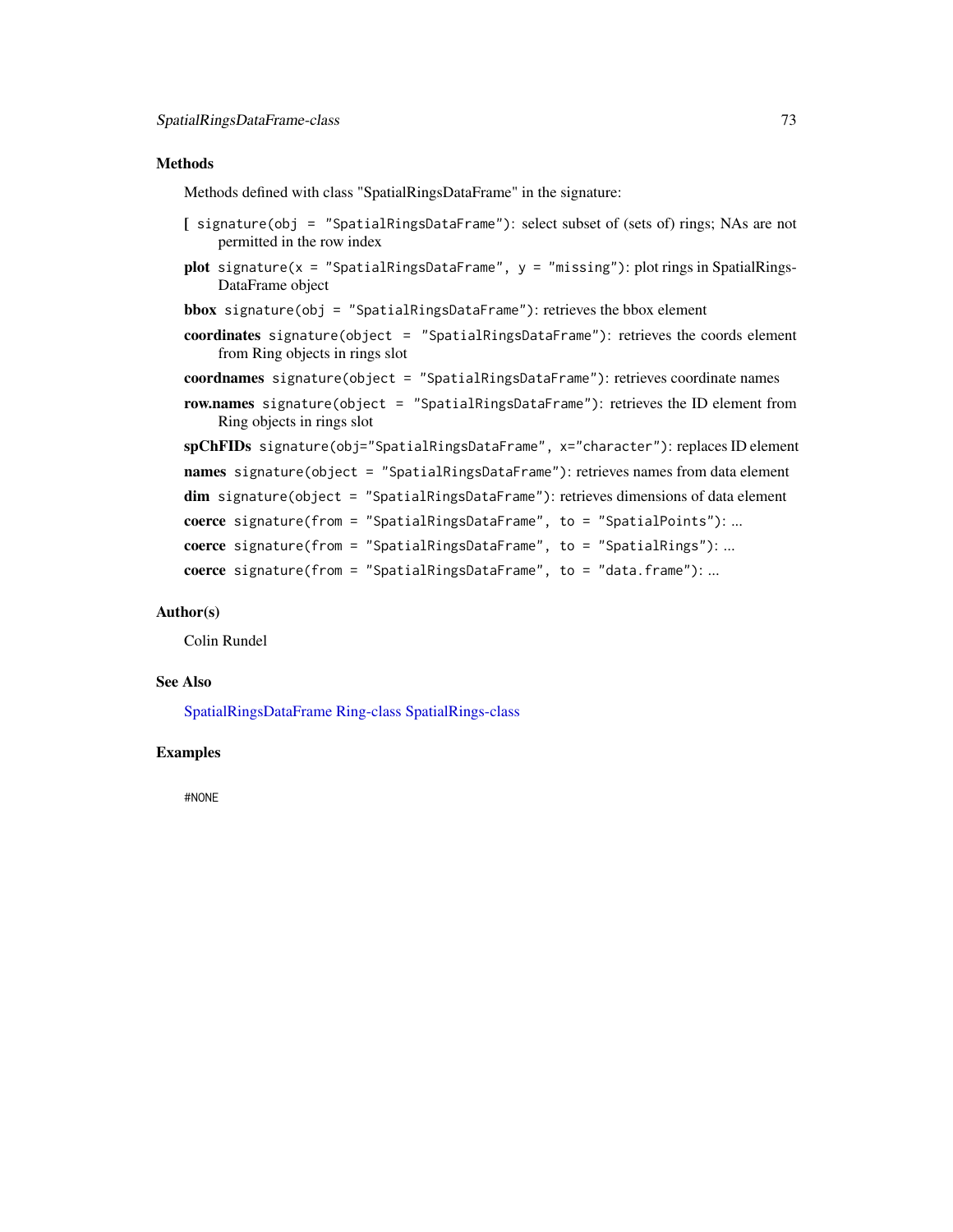## Methods

Methods defined with class "SpatialRingsDataFrame" in the signature:

- **[** `signature(obj = "SpatialRingsDataFrame")`: select subset of (sets of) rings; NAs are not permitted in the row index
- **plot** `signature(x = "SpatialRingsDataFrame", y = "missing")`: plot rings in SpatialRingsDataFrame object
- **bbox** `signature(obj = "SpatialRingsDataFrame")`: retrieves the bbox element
- **coordinates** `signature(object = "SpatialRingsDataFrame")`: retrieves the coords element from Ring objects in rings slot
- **coordnames** `signature(object = "SpatialRingsDataFrame")`: retrieves coordinate names
- **row.names** `signature(object = "SpatialRingsDataFrame")`: retrieves the ID element from Ring objects in rings slot
- **spChFIDs** `signature(obj="SpatialRingsDataFrame", x="character")`: replaces ID element
- **names** `signature(object = "SpatialRingsDataFrame")`: retrieves names from data element
- **dim** `signature(object = "SpatialRingsDataFrame")`: retrieves dimensions of data element
- **coerce** `signature(from = "SpatialRingsDataFrame", to = "SpatialPoints")`: ...
- **coerce** `signature(from = "SpatialRingsDataFrame", to = "SpatialRings")`: ...
- **coerce** `signature(from = "SpatialRingsDataFrame", to = "data.frame")`: ...

## Author(s)

Colin Rundel

## See Also

SpatialRingsDataFrame Ring-class SpatialRings-class

## Examples

```
#NONE
```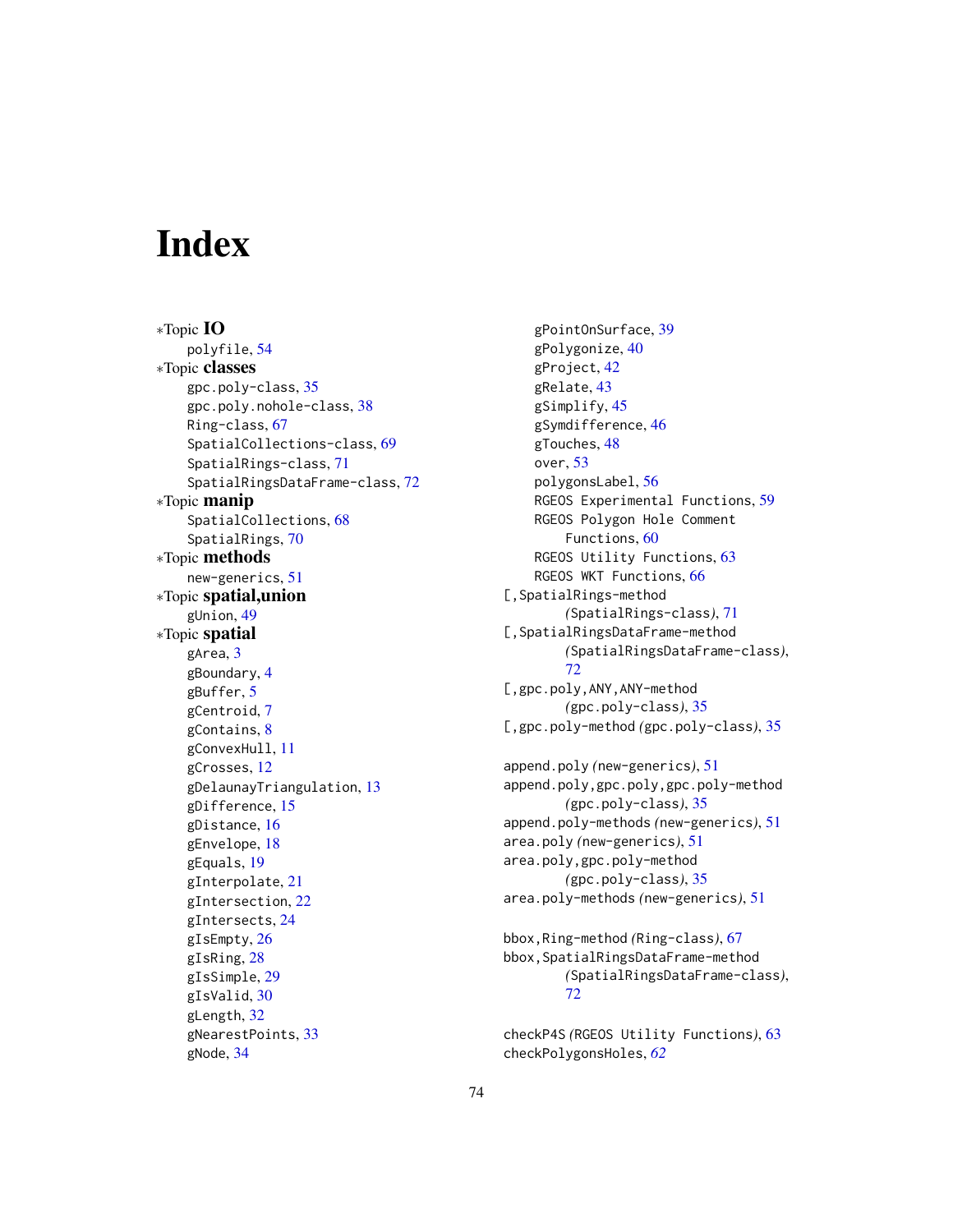# Index

*Topic **IO**
- polyfile, 54

*Topic **classes**
- gpc.poly-class, 35
- gpc.poly.nohole-class, 38
- Ring-class, 67
- SpatialCollections-class, 69
- SpatialRings-class, 71
- SpatialRingsDataFrame-class, 72

*Topic **manip**
- SpatialCollections, 68
- SpatialRings, 70

*Topic **methods**
- new-generics, 51

*Topic **spatial,union**
- gUnion, 49

*Topic **spatial**
- gArea, 3
- gBoundary, 4
- gBuffer, 5
- gCentroid, 7
- gContains, 8
- gConvexHull, 11
- gCrosses, 12
- gDelaunayTriangulation, 13
- gDifference, 15
- gDistance, 16
- gEnvelope, 18
- gEquals, 19
- gInterpolate, 21
- gIntersection, 22
- gIntersects, 24
- gIsEmpty, 26
- gIsRing, 28
- gIsSimple, 29
- gIsValid, 30
- gLength, 32
- gNearestPoints, 33
- gNode, 34
- gPointOnSurface, 39
- gPolygonize, 40
- gProject, 42
- gRelate, 43
- gSimplify, 45
- gSymdifference, 46
- gTouches, 48
- over, 53
- polygonsLabel, 56
- RGEOS Experimental Functions, 59
- RGEOS Polygon Hole Comment Functions, 60
- RGEOS Utility Functions, 63
- RGEOS WKT Functions, 66

[,SpatialRings-method *(SpatialRings-class)*, 71
[,SpatialRingsDataFrame-method *(SpatialRingsDataFrame-class)*, 72
[,gpc.poly,ANY,ANY-method *(gpc.poly-class)*, 35
[,gpc.poly-method *(gpc.poly-class)*, 35

append.poly *(new-generics)*, 51
append.poly,gpc.poly,gpc.poly-method *(gpc.poly-class)*, 35
append.poly-methods *(new-generics)*, 51
area.poly *(new-generics)*, 51
area.poly,gpc.poly-method *(gpc.poly-class)*, 35
area.poly-methods *(new-generics)*, 51

bbox,Ring-method *(Ring-class)*, 67
bbox,SpatialRingsDataFrame-method *(SpatialRingsDataFrame-class)*, 72

checkP4S *(RGEOS Utility Functions)*, 63
checkPolygonsHoles, *62*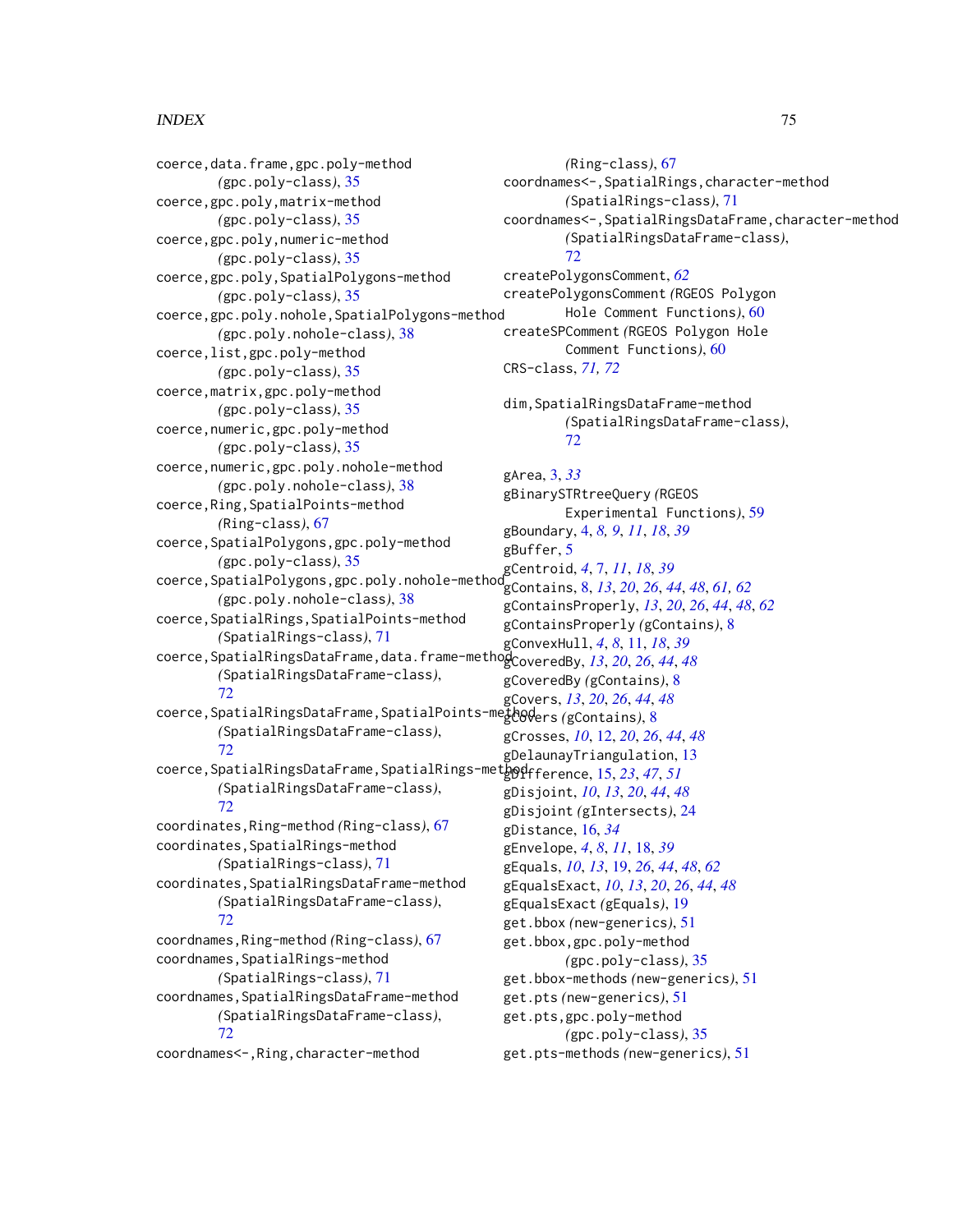coerce,data.frame,gpc.poly-method *(gpc.poly-class)*, 35
coerce,gpc.poly,matrix-method *(gpc.poly-class)*, 35
coerce,gpc.poly,numeric-method *(gpc.poly-class)*, 35
coerce,gpc.poly,SpatialPolygons-method *(gpc.poly-class)*, 35
coerce,gpc.poly.nohole,SpatialPolygons-method *(gpc.poly.nohole-class)*, 38
coerce,list,gpc.poly-method *(gpc.poly-class)*, 35
coerce,matrix,gpc.poly-method *(gpc.poly-class)*, 35
coerce,numeric,gpc.poly-method *(gpc.poly-class)*, 35
coerce,numeric,gpc.poly.nohole-method *(gpc.poly.nohole-class)*, 38
coerce,Ring,SpatialPoints-method *(Ring-class)*, 67
coerce,SpatialPolygons,gpc.poly-method *(gpc.poly-class)*, 35
coerce,SpatialPolygons,gpc.poly.nohole-method *(gpc.poly.nohole-class)*, 38
coerce,SpatialRings,SpatialPoints-method *(SpatialRings-class)*, 71
coerce,SpatialRingsDataFrame,data.frame-method *(SpatialRingsDataFrame-class)*, 72
coerce,SpatialRingsDataFrame,SpatialPoints-method *(SpatialRingsDataFrame-class)*, 72
coerce,SpatialRingsDataFrame,SpatialRings-method *(SpatialRingsDataFrame-class)*, 72
coordinates,Ring-method *(Ring-class)*, 67
coordinates,SpatialRings-method *(SpatialRings-class)*, 71
coordinates,SpatialRingsDataFrame-method *(SpatialRingsDataFrame-class)*, 72
coordnames,Ring-method *(Ring-class)*, 67
coordnames,SpatialRings-method *(SpatialRings-class)*, 71
coordnames,SpatialRingsDataFrame-method *(SpatialRingsDataFrame-class)*, 72
coordnames<-,Ring,character-method *(Ring-class)*, 67
coordnames<-,SpatialRings,character-method *(SpatialRings-class)*, 71
coordnames<-,SpatialRingsDataFrame,character-method *(SpatialRingsDataFrame-class)*, 72
createPolygonsComment, *62*
createPolygonsComment *(RGEOS Polygon Hole Comment Functions)*, 60
createSPComment *(RGEOS Polygon Hole Comment Functions)*, 60
CRS-class, *71, 72*

dim,SpatialRingsDataFrame-method *(SpatialRingsDataFrame-class)*, 72

gArea, 3, *33*
gBinarySTRtreeQuery *(RGEOS Experimental Functions)*, 59
gBoundary, 4, *8, 9*, *11*, *18*, *39*
gBuffer, 5
gCentroid, *4*, 7, *11*, *18*, *39*
gContains, 8, *13*, *20*, *26*, *44*, *48*, *61, 62*
gContainsProperly, *13*, *20*, *26*, *44*, *48*, *62*
gContainsProperly *(gContains)*, 8
gConvexHull, *4*, *8*, 11, *18*, *39*
gCoveredBy, *13*, *20*, *26*, *44*, *48*
gCoveredBy *(gContains)*, 8
gCovers, *13*, *20*, *26*, *44*, *48*
gCovers *(gContains)*, 8
gCrosses, *10*, 12, *20*, *26*, *44*, *48*
gDelaunayTriangulation, 13
gDifference, 15, *23*, *47*, *51*
gDisjoint, *10*, *13*, *20*, *44*, *48*
gDisjoint *(gIntersects)*, 24
gDistance, 16, *34*
gEnvelope, *4*, *8*, *11*, 18, *39*
gEquals, *10*, *13*, 19, *26*, *44*, *48*, *62*
gEqualsExact, *10*, *13*, *20*, *26*, *44*, *48*
gEqualsExact *(gEquals)*, 19
get.bbox *(new-generics)*, 51
get.bbox,gpc.poly-method *(gpc.poly-class)*, 35
get.bbox-methods *(new-generics)*, 51
get.pts *(new-generics)*, 51
get.pts,gpc.poly-method *(gpc.poly-class)*, 35
get.pts-methods *(new-generics)*, 51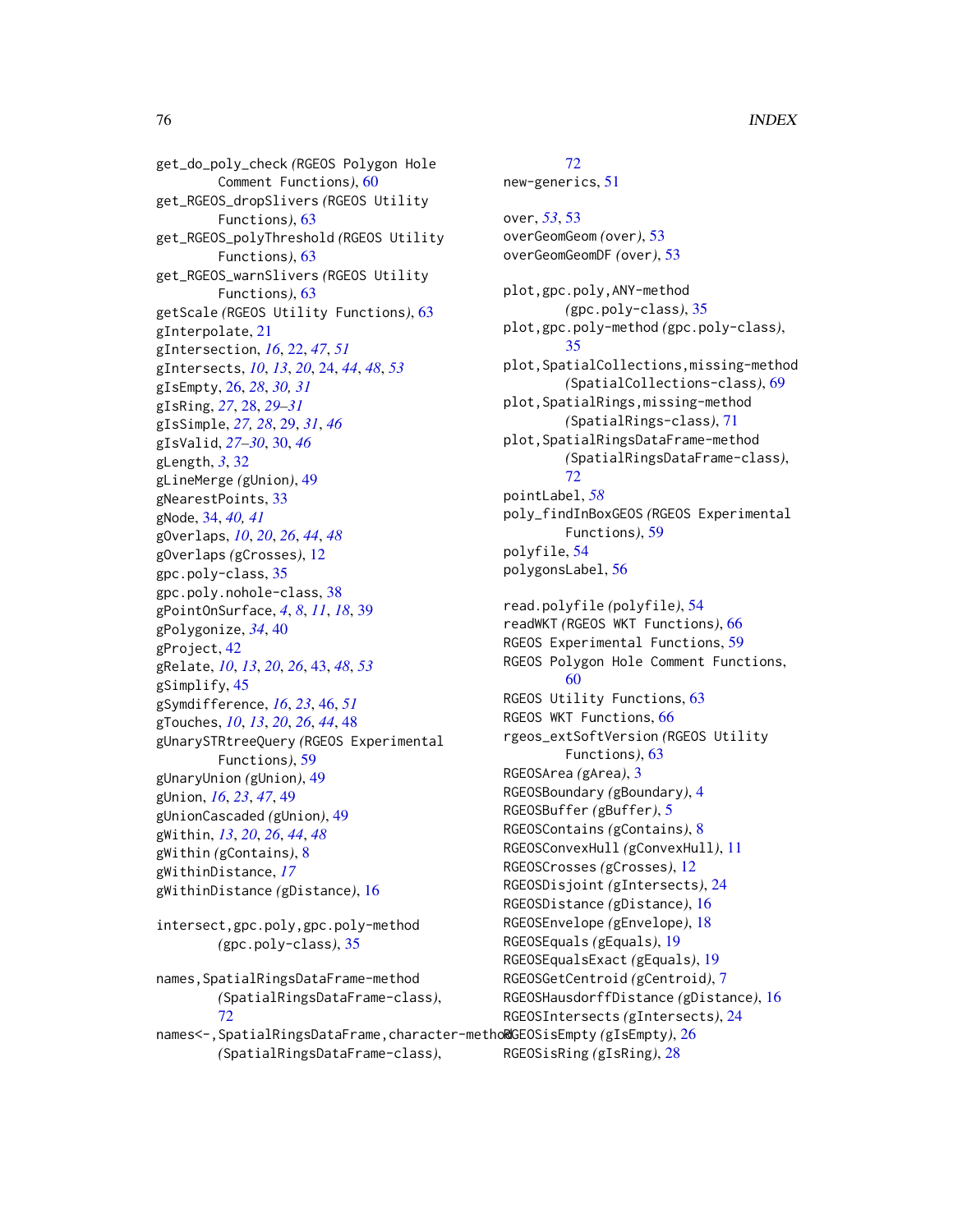get_do_poly_check *(RGEOS Polygon Hole Comment Functions)*, 60
get_RGEOS_dropSlivers *(RGEOS Utility Functions)*, 63
get_RGEOS_polyThreshold *(RGEOS Utility Functions)*, 63
get_RGEOS_warnSlivers *(RGEOS Utility Functions)*, 63
getScale *(RGEOS Utility Functions)*, 63
gInterpolate, 21
gIntersection, *16*, 22, *47*, *51*
gIntersects, *10*, *13*, *20*, 24, *44*, *48*, *53*
gIsEmpty, 26, *28*, *30, 31*
gIsRing, *27*, 28, *29–31*
gIsSimple, *27, 28*, 29, *31*, *46*
gIsValid, *27–30*, 30, *46*
gLength, *3*, 32
gLineMerge *(gUnion)*, 49
gNearestPoints, 33
gNode, 34, *40, 41*
gOverlaps, *10*, *20*, *26*, *44*, *48*
gOverlaps *(gCrosses)*, 12
gpc.poly-class, 35
gpc.poly.nohole-class, 38
gPointOnSurface, *4*, *8*, *11*, *18*, 39
gPolygonize, *34*, 40
gProject, 42
gRelate, *10*, *13*, *20*, *26*, 43, *48*, *53*
gSimplify, 45
gSymdifference, *16*, *23*, 46, *51*
gTouches, *10*, *13*, *20*, *26*, *44*, 48
gUnarySTRtreeQuery *(RGEOS Experimental Functions)*, 59
gUnaryUnion *(gUnion)*, 49
gUnion, *16*, *23*, *47*, 49
gUnionCascaded *(gUnion)*, 49
gWithin, *13*, *20*, *26*, *44*, *48*
gWithin *(gContains)*, 8
gWithinDistance, *17*
gWithinDistance *(gDistance)*, 16

intersect,gpc.poly,gpc.poly-method *(gpc.poly-class)*, 35

names,SpatialRingsDataFrame-method *(SpatialRingsDataFrame-class)*, 72
names<-,SpatialRingsDataFrame,character-method *(SpatialRingsDataFrame-class)*, 72
new-generics, 51

over, *53*, 53
overGeomGeom *(over)*, 53
overGeomGeomDF *(over)*, 53

plot,gpc.poly,ANY-method *(gpc.poly-class)*, 35
plot,gpc.poly-method *(gpc.poly-class)*, 35
plot,SpatialCollections,missing-method *(SpatialCollections-class)*, 69
plot,SpatialRings,missing-method *(SpatialRings-class)*, 71
plot,SpatialRingsDataFrame-method *(SpatialRingsDataFrame-class)*, 72
pointLabel, *58*
poly_findInBoxGEOS *(RGEOS Experimental Functions)*, 59
polyfile, 54
polygonsLabel, 56

read.polyfile *(polyfile)*, 54
readWKT *(RGEOS WKT Functions)*, 66
RGEOS Experimental Functions, 59
RGEOS Polygon Hole Comment Functions, 60
RGEOS Utility Functions, 63
RGEOS WKT Functions, 66
rgeos_extSoftVersion *(RGEOS Utility Functions)*, 63
RGEOSArea *(gArea)*, 3
RGEOSBoundary *(gBoundary)*, 4
RGEOSBuffer *(gBuffer)*, 5
RGEOSContains *(gContains)*, 8
RGEOSConvexHull *(gConvexHull)*, 11
RGEOSCrosses *(gCrosses)*, 12
RGEOSDisjoint *(gIntersects)*, 24
RGEOSDistance *(gDistance)*, 16
RGEOSEnvelope *(gEnvelope)*, 18
RGEOSEquals *(gEquals)*, 19
RGEOSEqualsExact *(gEquals)*, 19
RGEOSGetCentroid *(gCentroid)*, 7
RGEOSHausdorffDistance *(gDistance)*, 16
RGEOSIntersects *(gIntersects)*, 24
RGEOSisEmpty *(gIsEmpty)*, 26
RGEOSisRing *(gIsRing)*, 28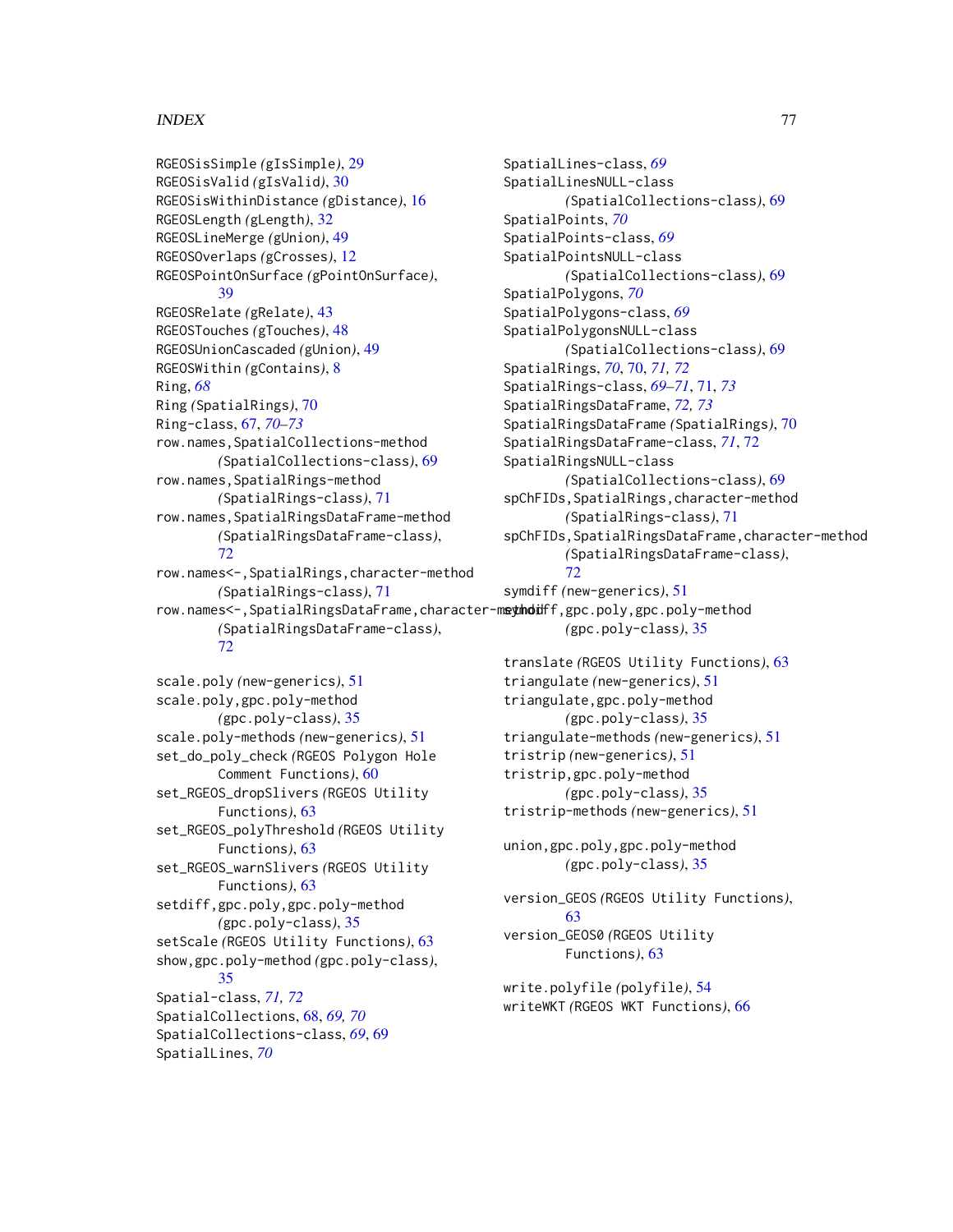RGEOSisSimple *(gIsSimple)*, 29
RGEOSisValid *(gIsValid)*, 30
RGEOSisWithinDistance *(gDistance)*, 16
RGEOSLength *(gLength)*, 32
RGEOSLineMerge *(gUnion)*, 49
RGEOSOverlaps *(gCrosses)*, 12
RGEOSPointOnSurface *(gPointOnSurface)*, 39
RGEOSRelate *(gRelate)*, 43
RGEOSTouches *(gTouches)*, 48
RGEOSUnionCascaded *(gUnion)*, 49
RGEOSWithin *(gContains)*, 8
Ring, *68*
Ring *(SpatialRings)*, 70
Ring-class, 67, *70–73*
row.names,SpatialCollections-method *(SpatialCollections-class)*, 69
row.names,SpatialRings-method *(SpatialRings-class)*, 71
row.names,SpatialRingsDataFrame-method *(SpatialRingsDataFrame-class)*, 72
row.names<-,SpatialRings,character-method *(SpatialRings-class)*, 71
row.names<-,SpatialRingsDataFrame,character-method *(SpatialRingsDataFrame-class)*, 72

scale.poly *(new-generics)*, 51
scale.poly,gpc.poly-method *(gpc.poly-class)*, 35
scale.poly-methods *(new-generics)*, 51
set_do_poly_check *(RGEOS Polygon Hole Comment Functions)*, 60
set_RGEOS_dropSlivers *(RGEOS Utility Functions)*, 63
set_RGEOS_polyThreshold *(RGEOS Utility Functions)*, 63
set_RGEOS_warnSlivers *(RGEOS Utility Functions)*, 63
setdiff,gpc.poly,gpc.poly-method *(gpc.poly-class)*, 35
setScale *(RGEOS Utility Functions)*, 63
show,gpc.poly-method *(gpc.poly-class)*, 35
Spatial-class, *71, 72*
SpatialCollections, 68, *69, 70*
SpatialCollections-class, *69*, 69
SpatialLines, *70*
SpatialLines-class, *69*
SpatialLinesNULL-class *(SpatialCollections-class)*, 69
SpatialPoints, *70*
SpatialPoints-class, *69*
SpatialPointsNULL-class *(SpatialCollections-class)*, 69
SpatialPolygons, *70*
SpatialPolygons-class, *69*
SpatialPolygonsNULL-class *(SpatialCollections-class)*, 69
SpatialRings, *70*, 70, *71, 72*
SpatialRings-class, *69–71*, 71, *73*
SpatialRingsDataFrame, *72, 73*
SpatialRingsDataFrame *(SpatialRings)*, 70
SpatialRingsDataFrame-class, *71*, 72
SpatialRingsNULL-class *(SpatialCollections-class)*, 69
spChFIDs,SpatialRings,character-method *(SpatialRings-class)*, 71
spChFIDs,SpatialRingsDataFrame,character-method *(SpatialRingsDataFrame-class)*, 72
symdiff *(new-generics)*, 51
symdiff,gpc.poly,gpc.poly-method *(gpc.poly-class)*, 35

translate *(RGEOS Utility Functions)*, 63
triangulate *(new-generics)*, 51
triangulate,gpc.poly-method *(gpc.poly-class)*, 35
triangulate-methods *(new-generics)*, 51
tristrip *(new-generics)*, 51
tristrip,gpc.poly-method *(gpc.poly-class)*, 35
tristrip-methods *(new-generics)*, 51

union,gpc.poly,gpc.poly-method *(gpc.poly-class)*, 35

version_GEOS *(RGEOS Utility Functions)*, 63
version_GEOS0 *(RGEOS Utility Functions)*, 63

write.polyfile *(polyfile)*, 54
writeWKT *(RGEOS WKT Functions)*, 66